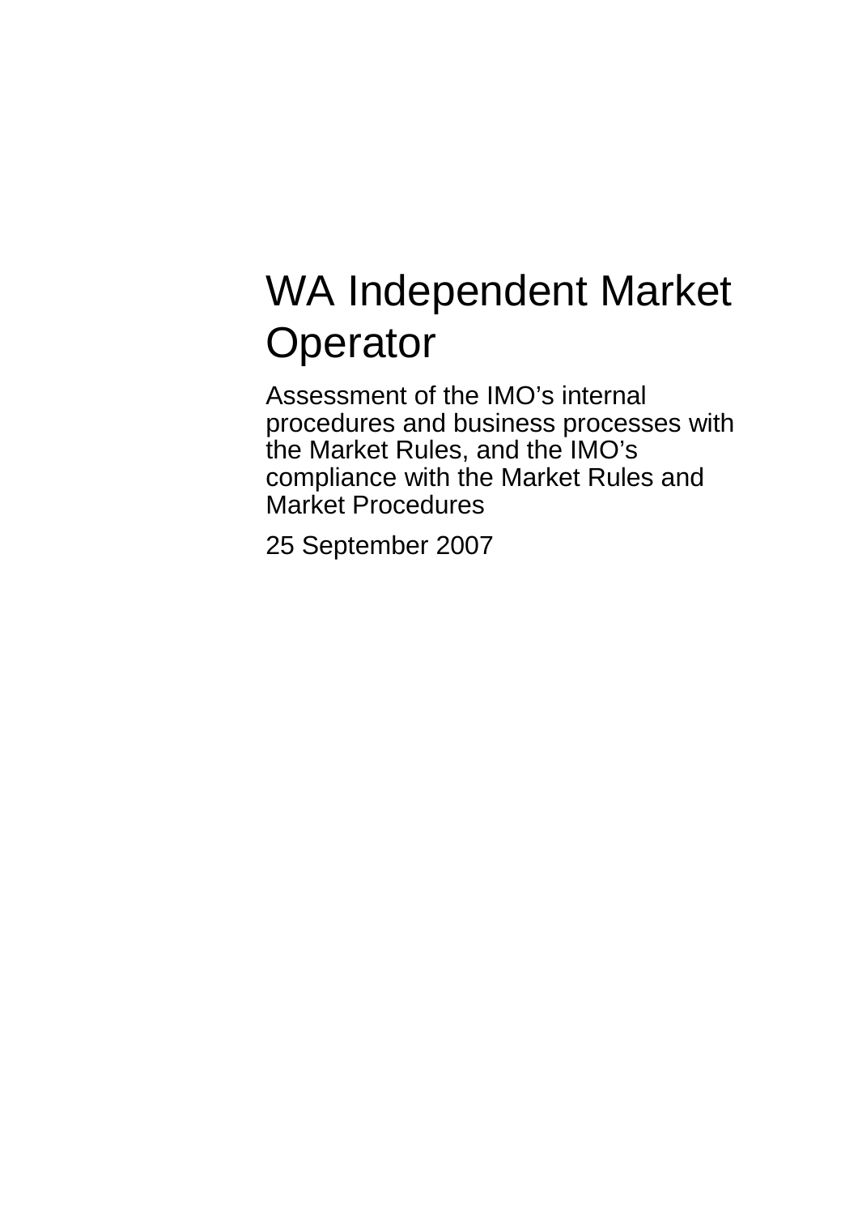# WA Independent Market Operator

Assessment of the IMO's internal procedures and business processes with the Market Rules, and the IMO's compliance with the Market Rules and Market Procedures

25 September 2007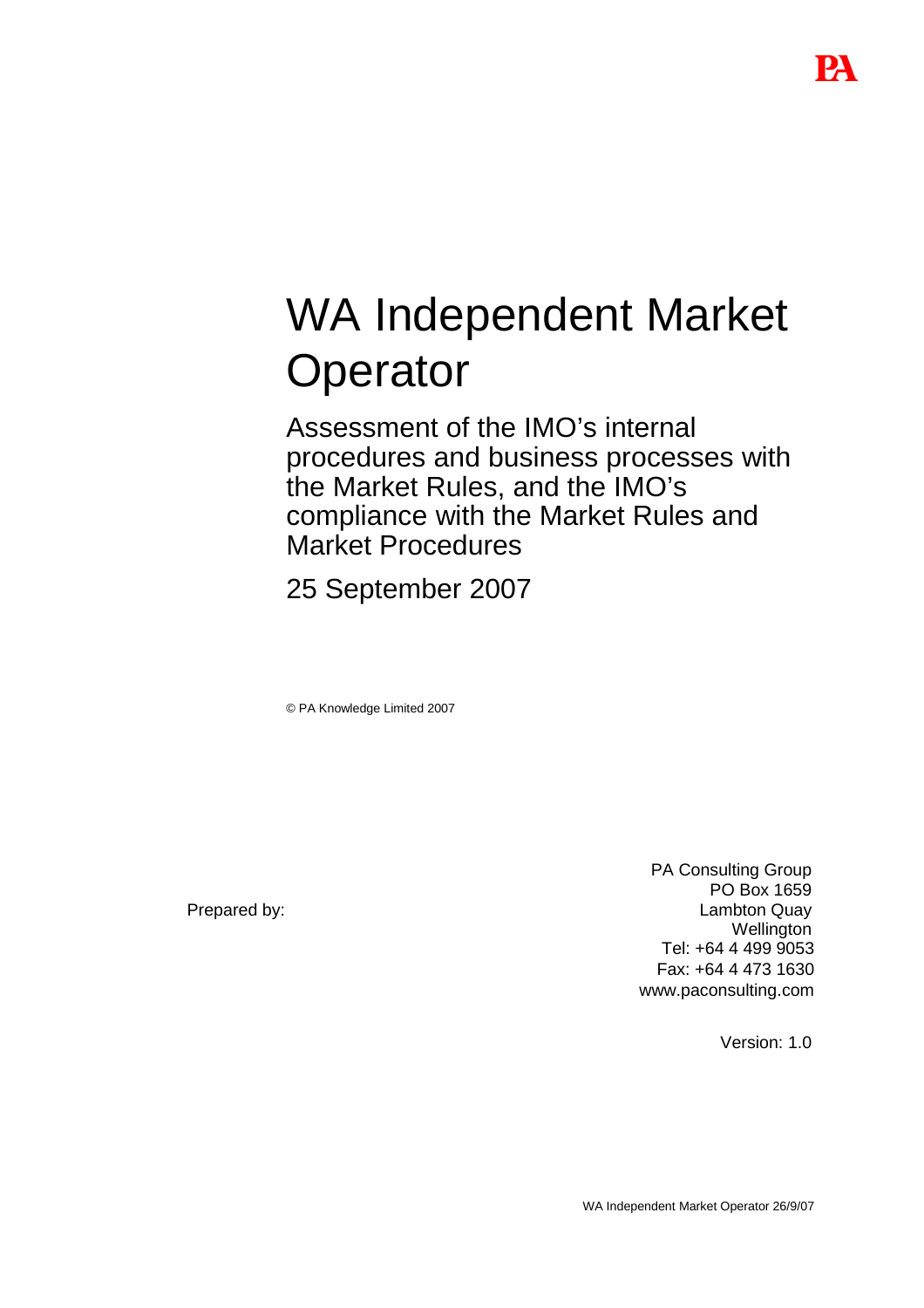# WA Independent Market Operator

## Assessment of the IMO's internal procedures and business processes with the Market Rules, and the IMO's compliance with the Market Rules and Market Procedures

25 September 2007

© PA Knowledge Limited 2007

Prepared by:

PA Consulting Group
PO Box 1659
Lambton Quay
Wellington
Tel: +64 4 499 9053
Fax: +64 4 473 1630
www.paconsulting.com

Version: 1.0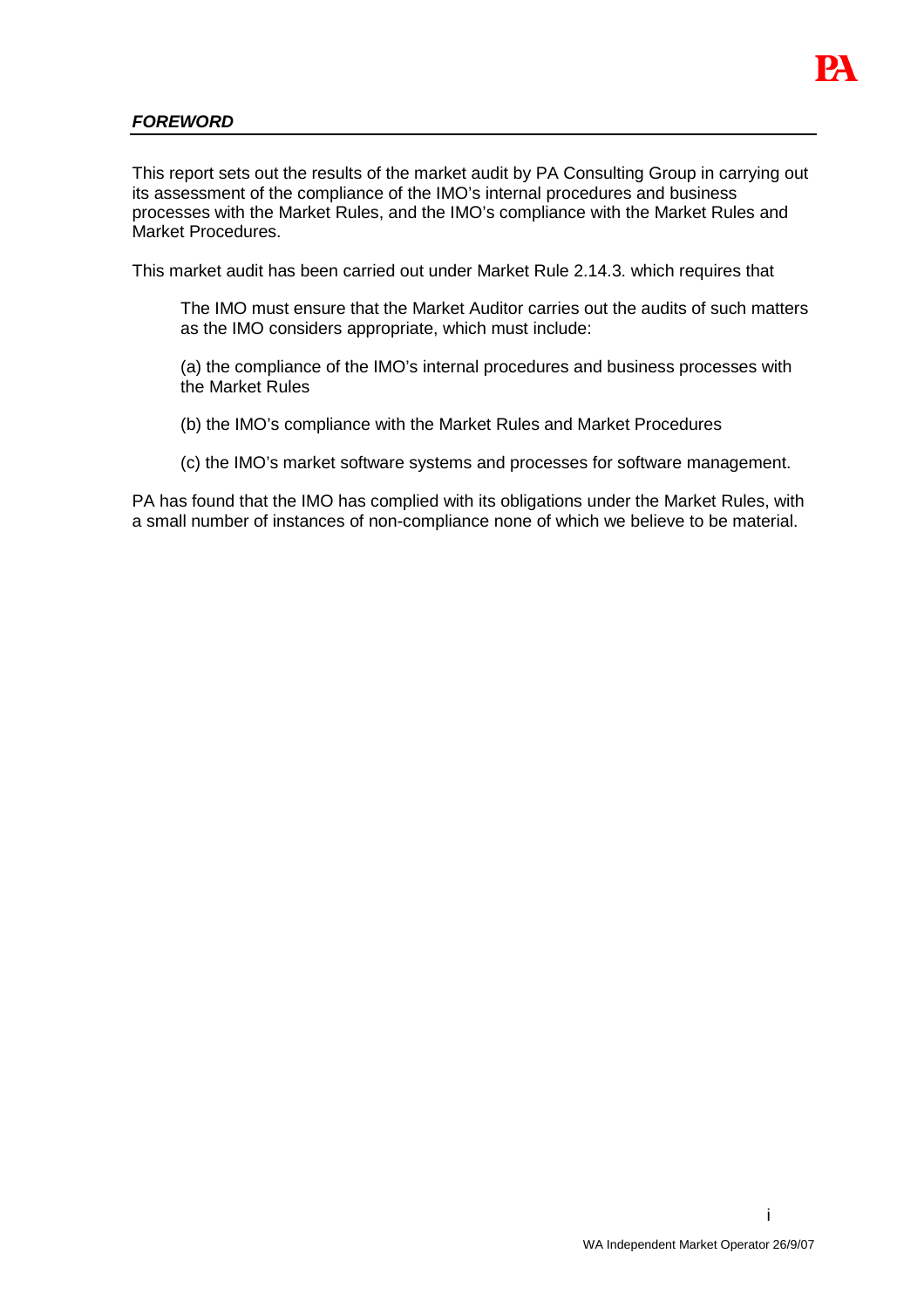## *FOREWORD*

This report sets out the results of the market audit by PA Consulting Group in carrying out its assessment of the compliance of the IMO's internal procedures and business processes with the Market Rules, and the IMO's compliance with the Market Rules and Market Procedures.

This market audit has been carried out under Market Rule 2.14.3. which requires that

> The IMO must ensure that the Market Auditor carries out the audits of such matters as the IMO considers appropriate, which must include:
>
> (a) the compliance of the IMO's internal procedures and business processes with the Market Rules
>
> (b) the IMO's compliance with the Market Rules and Market Procedures
>
> (c) the IMO's market software systems and processes for software management.

PA has found that the IMO has complied with its obligations under the Market Rules, with a small number of instances of non-compliance none of which we believe to be material.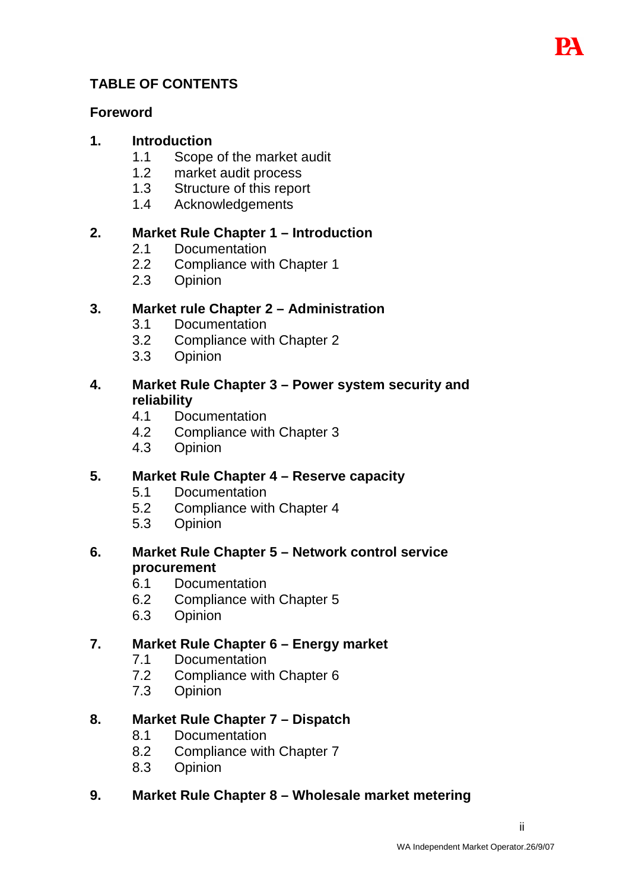## TABLE OF CONTENTS

**Foreword**

**1. Introduction**

- 1.1 Scope of the market audit
- 1.2 market audit process
- 1.3 Structure of this report
- 1.4 Acknowledgements

**2. Market Rule Chapter 1 – Introduction**

- 2.1 Documentation
- 2.2 Compliance with Chapter 1
- 2.3 Opinion

**3. Market rule Chapter 2 – Administration**

- 3.1 Documentation
- 3.2 Compliance with Chapter 2
- 3.3 Opinion

**4. Market Rule Chapter 3 – Power system security and reliability**

- 4.1 Documentation
- 4.2 Compliance with Chapter 3
- 4.3 Opinion

**5. Market Rule Chapter 4 – Reserve capacity**

- 5.1 Documentation
- 5.2 Compliance with Chapter 4
- 5.3 Opinion

**6. Market Rule Chapter 5 – Network control service procurement**

- 6.1 Documentation
- 6.2 Compliance with Chapter 5
- 6.3 Opinion

**7. Market Rule Chapter 6 – Energy market**

- 7.1 Documentation
- 7.2 Compliance with Chapter 6
- 7.3 Opinion

**8. Market Rule Chapter 7 – Dispatch**

- 8.1 Documentation
- 8.2 Compliance with Chapter 7
- 8.3 Opinion

**9. Market Rule Chapter 8 – Wholesale market metering**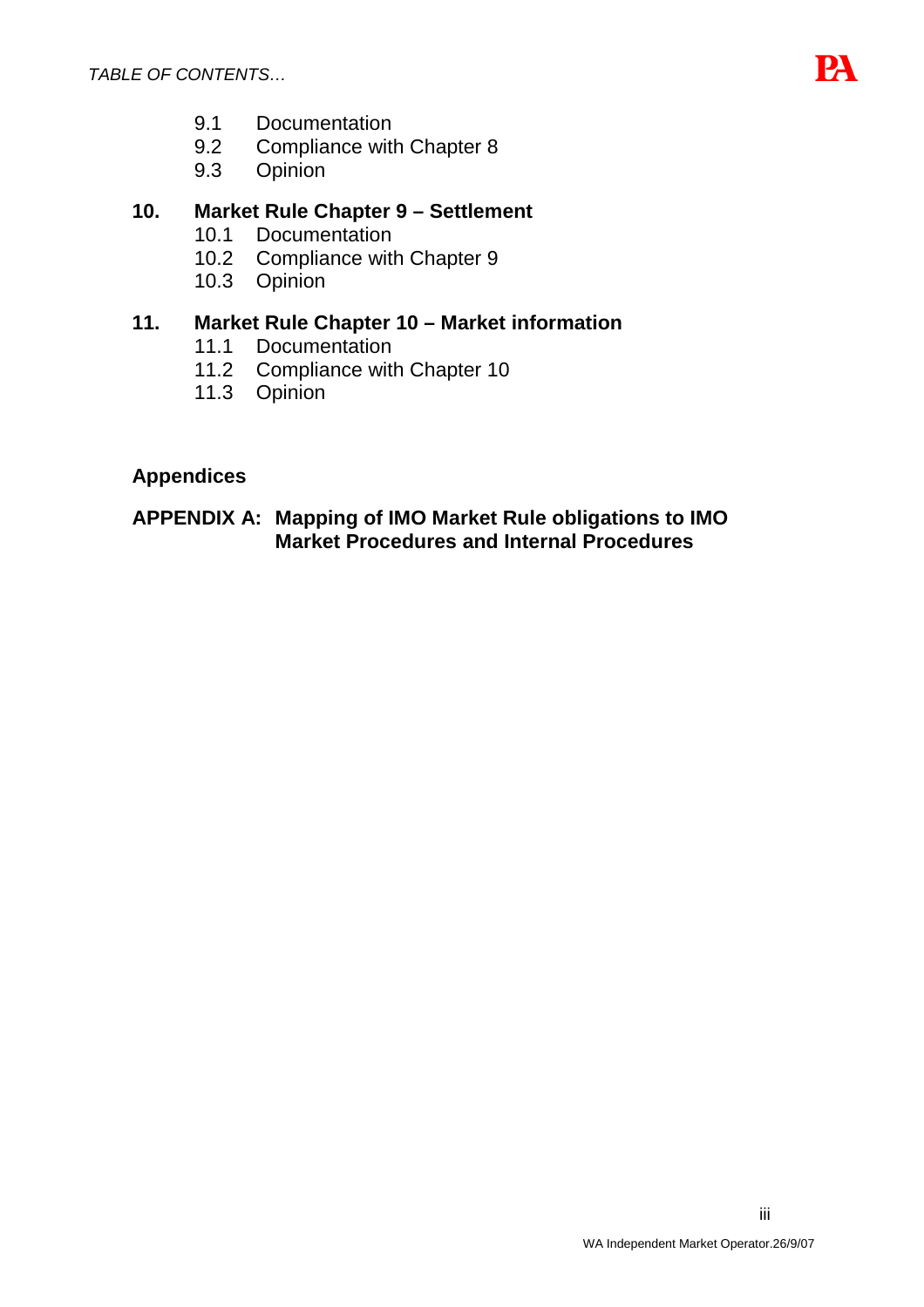9.1 Documentation
9.2 Compliance with Chapter 8
9.3 Opinion

**10. Market Rule Chapter 9 – Settlement**

10.1 Documentation
10.2 Compliance with Chapter 9
10.3 Opinion

**11. Market Rule Chapter 10 – Market information**

11.1 Documentation
11.2 Compliance with Chapter 10
11.3 Opinion

**Appendices**

**APPENDIX A: Mapping of IMO Market Rule obligations to IMO Market Procedures and Internal Procedures**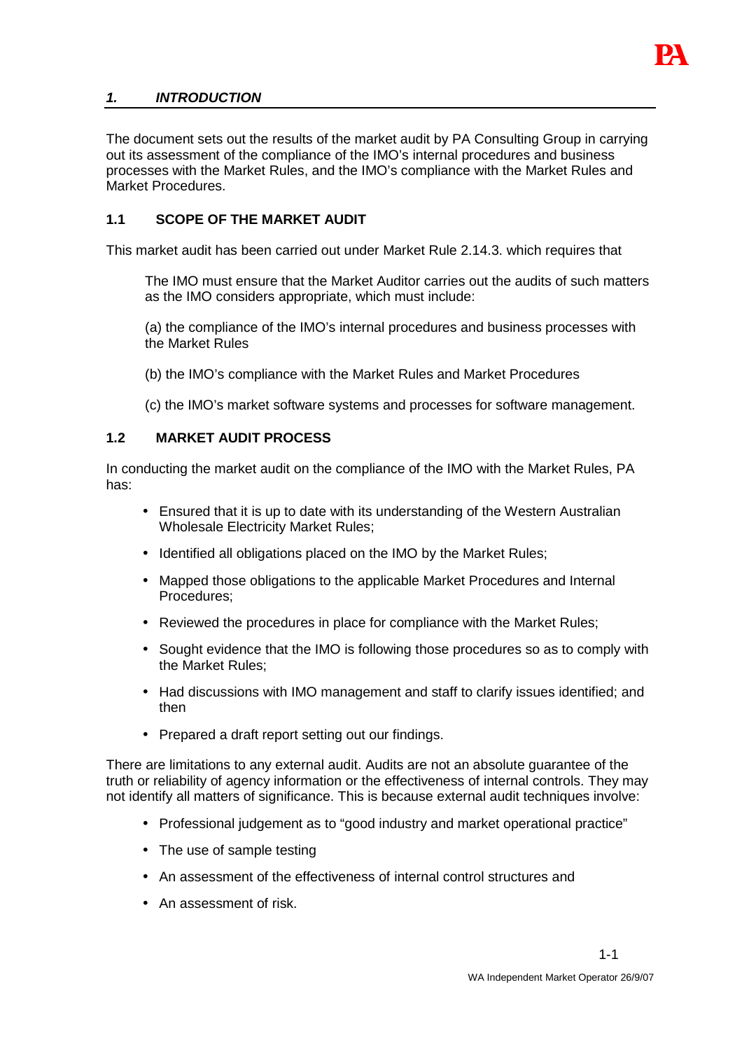## *1. INTRODUCTION*

The document sets out the results of the market audit by PA Consulting Group in carrying out its assessment of the compliance of the IMO's internal procedures and business processes with the Market Rules, and the IMO's compliance with the Market Rules and Market Procedures.

### 1.1 SCOPE OF THE MARKET AUDIT

This market audit has been carried out under Market Rule 2.14.3. which requires that

> The IMO must ensure that the Market Auditor carries out the audits of such matters as the IMO considers appropriate, which must include:
>
> (a) the compliance of the IMO's internal procedures and business processes with the Market Rules
>
> (b) the IMO's compliance with the Market Rules and Market Procedures
>
> (c) the IMO's market software systems and processes for software management.

### 1.2 MARKET AUDIT PROCESS

In conducting the market audit on the compliance of the IMO with the Market Rules, PA has:

- Ensured that it is up to date with its understanding of the Western Australian Wholesale Electricity Market Rules;
- Identified all obligations placed on the IMO by the Market Rules;
- Mapped those obligations to the applicable Market Procedures and Internal Procedures;
- Reviewed the procedures in place for compliance with the Market Rules;
- Sought evidence that the IMO is following those procedures so as to comply with the Market Rules;
- Had discussions with IMO management and staff to clarify issues identified; and then
- Prepared a draft report setting out our findings.

There are limitations to any external audit. Audits are not an absolute guarantee of the truth or reliability of agency information or the effectiveness of internal controls. They may not identify all matters of significance. This is because external audit techniques involve:

- Professional judgement as to "good industry and market operational practice"
- The use of sample testing
- An assessment of the effectiveness of internal control structures and
- An assessment of risk.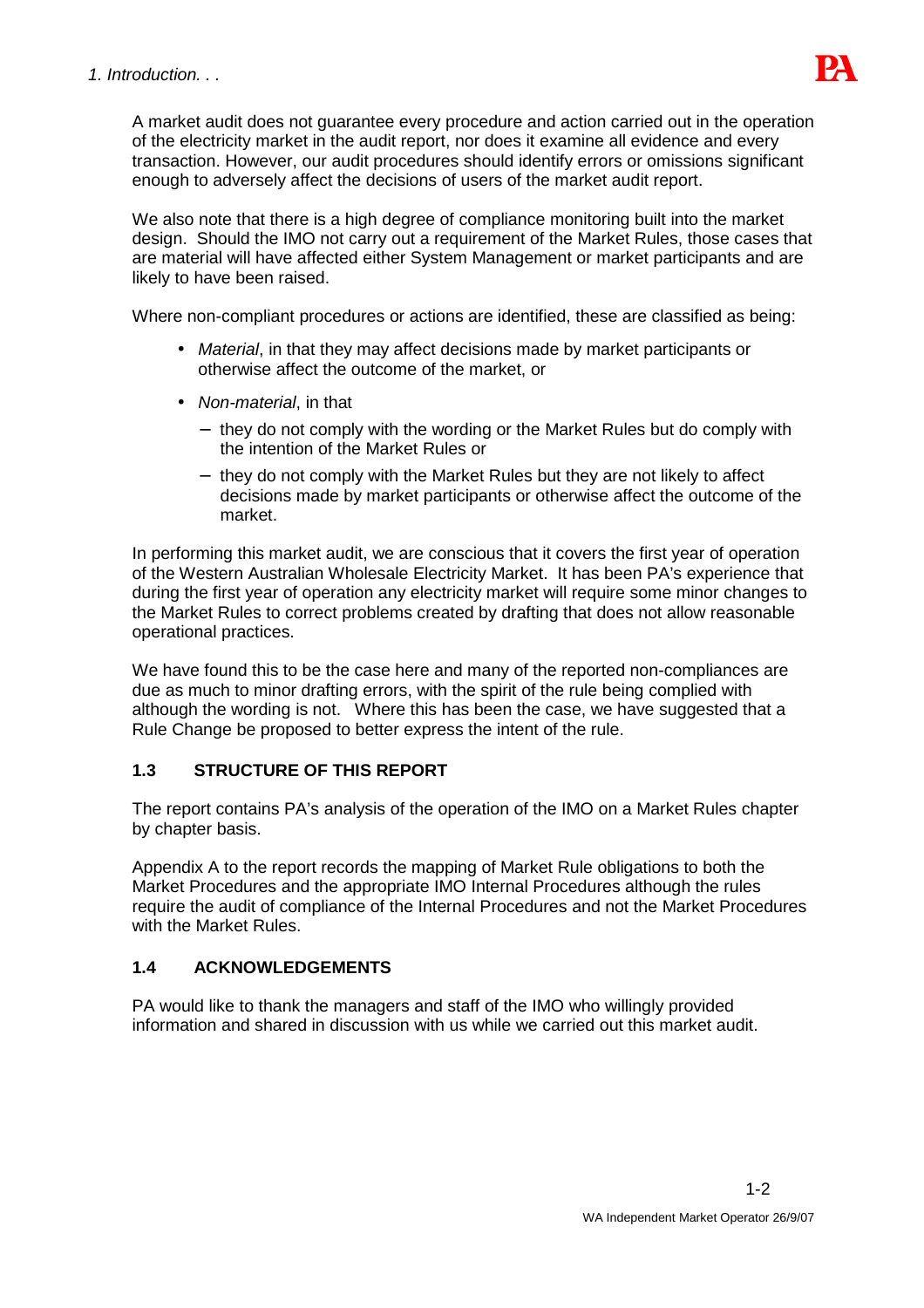A market audit does not guarantee every procedure and action carried out in the operation of the electricity market in the audit report, nor does it examine all evidence and every transaction. However, our audit procedures should identify errors or omissions significant enough to adversely affect the decisions of users of the market audit report.

We also note that there is a high degree of compliance monitoring built into the market design. Should the IMO not carry out a requirement of the Market Rules, those cases that are material will have affected either System Management or market participants and are likely to have been raised.

Where non-compliant procedures or actions are identified, these are classified as being:

- *Material*, in that they may affect decisions made by market participants or otherwise affect the outcome of the market, or
- *Non-material*, in that
  - they do not comply with the wording or the Market Rules but do comply with the intention of the Market Rules or
  - they do not comply with the Market Rules but they are not likely to affect decisions made by market participants or otherwise affect the outcome of the market.

In performing this market audit, we are conscious that it covers the first year of operation of the Western Australian Wholesale Electricity Market. It has been PA's experience that during the first year of operation any electricity market will require some minor changes to the Market Rules to correct problems created by drafting that does not allow reasonable operational practices.

We have found this to be the case here and many of the reported non-compliances are due as much to minor drafting errors, with the spirit of the rule being complied with although the wording is not. Where this has been the case, we have suggested that a Rule Change be proposed to better express the intent of the rule.

## 1.3 STRUCTURE OF THIS REPORT

The report contains PA's analysis of the operation of the IMO on a Market Rules chapter by chapter basis.

Appendix A to the report records the mapping of Market Rule obligations to both the Market Procedures and the appropriate IMO Internal Procedures although the rules require the audit of compliance of the Internal Procedures and not the Market Procedures with the Market Rules.

## 1.4 ACKNOWLEDGEMENTS

PA would like to thank the managers and staff of the IMO who willingly provided information and shared in discussion with us while we carried out this market audit.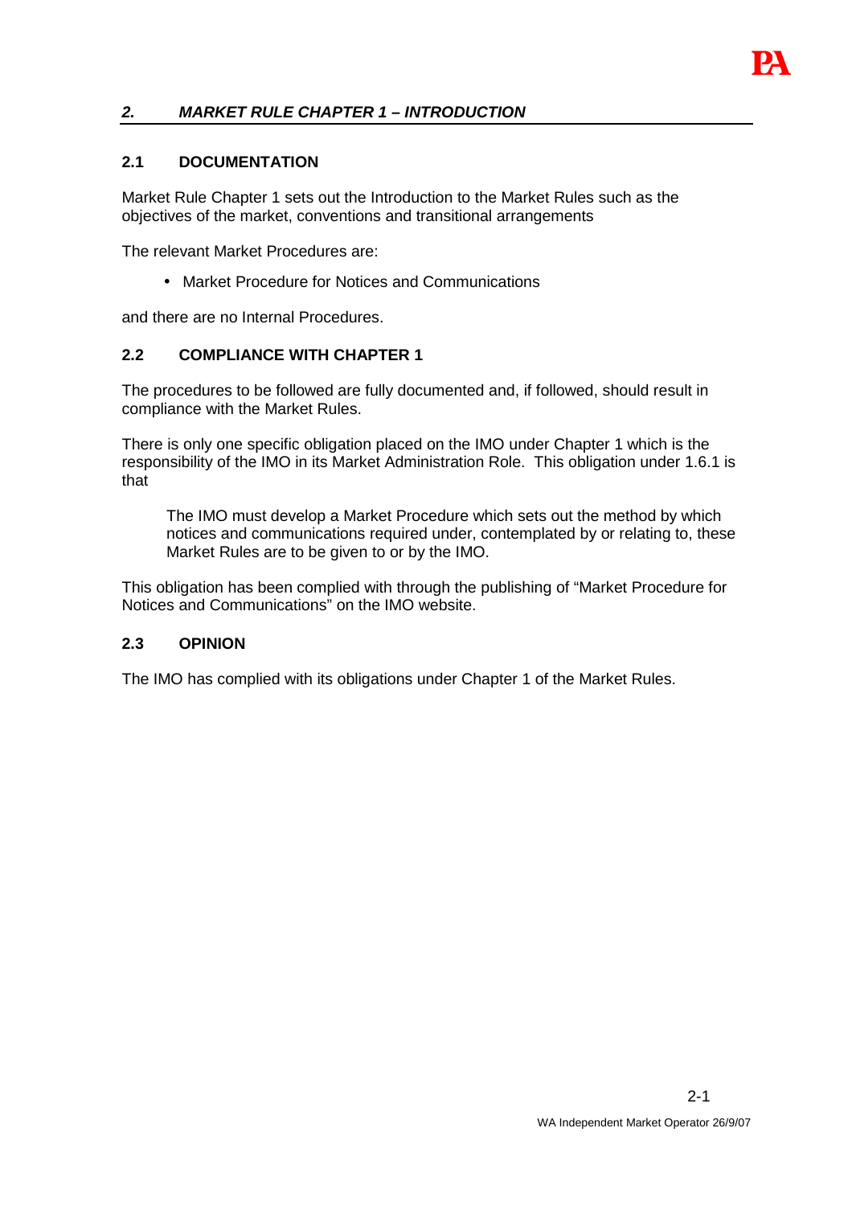## *2. MARKET RULE CHAPTER 1 – INTRODUCTION*

### 2.1 DOCUMENTATION

Market Rule Chapter 1 sets out the Introduction to the Market Rules such as the objectives of the market, conventions and transitional arrangements

The relevant Market Procedures are:

- Market Procedure for Notices and Communications

and there are no Internal Procedures.

### 2.2 COMPLIANCE WITH CHAPTER 1

The procedures to be followed are fully documented and, if followed, should result in compliance with the Market Rules.

There is only one specific obligation placed on the IMO under Chapter 1 which is the responsibility of the IMO in its Market Administration Role. This obligation under 1.6.1 is that

> The IMO must develop a Market Procedure which sets out the method by which notices and communications required under, contemplated by or relating to, these Market Rules are to be given to or by the IMO.

This obligation has been complied with through the publishing of "Market Procedure for Notices and Communications" on the IMO website.

### 2.3 OPINION

The IMO has complied with its obligations under Chapter 1 of the Market Rules.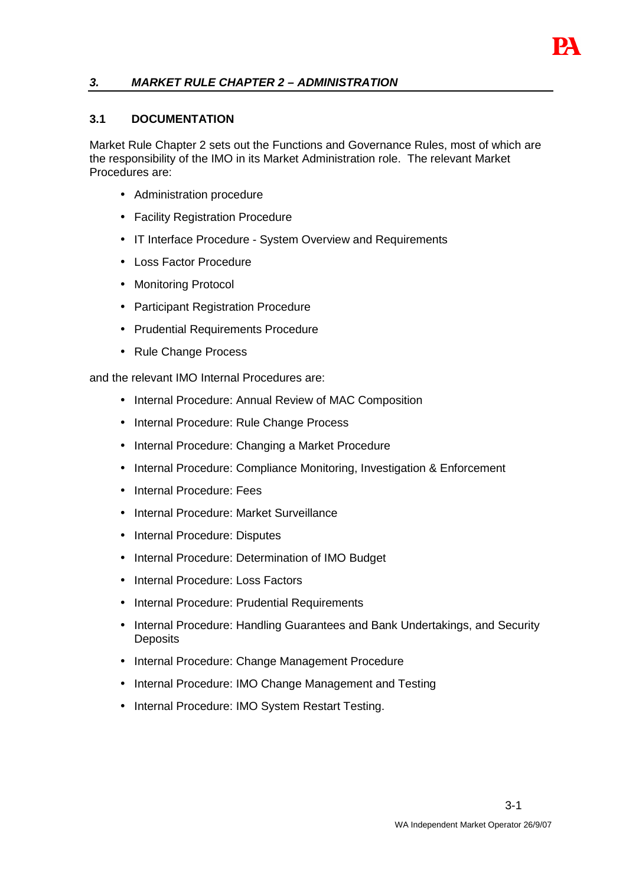## *3. MARKET RULE CHAPTER 2 – ADMINISTRATION*

### 3.1 DOCUMENTATION

Market Rule Chapter 2 sets out the Functions and Governance Rules, most of which are the responsibility of the IMO in its Market Administration role. The relevant Market Procedures are:

- Administration procedure
- Facility Registration Procedure
- IT Interface Procedure - System Overview and Requirements
- Loss Factor Procedure
- Monitoring Protocol
- Participant Registration Procedure
- Prudential Requirements Procedure
- Rule Change Process

and the relevant IMO Internal Procedures are:

- Internal Procedure: Annual Review of MAC Composition
- Internal Procedure: Rule Change Process
- Internal Procedure: Changing a Market Procedure
- Internal Procedure: Compliance Monitoring, Investigation & Enforcement
- Internal Procedure: Fees
- Internal Procedure: Market Surveillance
- Internal Procedure: Disputes
- Internal Procedure: Determination of IMO Budget
- Internal Procedure: Loss Factors
- Internal Procedure: Prudential Requirements
- Internal Procedure: Handling Guarantees and Bank Undertakings, and Security Deposits
- Internal Procedure: Change Management Procedure
- Internal Procedure: IMO Change Management and Testing
- Internal Procedure: IMO System Restart Testing.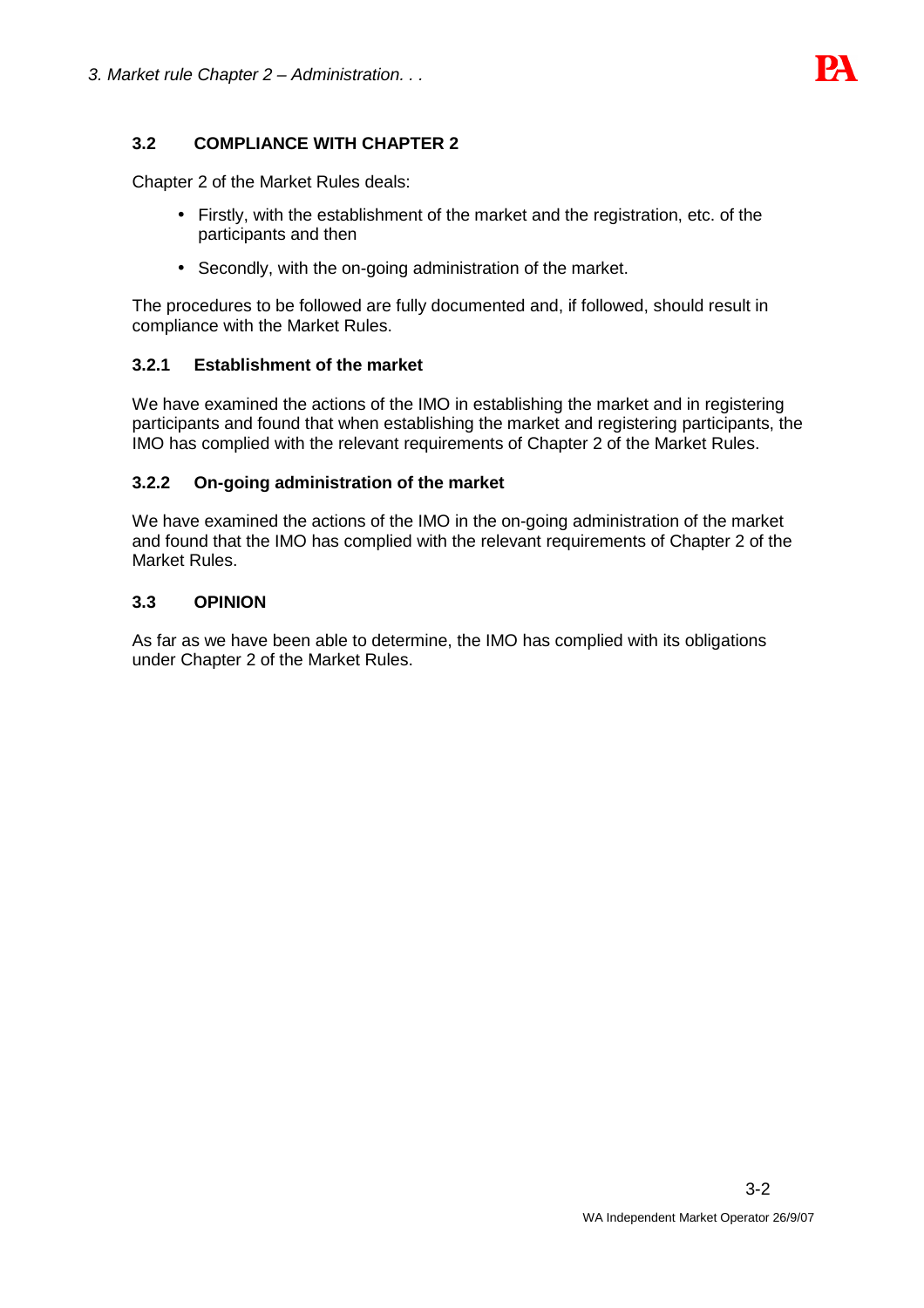## 3.2 COMPLIANCE WITH CHAPTER 2

Chapter 2 of the Market Rules deals:

- Firstly, with the establishment of the market and the registration, etc. of the participants and then
- Secondly, with the on-going administration of the market.

The procedures to be followed are fully documented and, if followed, should result in compliance with the Market Rules.

### 3.2.1 Establishment of the market

We have examined the actions of the IMO in establishing the market and in registering participants and found that when establishing the market and registering participants, the IMO has complied with the relevant requirements of Chapter 2 of the Market Rules.

### 3.2.2 On-going administration of the market

We have examined the actions of the IMO in the on-going administration of the market and found that the IMO has complied with the relevant requirements of Chapter 2 of the Market Rules.

## 3.3 OPINION

As far as we have been able to determine, the IMO has complied with its obligations under Chapter 2 of the Market Rules.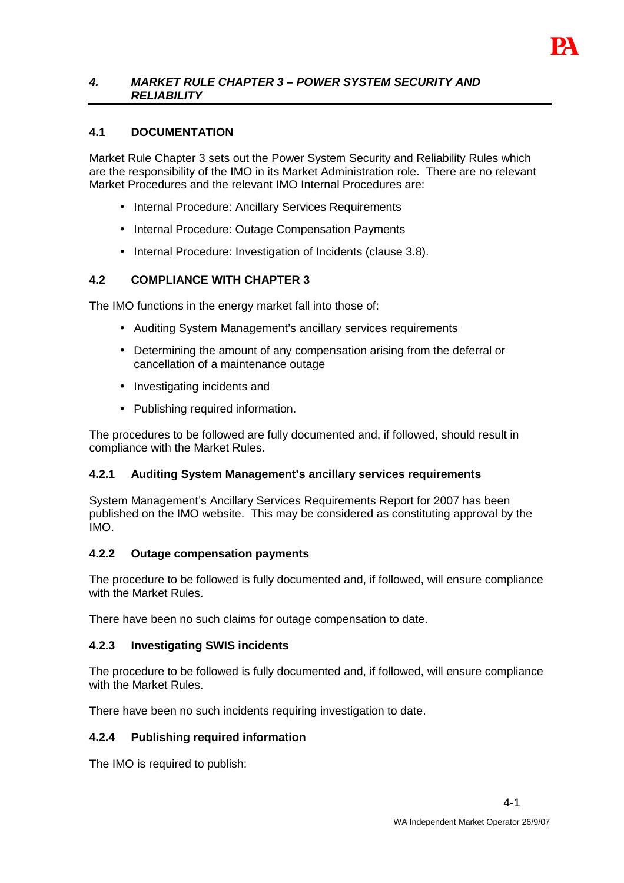## *4. MARKET RULE CHAPTER 3 – POWER SYSTEM SECURITY AND RELIABILITY*

### 4.1 DOCUMENTATION

Market Rule Chapter 3 sets out the Power System Security and Reliability Rules which are the responsibility of the IMO in its Market Administration role. There are no relevant Market Procedures and the relevant IMO Internal Procedures are:

- Internal Procedure: Ancillary Services Requirements
- Internal Procedure: Outage Compensation Payments
- Internal Procedure: Investigation of Incidents (clause 3.8).

### 4.2 COMPLIANCE WITH CHAPTER 3

The IMO functions in the energy market fall into those of:

- Auditing System Management's ancillary services requirements
- Determining the amount of any compensation arising from the deferral or cancellation of a maintenance outage
- Investigating incidents and
- Publishing required information.

The procedures to be followed are fully documented and, if followed, should result in compliance with the Market Rules.

#### 4.2.1 Auditing System Management's ancillary services requirements

System Management's Ancillary Services Requirements Report for 2007 has been published on the IMO website. This may be considered as constituting approval by the IMO.

#### 4.2.2 Outage compensation payments

The procedure to be followed is fully documented and, if followed, will ensure compliance with the Market Rules.

There have been no such claims for outage compensation to date.

#### 4.2.3 Investigating SWIS incidents

The procedure to be followed is fully documented and, if followed, will ensure compliance with the Market Rules.

There have been no such incidents requiring investigation to date.

#### 4.2.4 Publishing required information

The IMO is required to publish: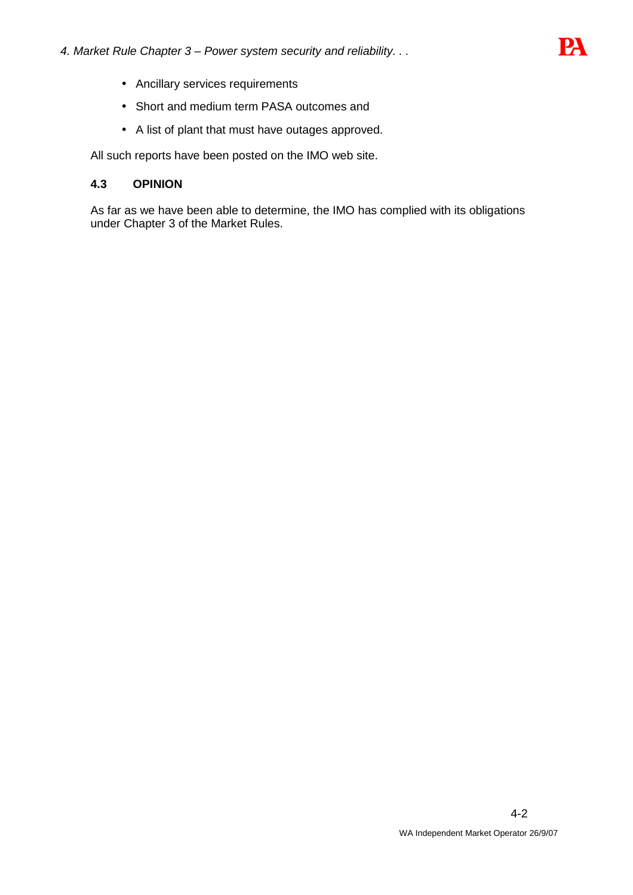- Ancillary services requirements
- Short and medium term PASA outcomes and
- A list of plant that must have outages approved.

All such reports have been posted on the IMO web site.

### 4.3 OPINION

As far as we have been able to determine, the IMO has complied with its obligations under Chapter 3 of the Market Rules.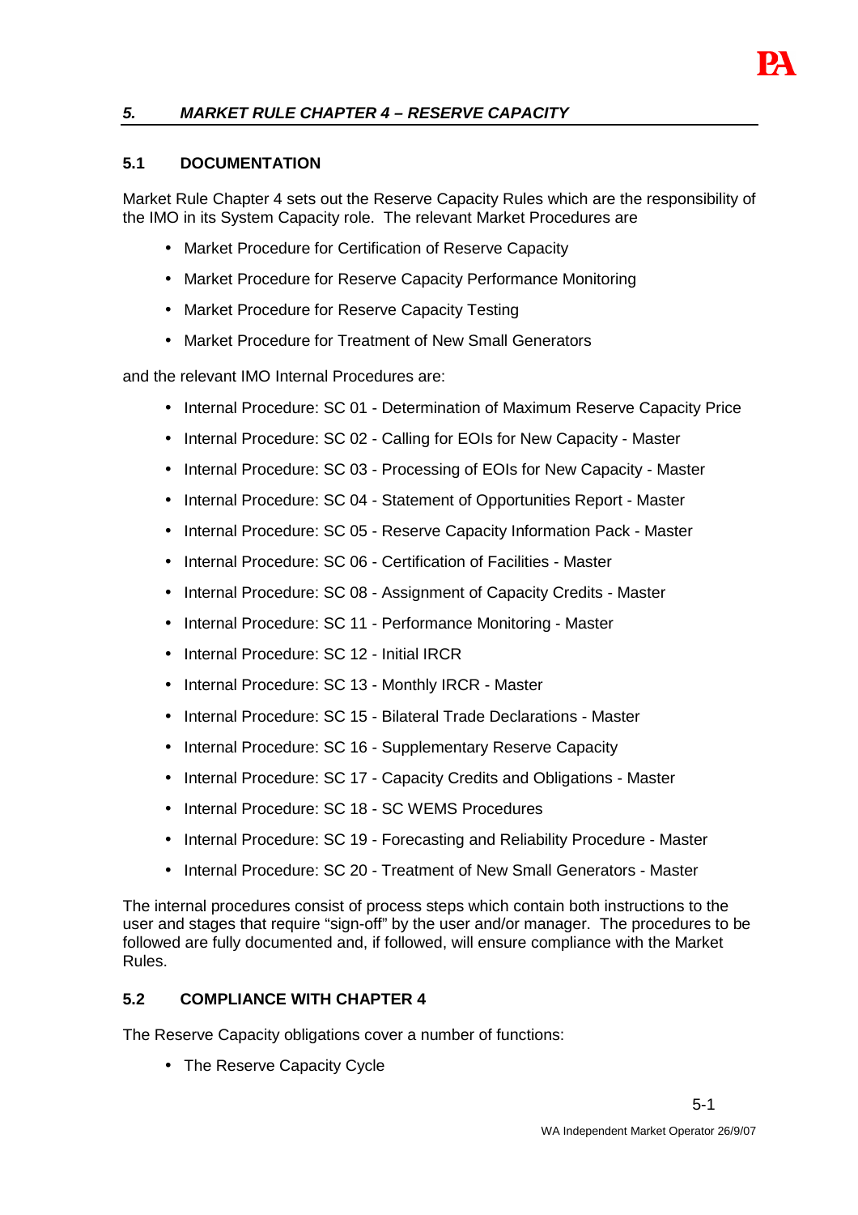## *5. MARKET RULE CHAPTER 4 – RESERVE CAPACITY*

### 5.1 DOCUMENTATION

Market Rule Chapter 4 sets out the Reserve Capacity Rules which are the responsibility of the IMO in its System Capacity role. The relevant Market Procedures are

- Market Procedure for Certification of Reserve Capacity
- Market Procedure for Reserve Capacity Performance Monitoring
- Market Procedure for Reserve Capacity Testing
- Market Procedure for Treatment of New Small Generators

and the relevant IMO Internal Procedures are:

- Internal Procedure: SC 01 - Determination of Maximum Reserve Capacity Price
- Internal Procedure: SC 02 - Calling for EOIs for New Capacity - Master
- Internal Procedure: SC 03 - Processing of EOIs for New Capacity - Master
- Internal Procedure: SC 04 - Statement of Opportunities Report - Master
- Internal Procedure: SC 05 - Reserve Capacity Information Pack - Master
- Internal Procedure: SC 06 - Certification of Facilities - Master
- Internal Procedure: SC 08 - Assignment of Capacity Credits - Master
- Internal Procedure: SC 11 - Performance Monitoring - Master
- Internal Procedure: SC 12 - Initial IRCR
- Internal Procedure: SC 13 - Monthly IRCR - Master
- Internal Procedure: SC 15 - Bilateral Trade Declarations - Master
- Internal Procedure: SC 16 - Supplementary Reserve Capacity
- Internal Procedure: SC 17 - Capacity Credits and Obligations - Master
- Internal Procedure: SC 18 - SC WEMS Procedures
- Internal Procedure: SC 19 - Forecasting and Reliability Procedure - Master
- Internal Procedure: SC 20 - Treatment of New Small Generators - Master

The internal procedures consist of process steps which contain both instructions to the user and stages that require "sign-off" by the user and/or manager. The procedures to be followed are fully documented and, if followed, will ensure compliance with the Market Rules.

### 5.2 COMPLIANCE WITH CHAPTER 4

The Reserve Capacity obligations cover a number of functions:

- The Reserve Capacity Cycle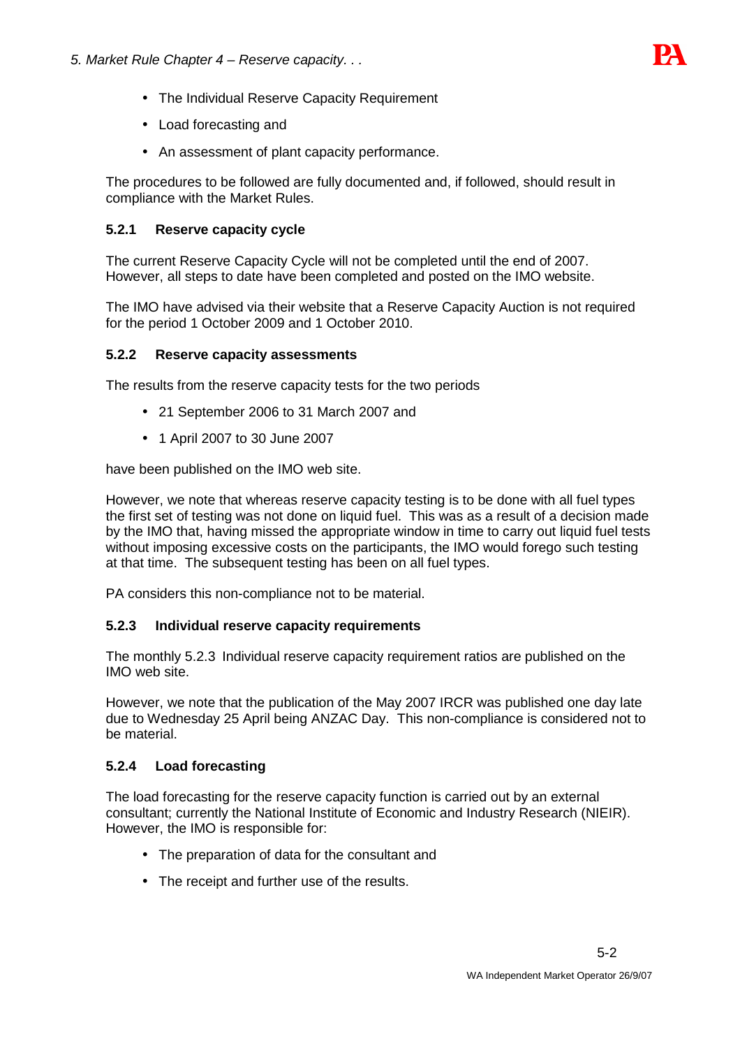- The Individual Reserve Capacity Requirement
- Load forecasting and
- An assessment of plant capacity performance.

The procedures to be followed are fully documented and, if followed, should result in compliance with the Market Rules.

### 5.2.1 Reserve capacity cycle

The current Reserve Capacity Cycle will not be completed until the end of 2007. However, all steps to date have been completed and posted on the IMO website.

The IMO have advised via their website that a Reserve Capacity Auction is not required for the period 1 October 2009 and 1 October 2010.

### 5.2.2 Reserve capacity assessments

The results from the reserve capacity tests for the two periods

- 21 September 2006 to 31 March 2007 and
- 1 April 2007 to 30 June 2007

have been published on the IMO web site.

However, we note that whereas reserve capacity testing is to be done with all fuel types the first set of testing was not done on liquid fuel. This was as a result of a decision made by the IMO that, having missed the appropriate window in time to carry out liquid fuel tests without imposing excessive costs on the participants, the IMO would forego such testing at that time. The subsequent testing has been on all fuel types.

PA considers this non-compliance not to be material.

### 5.2.3 Individual reserve capacity requirements

The monthly 5.2.3 Individual reserve capacity requirement ratios are published on the IMO web site.

However, we note that the publication of the May 2007 IRCR was published one day late due to Wednesday 25 April being ANZAC Day. This non-compliance is considered not to be material.

### 5.2.4 Load forecasting

The load forecasting for the reserve capacity function is carried out by an external consultant; currently the National Institute of Economic and Industry Research (NIEIR). However, the IMO is responsible for:

- The preparation of data for the consultant and
- The receipt and further use of the results.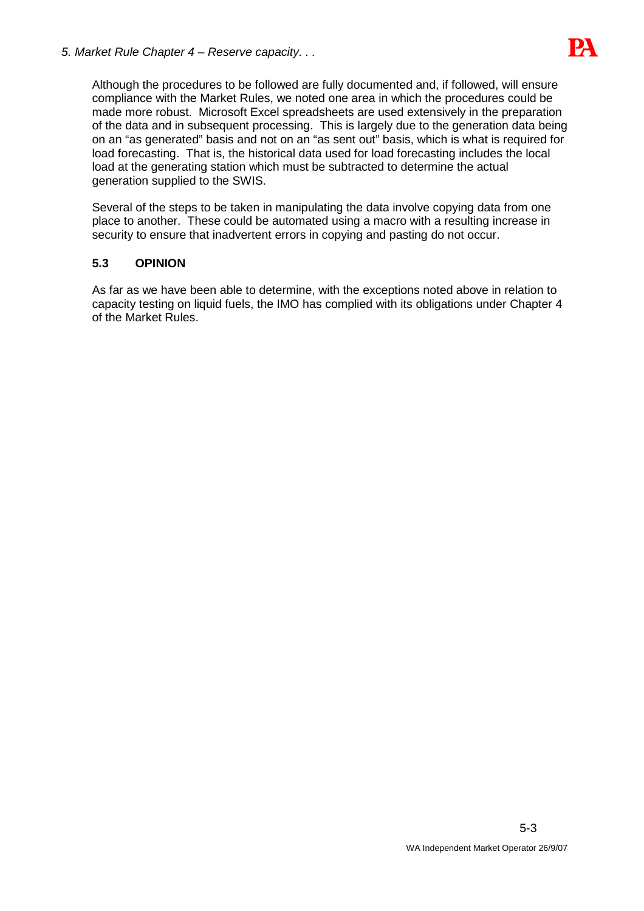Although the procedures to be followed are fully documented and, if followed, will ensure compliance with the Market Rules, we noted one area in which the procedures could be made more robust. Microsoft Excel spreadsheets are used extensively in the preparation of the data and in subsequent processing. This is largely due to the generation data being on an "as generated" basis and not on an "as sent out" basis, which is what is required for load forecasting. That is, the historical data used for load forecasting includes the local load at the generating station which must be subtracted to determine the actual generation supplied to the SWIS.

Several of the steps to be taken in manipulating the data involve copying data from one place to another. These could be automated using a macro with a resulting increase in security to ensure that inadvertent errors in copying and pasting do not occur.

### 5.3 OPINION

As far as we have been able to determine, with the exceptions noted above in relation to capacity testing on liquid fuels, the IMO has complied with its obligations under Chapter 4 of the Market Rules.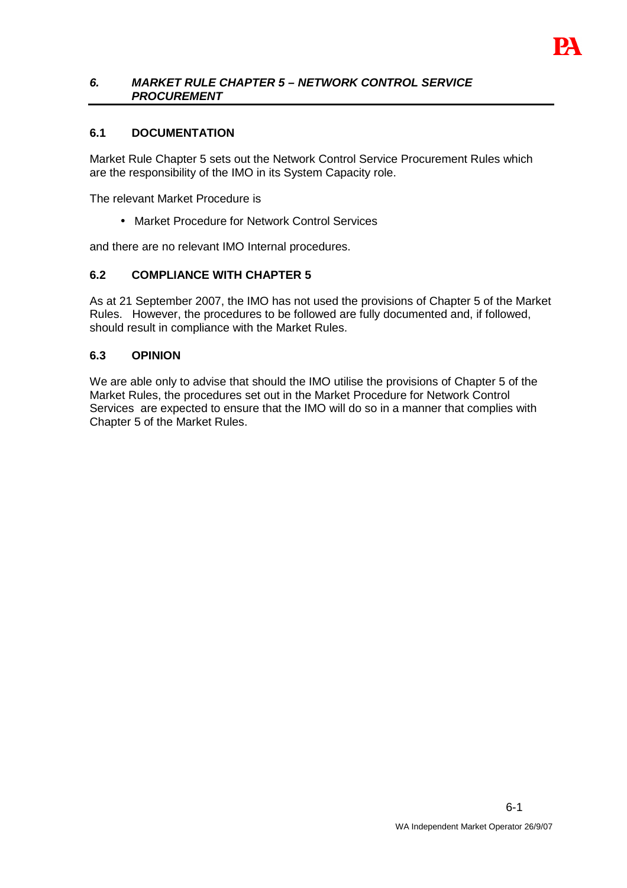## *6. MARKET RULE CHAPTER 5 – NETWORK CONTROL SERVICE PROCUREMENT*

### 6.1 DOCUMENTATION

Market Rule Chapter 5 sets out the Network Control Service Procurement Rules which are the responsibility of the IMO in its System Capacity role.

The relevant Market Procedure is

- Market Procedure for Network Control Services

and there are no relevant IMO Internal procedures.

### 6.2 COMPLIANCE WITH CHAPTER 5

As at 21 September 2007, the IMO has not used the provisions of Chapter 5 of the Market Rules. However, the procedures to be followed are fully documented and, if followed, should result in compliance with the Market Rules.

### 6.3 OPINION

We are able only to advise that should the IMO utilise the provisions of Chapter 5 of the Market Rules, the procedures set out in the Market Procedure for Network Control Services are expected to ensure that the IMO will do so in a manner that complies with Chapter 5 of the Market Rules.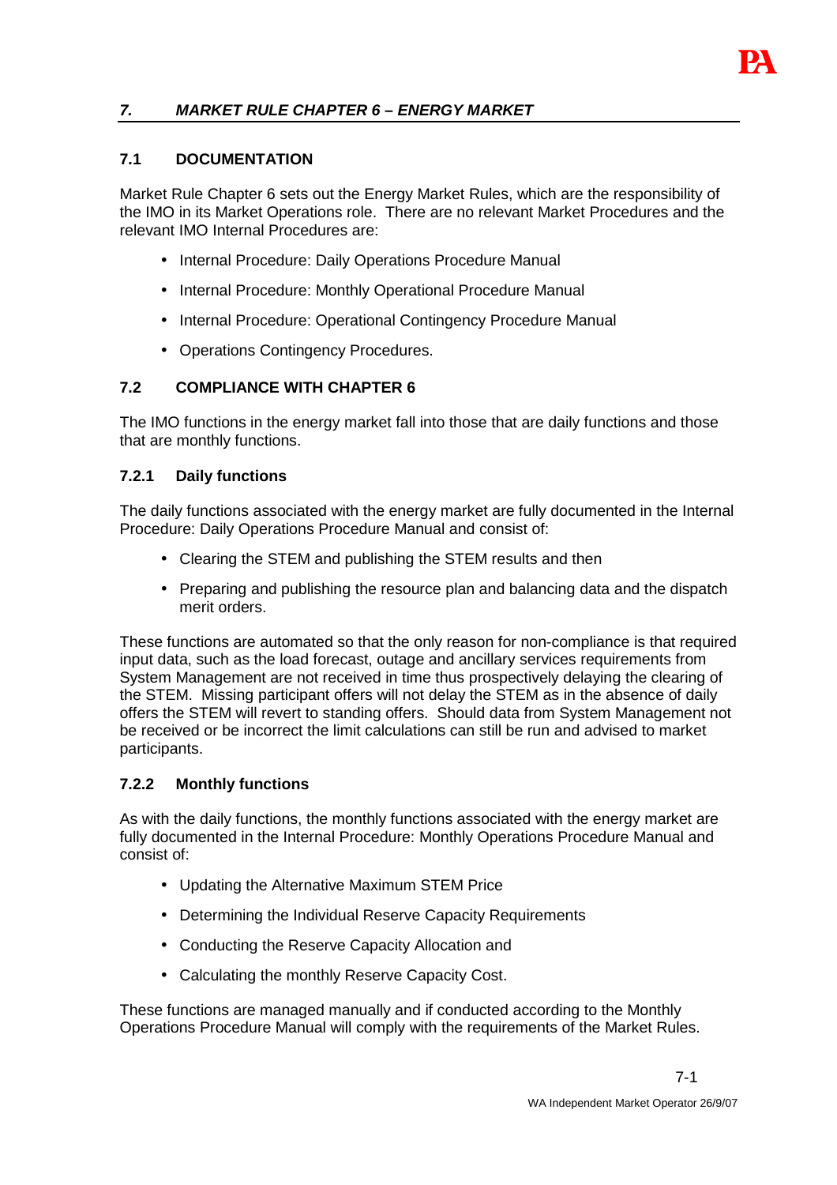## *7. MARKET RULE CHAPTER 6 – ENERGY MARKET*

### 7.1 DOCUMENTATION

Market Rule Chapter 6 sets out the Energy Market Rules, which are the responsibility of the IMO in its Market Operations role. There are no relevant Market Procedures and the relevant IMO Internal Procedures are:

- Internal Procedure: Daily Operations Procedure Manual
- Internal Procedure: Monthly Operational Procedure Manual
- Internal Procedure: Operational Contingency Procedure Manual
- Operations Contingency Procedures.

### 7.2 COMPLIANCE WITH CHAPTER 6

The IMO functions in the energy market fall into those that are daily functions and those that are monthly functions.

#### 7.2.1 Daily functions

The daily functions associated with the energy market are fully documented in the Internal Procedure: Daily Operations Procedure Manual and consist of:

- Clearing the STEM and publishing the STEM results and then
- Preparing and publishing the resource plan and balancing data and the dispatch merit orders.

These functions are automated so that the only reason for non-compliance is that required input data, such as the load forecast, outage and ancillary services requirements from System Management are not received in time thus prospectively delaying the clearing of the STEM. Missing participant offers will not delay the STEM as in the absence of daily offers the STEM will revert to standing offers. Should data from System Management not be received or be incorrect the limit calculations can still be run and advised to market participants.

#### 7.2.2 Monthly functions

As with the daily functions, the monthly functions associated with the energy market are fully documented in the Internal Procedure: Monthly Operations Procedure Manual and consist of:

- Updating the Alternative Maximum STEM Price
- Determining the Individual Reserve Capacity Requirements
- Conducting the Reserve Capacity Allocation and
- Calculating the monthly Reserve Capacity Cost.

These functions are managed manually and if conducted according to the Monthly Operations Procedure Manual will comply with the requirements of the Market Rules.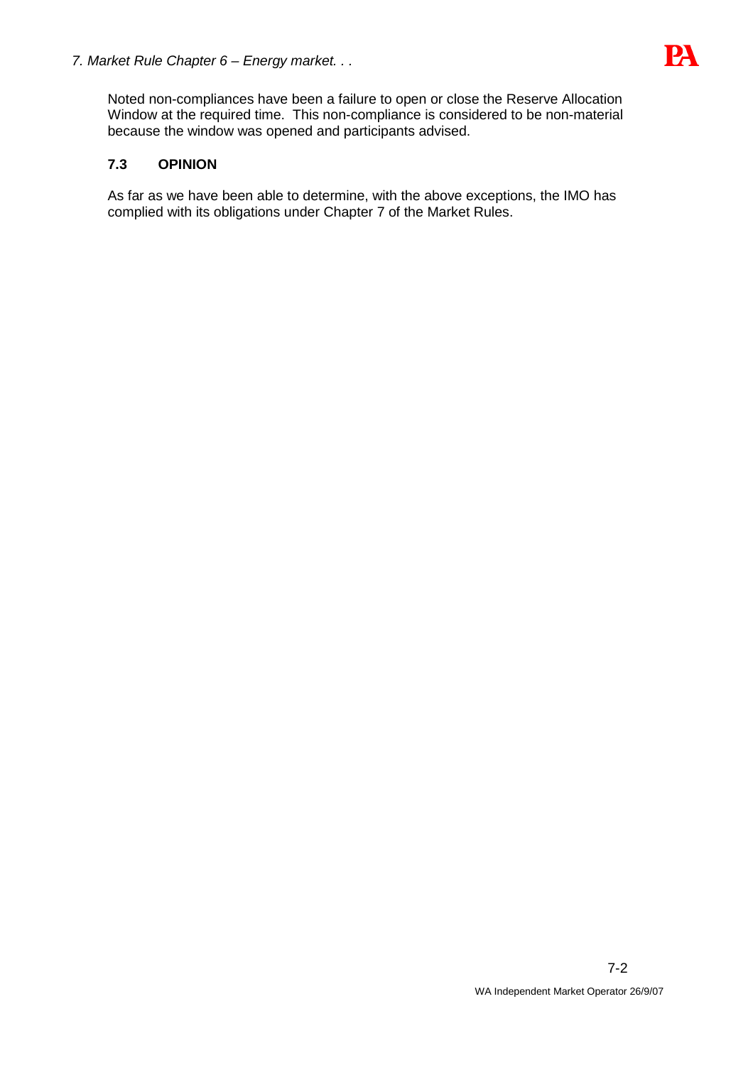Noted non-compliances have been a failure to open or close the Reserve Allocation Window at the required time. This non-compliance is considered to be non-material because the window was opened and participants advised.

### 7.3 OPINION

As far as we have been able to determine, with the above exceptions, the IMO has complied with its obligations under Chapter 7 of the Market Rules.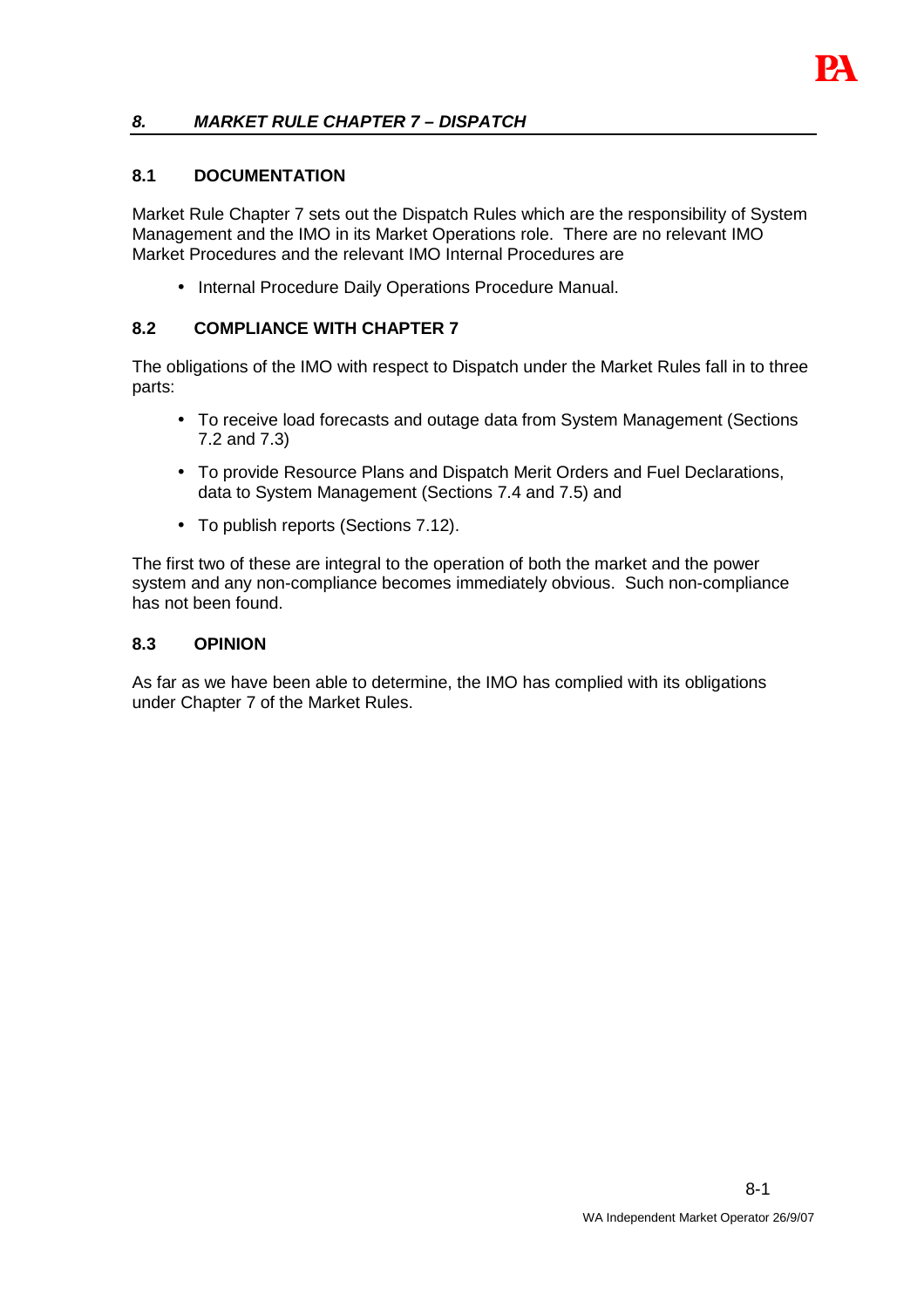## *8. MARKET RULE CHAPTER 7 – DISPATCH*

### 8.1 DOCUMENTATION

Market Rule Chapter 7 sets out the Dispatch Rules which are the responsibility of System Management and the IMO in its Market Operations role. There are no relevant IMO Market Procedures and the relevant IMO Internal Procedures are

- Internal Procedure Daily Operations Procedure Manual.

### 8.2 COMPLIANCE WITH CHAPTER 7

The obligations of the IMO with respect to Dispatch under the Market Rules fall in to three parts:

- To receive load forecasts and outage data from System Management (Sections 7.2 and 7.3)
- To provide Resource Plans and Dispatch Merit Orders and Fuel Declarations, data to System Management (Sections 7.4 and 7.5) and
- To publish reports (Sections 7.12).

The first two of these are integral to the operation of both the market and the power system and any non-compliance becomes immediately obvious. Such non-compliance has not been found.

### 8.3 OPINION

As far as we have been able to determine, the IMO has complied with its obligations under Chapter 7 of the Market Rules.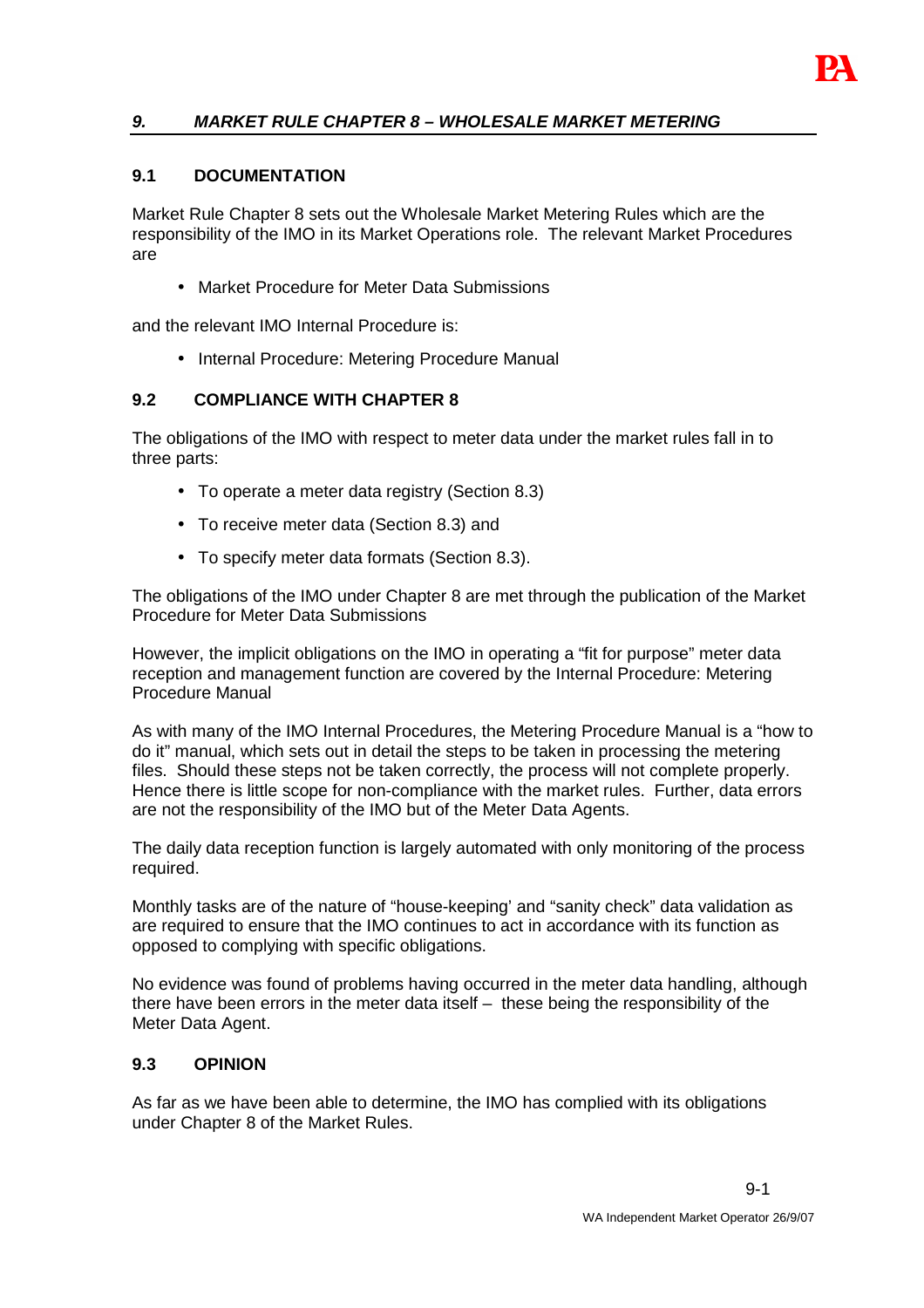## *9. MARKET RULE CHAPTER 8 – WHOLESALE MARKET METERING*

### 9.1 DOCUMENTATION

Market Rule Chapter 8 sets out the Wholesale Market Metering Rules which are the responsibility of the IMO in its Market Operations role. The relevant Market Procedures are

- Market Procedure for Meter Data Submissions

and the relevant IMO Internal Procedure is:

- Internal Procedure: Metering Procedure Manual

### 9.2 COMPLIANCE WITH CHAPTER 8

The obligations of the IMO with respect to meter data under the market rules fall in to three parts:

- To operate a meter data registry (Section 8.3)
- To receive meter data (Section 8.3) and
- To specify meter data formats (Section 8.3).

The obligations of the IMO under Chapter 8 are met through the publication of the Market Procedure for Meter Data Submissions

However, the implicit obligations on the IMO in operating a "fit for purpose" meter data reception and management function are covered by the Internal Procedure: Metering Procedure Manual

As with many of the IMO Internal Procedures, the Metering Procedure Manual is a "how to do it" manual, which sets out in detail the steps to be taken in processing the metering files. Should these steps not be taken correctly, the process will not complete properly. Hence there is little scope for non-compliance with the market rules. Further, data errors are not the responsibility of the IMO but of the Meter Data Agents.

The daily data reception function is largely automated with only monitoring of the process required.

Monthly tasks are of the nature of "house-keeping' and "sanity check" data validation as are required to ensure that the IMO continues to act in accordance with its function as opposed to complying with specific obligations.

No evidence was found of problems having occurred in the meter data handling, although there have been errors in the meter data itself – these being the responsibility of the Meter Data Agent.

### 9.3 OPINION

As far as we have been able to determine, the IMO has complied with its obligations under Chapter 8 of the Market Rules.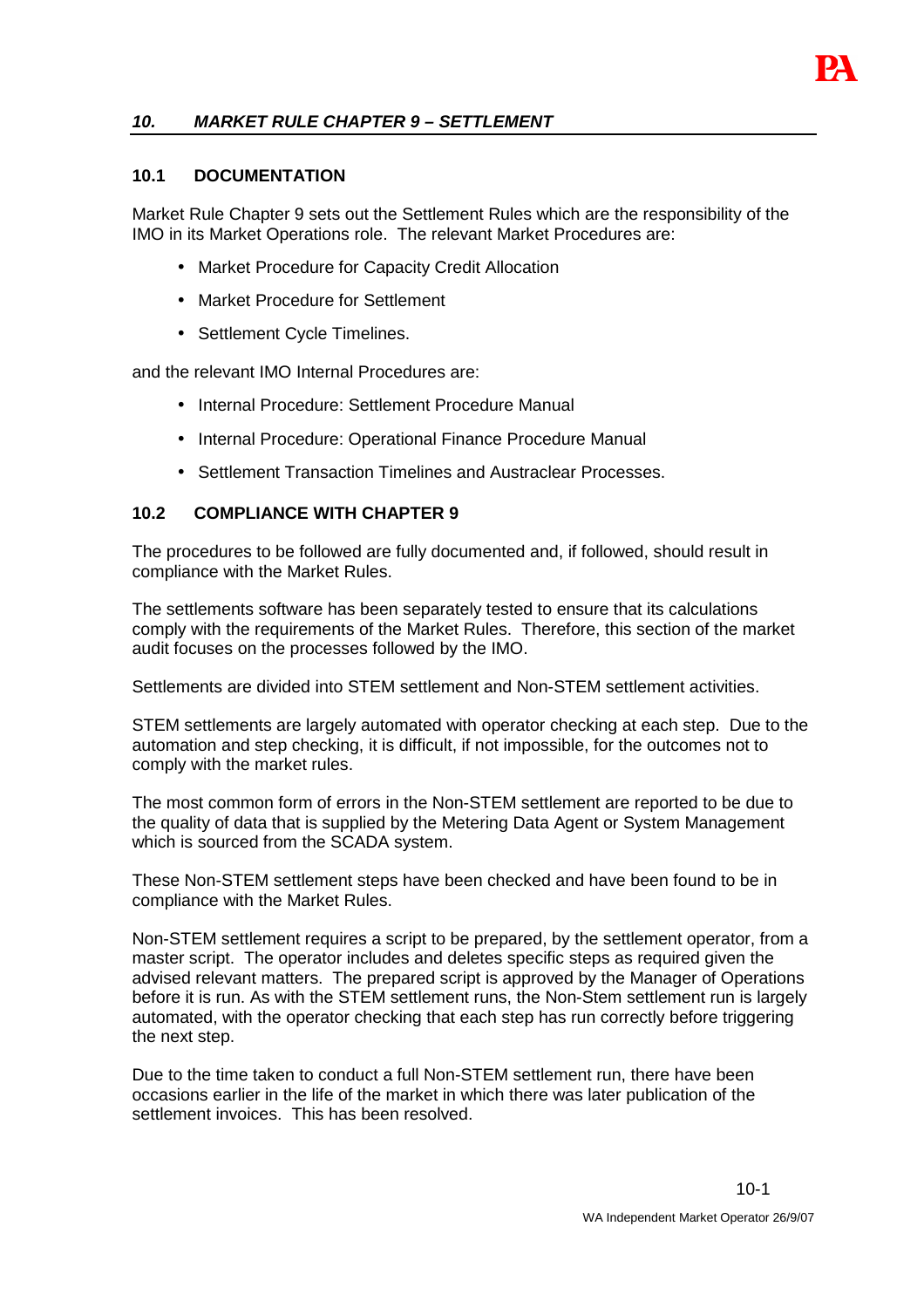## *10. MARKET RULE CHAPTER 9 – SETTLEMENT*

### 10.1 DOCUMENTATION

Market Rule Chapter 9 sets out the Settlement Rules which are the responsibility of the IMO in its Market Operations role. The relevant Market Procedures are:

- Market Procedure for Capacity Credit Allocation
- Market Procedure for Settlement
- Settlement Cycle Timelines.

and the relevant IMO Internal Procedures are:

- Internal Procedure: Settlement Procedure Manual
- Internal Procedure: Operational Finance Procedure Manual
- Settlement Transaction Timelines and Austraclear Processes.

### 10.2 COMPLIANCE WITH CHAPTER 9

The procedures to be followed are fully documented and, if followed, should result in compliance with the Market Rules.

The settlements software has been separately tested to ensure that its calculations comply with the requirements of the Market Rules. Therefore, this section of the market audit focuses on the processes followed by the IMO.

Settlements are divided into STEM settlement and Non-STEM settlement activities.

STEM settlements are largely automated with operator checking at each step. Due to the automation and step checking, it is difficult, if not impossible, for the outcomes not to comply with the market rules.

The most common form of errors in the Non-STEM settlement are reported to be due to the quality of data that is supplied by the Metering Data Agent or System Management which is sourced from the SCADA system.

These Non-STEM settlement steps have been checked and have been found to be in compliance with the Market Rules.

Non-STEM settlement requires a script to be prepared, by the settlement operator, from a master script. The operator includes and deletes specific steps as required given the advised relevant matters. The prepared script is approved by the Manager of Operations before it is run. As with the STEM settlement runs, the Non-Stem settlement run is largely automated, with the operator checking that each step has run correctly before triggering the next step.

Due to the time taken to conduct a full Non-STEM settlement run, there have been occasions earlier in the life of the market in which there was later publication of the settlement invoices. This has been resolved.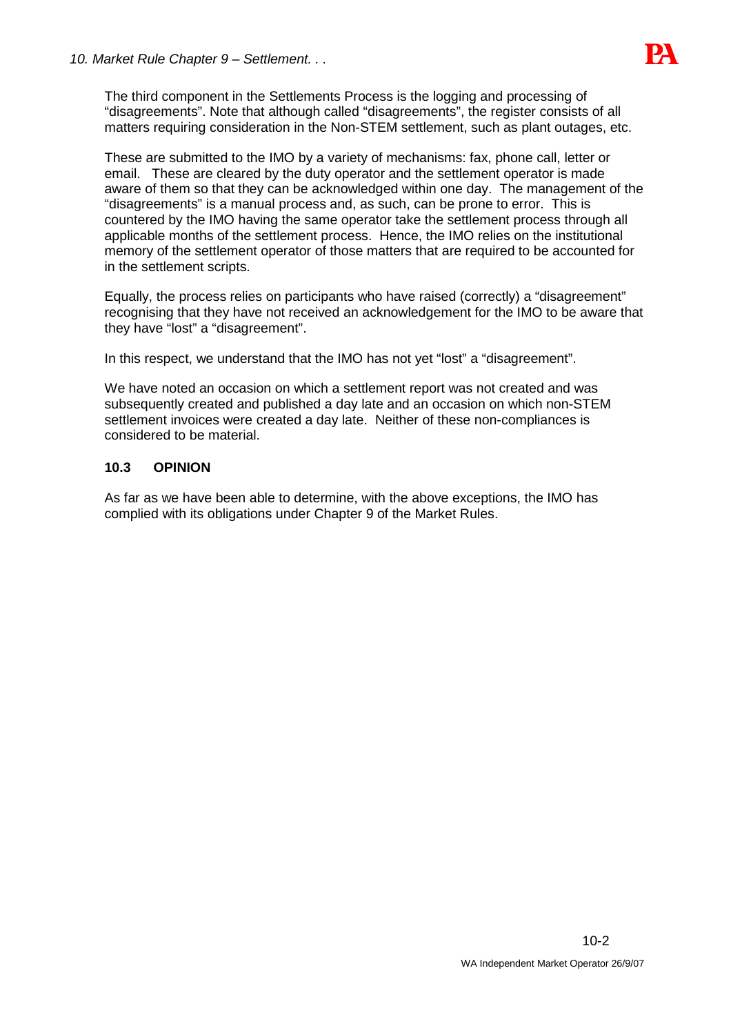The third component in the Settlements Process is the logging and processing of "disagreements". Note that although called "disagreements", the register consists of all matters requiring consideration in the Non-STEM settlement, such as plant outages, etc.

These are submitted to the IMO by a variety of mechanisms: fax, phone call, letter or email. These are cleared by the duty operator and the settlement operator is made aware of them so that they can be acknowledged within one day. The management of the "disagreements" is a manual process and, as such, can be prone to error. This is countered by the IMO having the same operator take the settlement process through all applicable months of the settlement process. Hence, the IMO relies on the institutional memory of the settlement operator of those matters that are required to be accounted for in the settlement scripts.

Equally, the process relies on participants who have raised (correctly) a "disagreement" recognising that they have not received an acknowledgement for the IMO to be aware that they have "lost" a "disagreement".

In this respect, we understand that the IMO has not yet "lost" a "disagreement".

We have noted an occasion on which a settlement report was not created and was subsequently created and published a day late and an occasion on which non-STEM settlement invoices were created a day late. Neither of these non-compliances is considered to be material.

### 10.3 OPINION

As far as we have been able to determine, with the above exceptions, the IMO has complied with its obligations under Chapter 9 of the Market Rules.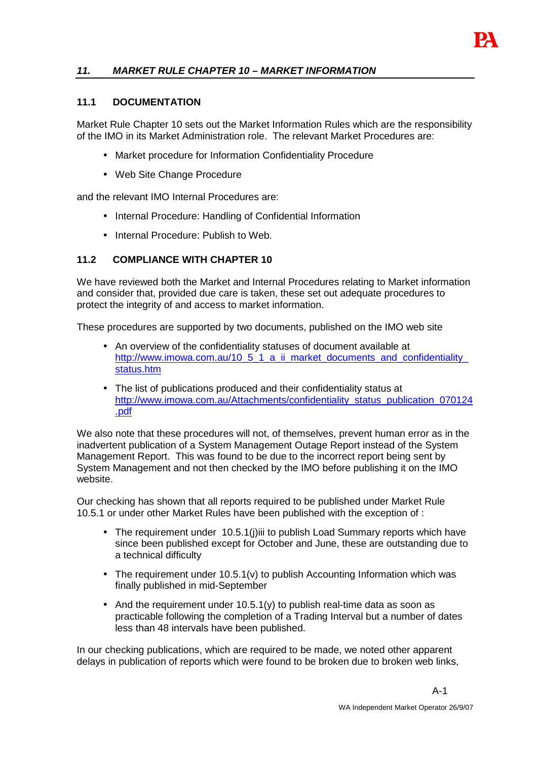## *11. MARKET RULE CHAPTER 10 – MARKET INFORMATION*

### 11.1 DOCUMENTATION

Market Rule Chapter 10 sets out the Market Information Rules which are the responsibility of the IMO in its Market Administration role. The relevant Market Procedures are:

- Market procedure for Information Confidentiality Procedure
- Web Site Change Procedure

and the relevant IMO Internal Procedures are:

- Internal Procedure: Handling of Confidential Information
- Internal Procedure: Publish to Web.

### 11.2 COMPLIANCE WITH CHAPTER 10

We have reviewed both the Market and Internal Procedures relating to Market information and consider that, provided due care is taken, these set out adequate procedures to protect the integrity of and access to market information.

These procedures are supported by two documents, published on the IMO web site

- An overview of the confidentiality statuses of document available at http://www.imowa.com.au/10_5_1_a_ii_market_documents_and_confidentiality_status.htm
- The list of publications produced and their confidentiality status at http://www.imowa.com.au/Attachments/confidentiality_status_publication_070124.pdf

We also note that these procedures will not, of themselves, prevent human error as in the inadvertent publication of a System Management Outage Report instead of the System Management Report. This was found to be due to the incorrect report being sent by System Management and not then checked by the IMO before publishing it on the IMO website.

Our checking has shown that all reports required to be published under Market Rule 10.5.1 or under other Market Rules have been published with the exception of :

- The requirement under 10.5.1(j)iii to publish Load Summary reports which have since been published except for October and June, these are outstanding due to a technical difficulty
- The requirement under 10.5.1(v) to publish Accounting Information which was finally published in mid-September
- And the requirement under 10.5.1(y) to publish real-time data as soon as practicable following the completion of a Trading Interval but a number of dates less than 48 intervals have been published.

In our checking publications, which are required to be made, we noted other apparent delays in publication of reports which were found to be broken due to broken web links,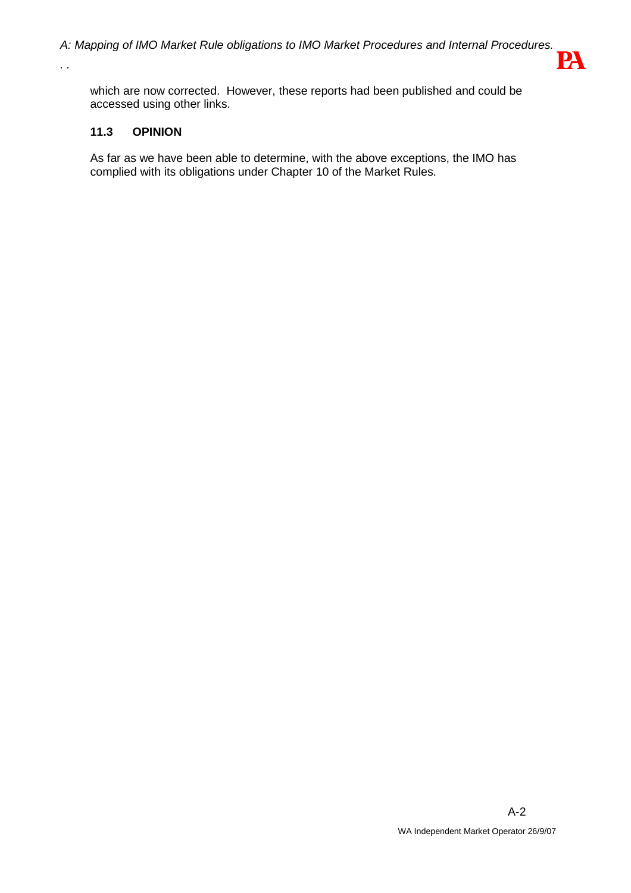which are now corrected. However, these reports had been published and could be accessed using other links.

### 11.3 OPINION

As far as we have been able to determine, with the above exceptions, the IMO has complied with its obligations under Chapter 10 of the Market Rules.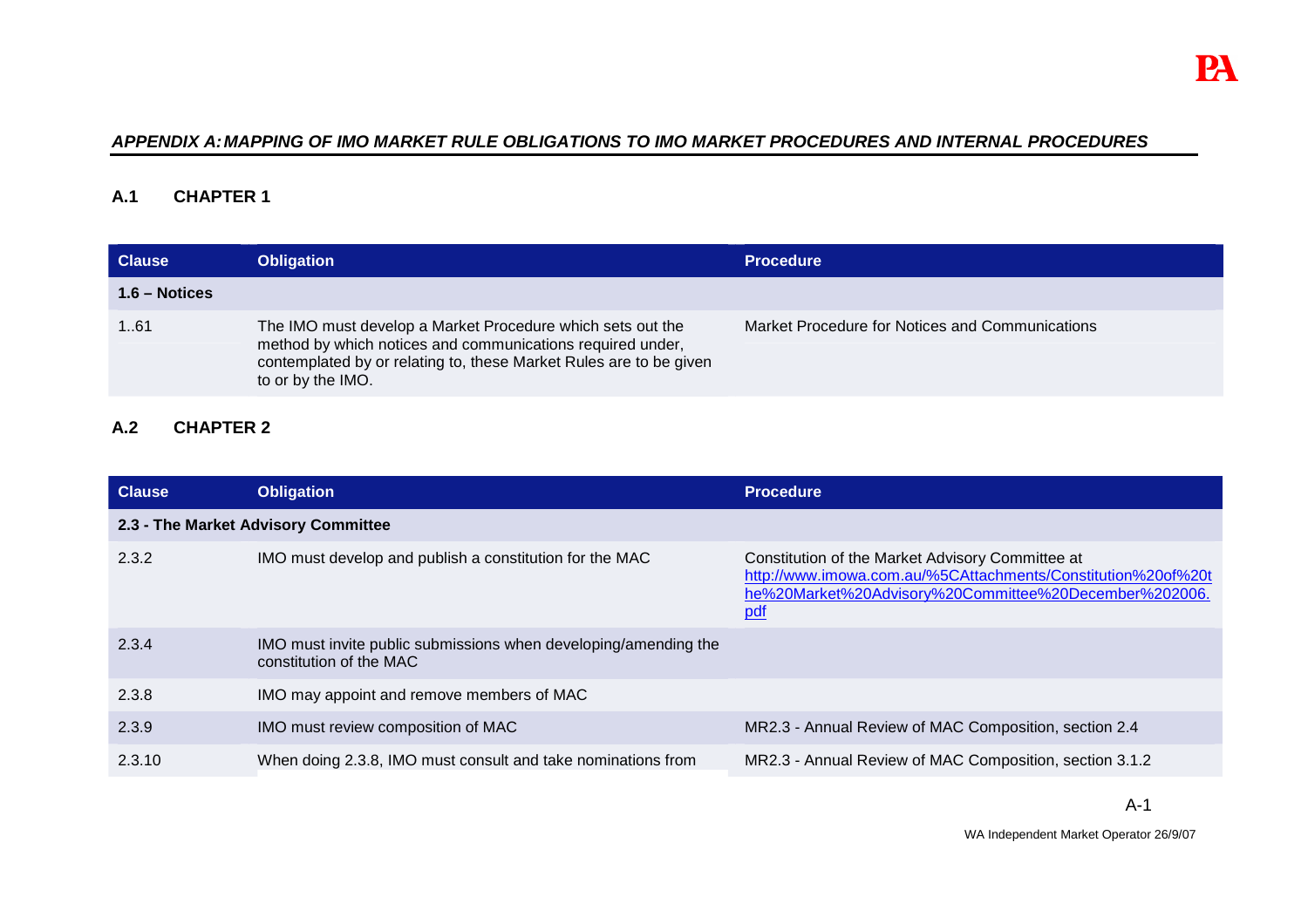## APPENDIX A: MAPPING OF IMO MARKET RULE OBLIGATIONS TO IMO MARKET PROCEDURES AND INTERNAL PROCEDURES

### A.1 CHAPTER 1

| Clause | Obligation | Procedure |
|---|---|---|
| **1.6 – Notices** | | |
| 1..61 | The IMO must develop a Market Procedure which sets out the method by which notices and communications required under, contemplated by or relating to, these Market Rules are to be given to or by the IMO. | Market Procedure for Notices and Communications |

### A.2 CHAPTER 2

| Clause | Obligation | Procedure |
|---|---|---|
| **2.3 - The Market Advisory Committee** | | |
| 2.3.2 | IMO must develop and publish a constitution for the MAC | Constitution of the Market Advisory Committee at http://www.imowa.com.au/%5CAttachments/Constitution%20of%20the%20Market%20Advisory%20Committee%20December%202006.pdf |
| 2.3.4 | IMO must invite public submissions when developing/amending the constitution of the MAC | |
| 2.3.8 | IMO may appoint and remove members of MAC | |
| 2.3.9 | IMO must review composition of MAC | MR2.3 - Annual Review of MAC Composition, section 2.4 |
| 2.3.10 | When doing 2.3.8, IMO must consult and take nominations from | MR2.3 - Annual Review of MAC Composition, section 3.1.2 |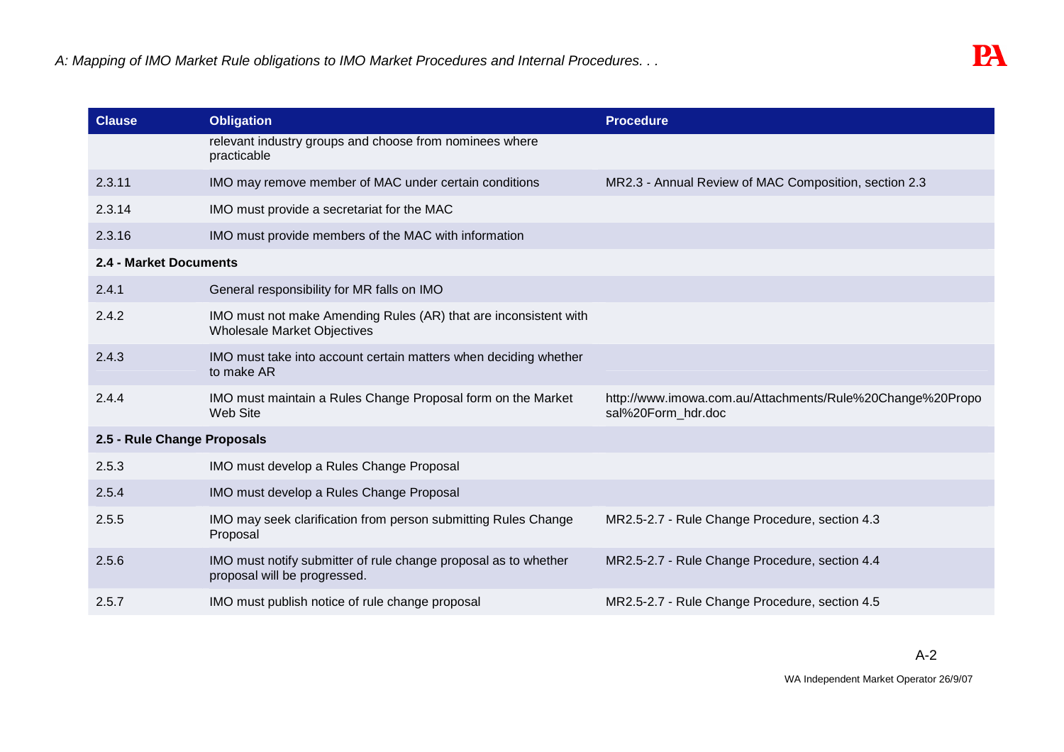| Clause | Obligation | Procedure |
|---|---|---|
| | relevant industry groups and choose from nominees where practicable | |
| 2.3.11 | IMO may remove member of MAC under certain conditions | MR2.3 - Annual Review of MAC Composition, section 2.3 |
| 2.3.14 | IMO must provide a secretariat for the MAC | |
| 2.3.16 | IMO must provide members of the MAC with information | |
| **2.4 - Market Documents** | | |
| 2.4.1 | General responsibility for MR falls on IMO | |
| 2.4.2 | IMO must not make Amending Rules (AR) that are inconsistent with Wholesale Market Objectives | |
| 2.4.3 | IMO must take into account certain matters when deciding whether to make AR | |
| 2.4.4 | IMO must maintain a Rules Change Proposal form on the Market Web Site | http://www.imowa.com.au/Attachments/Rule%20Change%20Proposal%20Form_hdr.doc |
| **2.5 - Rule Change Proposals** | | |
| 2.5.3 | IMO must develop a Rules Change Proposal | |
| 2.5.4 | IMO must develop a Rules Change Proposal | |
| 2.5.5 | IMO may seek clarification from person submitting Rules Change Proposal | MR2.5-2.7 - Rule Change Procedure, section 4.3 |
| 2.5.6 | IMO must notify submitter of rule change proposal as to whether proposal will be progressed. | MR2.5-2.7 - Rule Change Procedure, section 4.4 |
| 2.5.7 | IMO must publish notice of rule change proposal | MR2.5-2.7 - Rule Change Procedure, section 4.5 |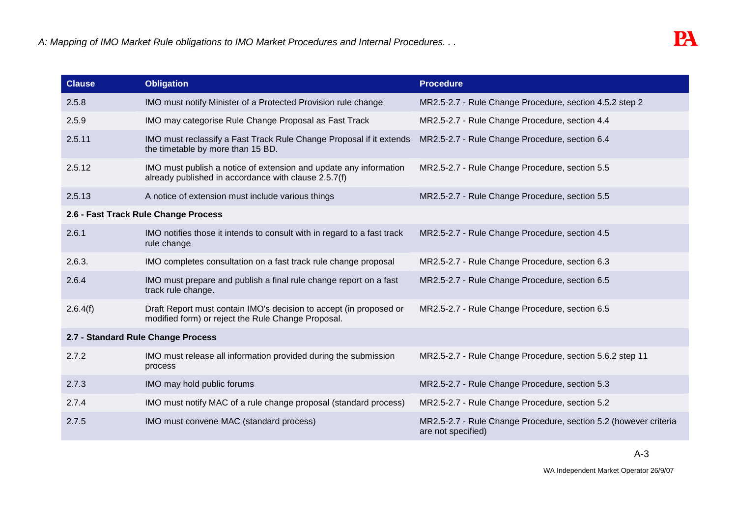| Clause | Obligation | Procedure |
|---|---|---|
| 2.5.8 | IMO must notify Minister of a Protected Provision rule change | MR2.5-2.7 - Rule Change Procedure, section 4.5.2 step 2 |
| 2.5.9 | IMO may categorise Rule Change Proposal as Fast Track | MR2.5-2.7 - Rule Change Procedure, section 4.4 |
| 2.5.11 | IMO must reclassify a Fast Track Rule Change Proposal if it extends the timetable by more than 15 BD. | MR2.5-2.7 - Rule Change Procedure, section 6.4 |
| 2.5.12 | IMO must publish a notice of extension and update any information already published in accordance with clause 2.5.7(f) | MR2.5-2.7 - Rule Change Procedure, section 5.5 |
| 2.5.13 | A notice of extension must include various things | MR2.5-2.7 - Rule Change Procedure, section 5.5 |
| **2.6 - Fast Track Rule Change Process** | | |
| 2.6.1 | IMO notifies those it intends to consult with in regard to a fast track rule change | MR2.5-2.7 - Rule Change Procedure, section 4.5 |
| 2.6.3. | IMO completes consultation on a fast track rule change proposal | MR2.5-2.7 - Rule Change Procedure, section 6.3 |
| 2.6.4 | IMO must prepare and publish a final rule change report on a fast track rule change. | MR2.5-2.7 - Rule Change Procedure, section 6.5 |
| 2.6.4(f) | Draft Report must contain IMO's decision to accept (in proposed or modified form) or reject the Rule Change Proposal. | MR2.5-2.7 - Rule Change Procedure, section 6.5 |
| **2.7 - Standard Rule Change Process** | | |
| 2.7.2 | IMO must release all information provided during the submission process | MR2.5-2.7 - Rule Change Procedure, section 5.6.2 step 11 |
| 2.7.3 | IMO may hold public forums | MR2.5-2.7 - Rule Change Procedure, section 5.3 |
| 2.7.4 | IMO must notify MAC of a rule change proposal (standard process) | MR2.5-2.7 - Rule Change Procedure, section 5.2 |
| 2.7.5 | IMO must convene MAC (standard process) | MR2.5-2.7 - Rule Change Procedure, section 5.2 (however criteria are not specified) |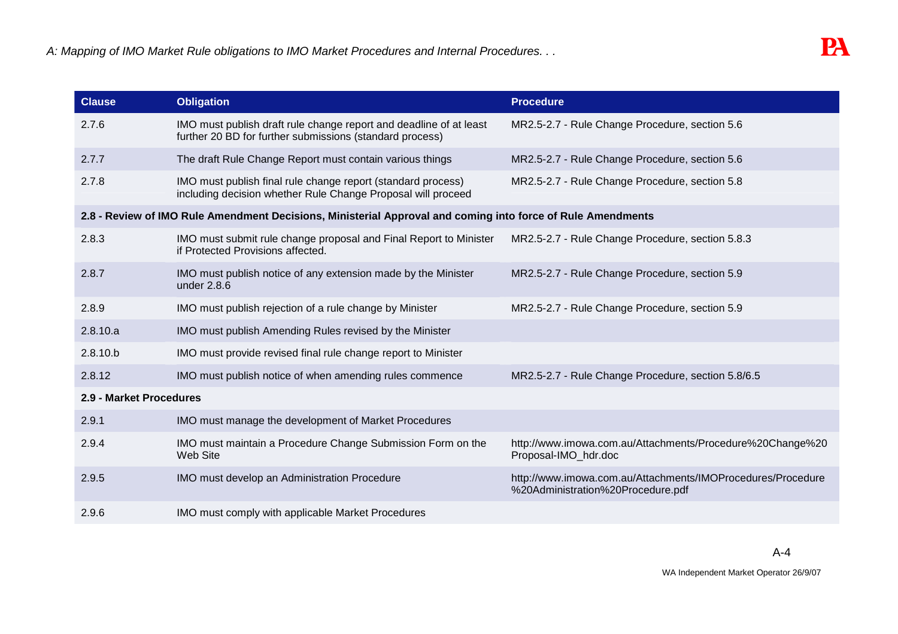| Clause | Obligation | Procedure |
|---|---|---|
| 2.7.6 | IMO must publish draft rule change report and deadline of at least further 20 BD for further submissions (standard process) | MR2.5-2.7 - Rule Change Procedure, section 5.6 |
| 2.7.7 | The draft Rule Change Report must contain various things | MR2.5-2.7 - Rule Change Procedure, section 5.6 |
| 2.7.8 | IMO must publish final rule change report (standard process) including decision whether Rule Change Proposal will proceed | MR2.5-2.7 - Rule Change Procedure, section 5.8 |
| **2.8 - Review of IMO Rule Amendment Decisions, Ministerial Approval and coming into force of Rule Amendments** | | |
| 2.8.3 | IMO must submit rule change proposal and Final Report to Minister if Protected Provisions affected. | MR2.5-2.7 - Rule Change Procedure, section 5.8.3 |
| 2.8.7 | IMO must publish notice of any extension made by the Minister under 2.8.6 | MR2.5-2.7 - Rule Change Procedure, section 5.9 |
| 2.8.9 | IMO must publish rejection of a rule change by Minister | MR2.5-2.7 - Rule Change Procedure, section 5.9 |
| 2.8.10.a | IMO must publish Amending Rules revised by the Minister | |
| 2.8.10.b | IMO must provide revised final rule change report to Minister | |
| 2.8.12 | IMO must publish notice of when amending rules commence | MR2.5-2.7 - Rule Change Procedure, section 5.8/6.5 |
| **2.9 - Market Procedures** | | |
| 2.9.1 | IMO must manage the development of Market Procedures | |
| 2.9.4 | IMO must maintain a Procedure Change Submission Form on the Web Site | http://www.imowa.com.au/Attachments/Procedure%20Change%20Proposal-IMO_hdr.doc |
| 2.9.5 | IMO must develop an Administration Procedure | http://www.imowa.com.au/Attachments/IMOProcedures/Procedure%20Administration%20Procedure.pdf |
| 2.9.6 | IMO must comply with applicable Market Procedures | |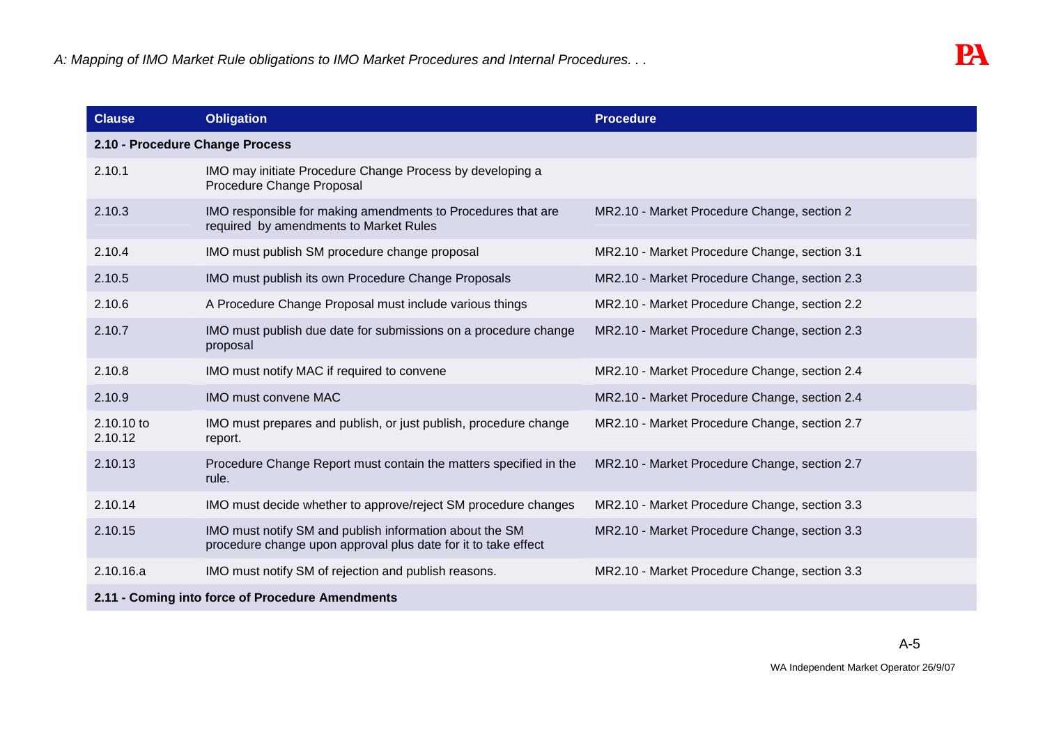| Clause | Obligation | Procedure |
| --- | --- | --- |
| **2.10 - Procedure Change Process** | | |
| 2.10.1 | IMO may initiate Procedure Change Process by developing a Procedure Change Proposal | |
| 2.10.3 | IMO responsible for making amendments to Procedures that are required by amendments to Market Rules | MR2.10 - Market Procedure Change, section 2 |
| 2.10.4 | IMO must publish SM procedure change proposal | MR2.10 - Market Procedure Change, section 3.1 |
| 2.10.5 | IMO must publish its own Procedure Change Proposals | MR2.10 - Market Procedure Change, section 2.3 |
| 2.10.6 | A Procedure Change Proposal must include various things | MR2.10 - Market Procedure Change, section 2.2 |
| 2.10.7 | IMO must publish due date for submissions on a procedure change proposal | MR2.10 - Market Procedure Change, section 2.3 |
| 2.10.8 | IMO must notify MAC if required to convene | MR2.10 - Market Procedure Change, section 2.4 |
| 2.10.9 | IMO must convene MAC | MR2.10 - Market Procedure Change, section 2.4 |
| 2.10.10 to 2.10.12 | IMO must prepares and publish, or just publish, procedure change report. | MR2.10 - Market Procedure Change, section 2.7 |
| 2.10.13 | Procedure Change Report must contain the matters specified in the rule. | MR2.10 - Market Procedure Change, section 2.7 |
| 2.10.14 | IMO must decide whether to approve/reject SM procedure changes | MR2.10 - Market Procedure Change, section 3.3 |
| 2.10.15 | IMO must notify SM and publish information about the SM procedure change upon approval plus date for it to take effect | MR2.10 - Market Procedure Change, section 3.3 |
| 2.10.16.a | IMO must notify SM of rejection and publish reasons. | MR2.10 - Market Procedure Change, section 3.3 |
| **2.11 - Coming into force of Procedure Amendments** | | |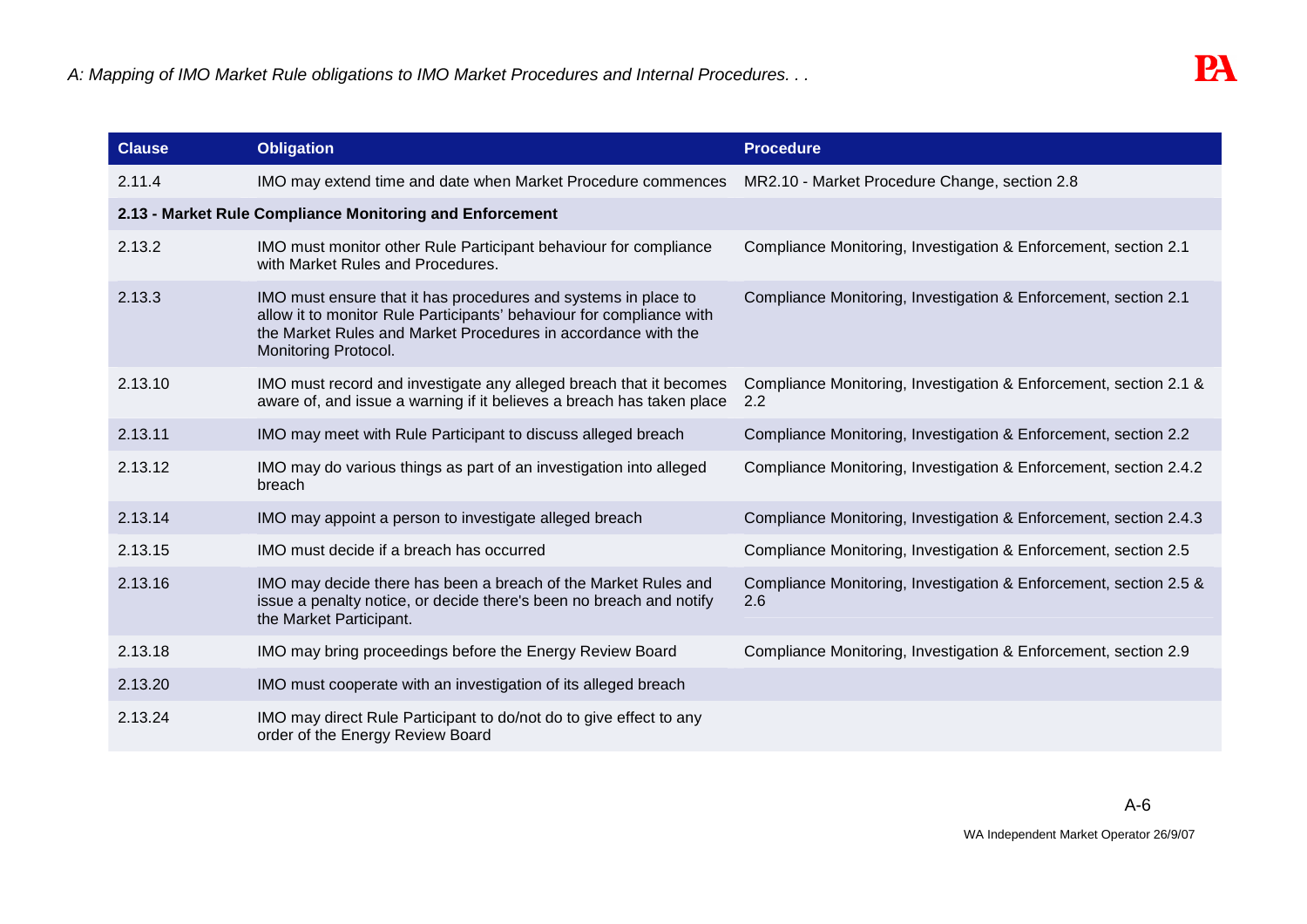| Clause | Obligation | Procedure |
|---|---|---|
| 2.11.4 | IMO may extend time and date when Market Procedure commences | MR2.10 - Market Procedure Change, section 2.8 |
| **2.13 - Market Rule Compliance Monitoring and Enforcement** | | |
| 2.13.2 | IMO must monitor other Rule Participant behaviour for compliance with Market Rules and Procedures. | Compliance Monitoring, Investigation & Enforcement, section 2.1 |
| 2.13.3 | IMO must ensure that it has procedures and systems in place to allow it to monitor Rule Participants' behaviour for compliance with the Market Rules and Market Procedures in accordance with the Monitoring Protocol. | Compliance Monitoring, Investigation & Enforcement, section 2.1 |
| 2.13.10 | IMO must record and investigate any alleged breach that it becomes aware of, and issue a warning if it believes a breach has taken place | Compliance Monitoring, Investigation & Enforcement, section 2.1 & 2.2 |
| 2.13.11 | IMO may meet with Rule Participant to discuss alleged breach | Compliance Monitoring, Investigation & Enforcement, section 2.2 |
| 2.13.12 | IMO may do various things as part of an investigation into alleged breach | Compliance Monitoring, Investigation & Enforcement, section 2.4.2 |
| 2.13.14 | IMO may appoint a person to investigate alleged breach | Compliance Monitoring, Investigation & Enforcement, section 2.4.3 |
| 2.13.15 | IMO must decide if a breach has occurred | Compliance Monitoring, Investigation & Enforcement, section 2.5 |
| 2.13.16 | IMO may decide there has been a breach of the Market Rules and issue a penalty notice, or decide there's been no breach and notify the Market Participant. | Compliance Monitoring, Investigation & Enforcement, section 2.5 & 2.6 |
| 2.13.18 | IMO may bring proceedings before the Energy Review Board | Compliance Monitoring, Investigation & Enforcement, section 2.9 |
| 2.13.20 | IMO must cooperate with an investigation of its alleged breach | |
| 2.13.24 | IMO may direct Rule Participant to do/not do to give effect to any order of the Energy Review Board | |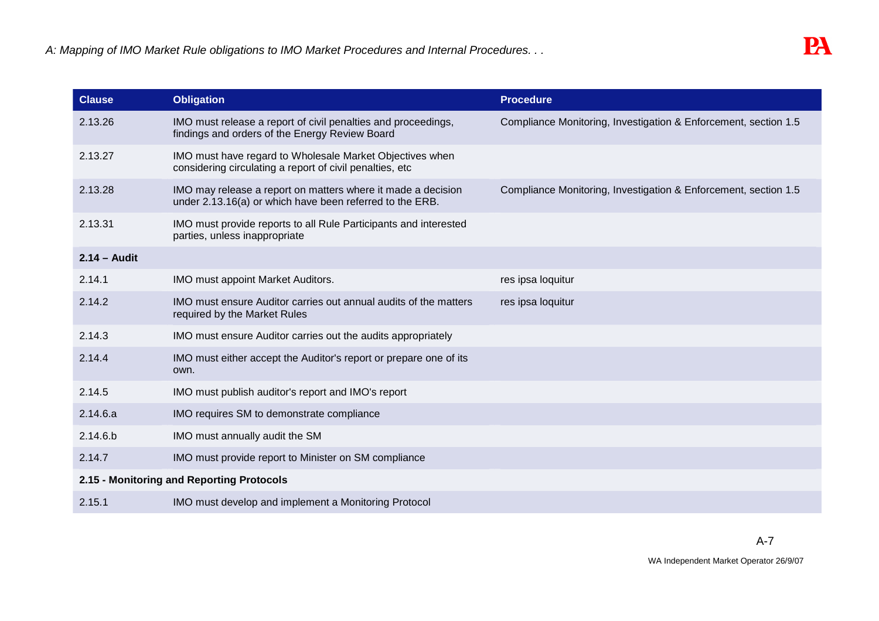| Clause | Obligation | Procedure |
| --- | --- | --- |
| 2.13.26 | IMO must release a report of civil penalties and proceedings, findings and orders of the Energy Review Board | Compliance Monitoring, Investigation & Enforcement, section 1.5 |
| 2.13.27 | IMO must have regard to Wholesale Market Objectives when considering circulating a report of civil penalties, etc | |
| 2.13.28 | IMO may release a report on matters where it made a decision under 2.13.16(a) or which have been referred to the ERB. | Compliance Monitoring, Investigation & Enforcement, section 1.5 |
| 2.13.31 | IMO must provide reports to all Rule Participants and interested parties, unless inappropriate | |
| **2.14 – Audit** | | |
| 2.14.1 | IMO must appoint Market Auditors. | res ipsa loquitur |
| 2.14.2 | IMO must ensure Auditor carries out annual audits of the matters required by the Market Rules | res ipsa loquitur |
| 2.14.3 | IMO must ensure Auditor carries out the audits appropriately | |
| 2.14.4 | IMO must either accept the Auditor's report or prepare one of its own. | |
| 2.14.5 | IMO must publish auditor's report and IMO's report | |
| 2.14.6.a | IMO requires SM to demonstrate compliance | |
| 2.14.6.b | IMO must annually audit the SM | |
| 2.14.7 | IMO must provide report to Minister on SM compliance | |
| **2.15 - Monitoring and Reporting Protocols** | | |
| 2.15.1 | IMO must develop and implement a Monitoring Protocol | |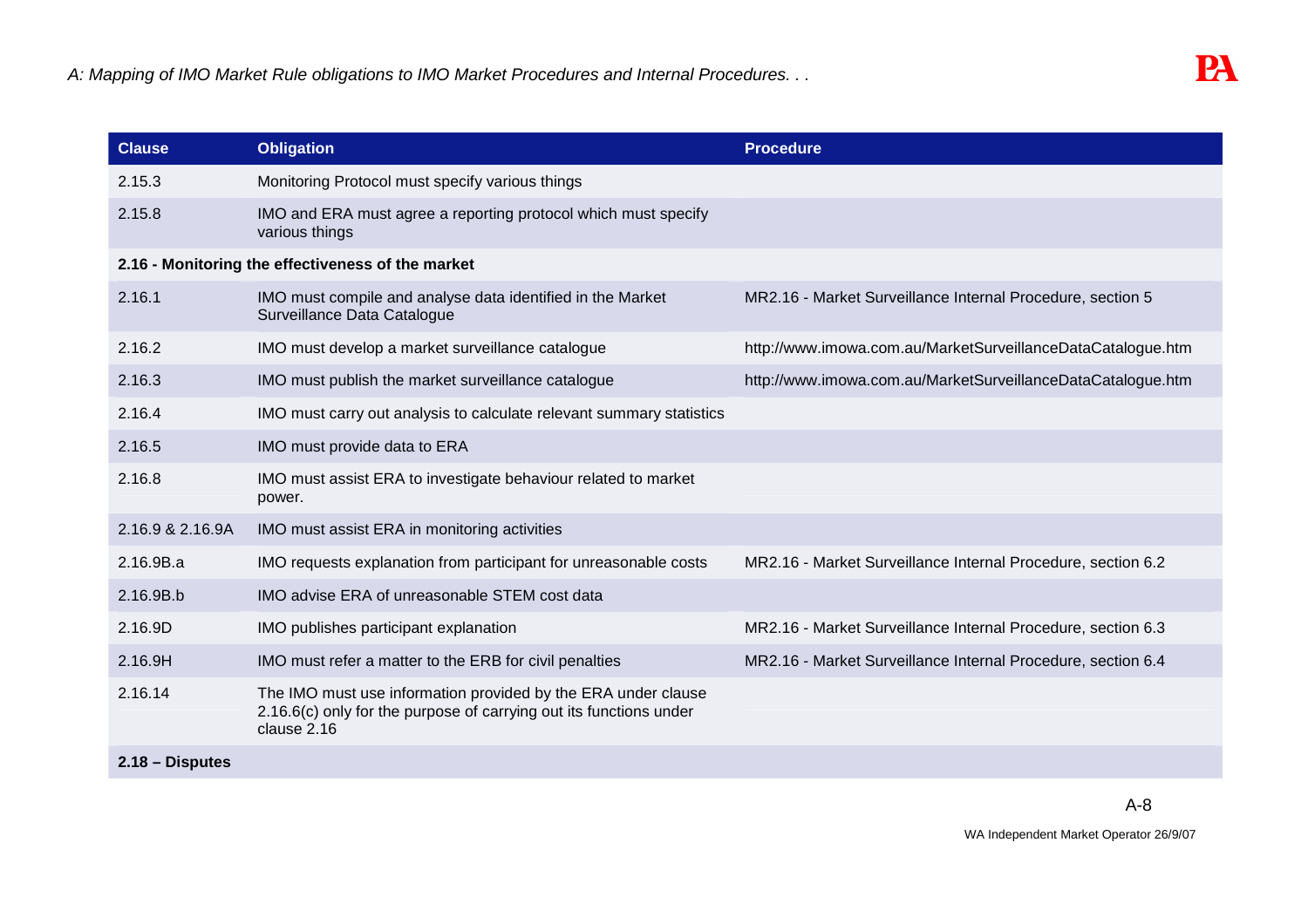| Clause | Obligation | Procedure |
|---|---|---|
| 2.15.3 | Monitoring Protocol must specify various things | |
| 2.15.8 | IMO and ERA must agree a reporting protocol which must specify various things | |
| **2.16 - Monitoring the effectiveness of the market** | | |
| 2.16.1 | IMO must compile and analyse data identified in the Market Surveillance Data Catalogue | MR2.16 - Market Surveillance Internal Procedure, section 5 |
| 2.16.2 | IMO must develop a market surveillance catalogue | http://www.imowa.com.au/MarketSurveillanceDataCatalogue.htm |
| 2.16.3 | IMO must publish the market surveillance catalogue | http://www.imowa.com.au/MarketSurveillanceDataCatalogue.htm |
| 2.16.4 | IMO must carry out analysis to calculate relevant summary statistics | |
| 2.16.5 | IMO must provide data to ERA | |
| 2.16.8 | IMO must assist ERA to investigate behaviour related to market power. | |
| 2.16.9 & 2.16.9A | IMO must assist ERA in monitoring activities | |
| 2.16.9B.a | IMO requests explanation from participant for unreasonable costs | MR2.16 - Market Surveillance Internal Procedure, section 6.2 |
| 2.16.9B.b | IMO advise ERA of unreasonable STEM cost data | |
| 2.16.9D | IMO publishes participant explanation | MR2.16 - Market Surveillance Internal Procedure, section 6.3 |
| 2.16.9H | IMO must refer a matter to the ERB for civil penalties | MR2.16 - Market Surveillance Internal Procedure, section 6.4 |
| 2.16.14 | The IMO must use information provided by the ERA under clause 2.16.6(c) only for the purpose of carrying out its functions under clause 2.16 | |
| **2.18 – Disputes** | | |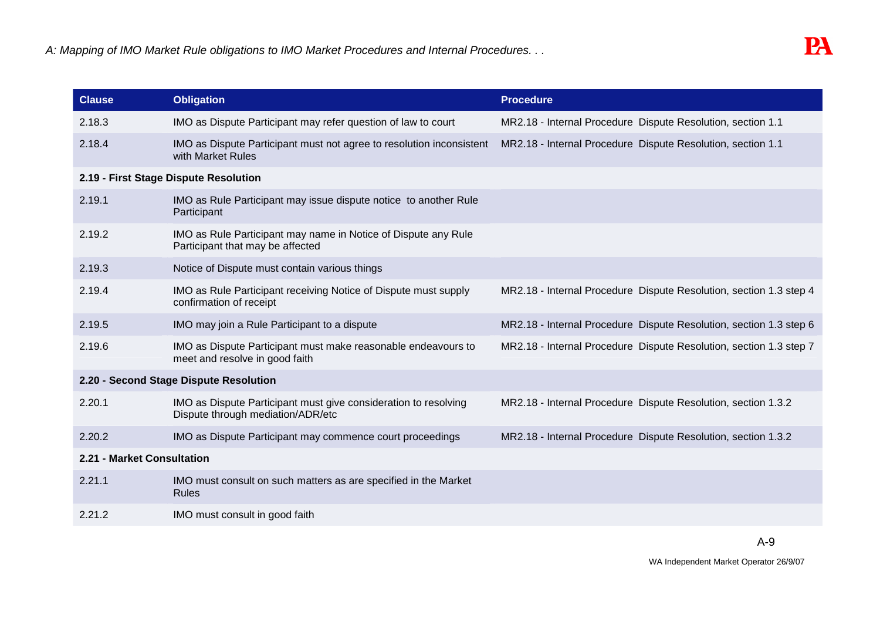| Clause | Obligation | Procedure |
|---|---|---|
| 2.18.3 | IMO as Dispute Participant may refer question of law to court | MR2.18 - Internal Procedure Dispute Resolution, section 1.1 |
| 2.18.4 | IMO as Dispute Participant must not agree to resolution inconsistent with Market Rules | MR2.18 - Internal Procedure Dispute Resolution, section 1.1 |
| **2.19 - First Stage Dispute Resolution** | | |
| 2.19.1 | IMO as Rule Participant may issue dispute notice to another Rule Participant | |
| 2.19.2 | IMO as Rule Participant may name in Notice of Dispute any Rule Participant that may be affected | |
| 2.19.3 | Notice of Dispute must contain various things | |
| 2.19.4 | IMO as Rule Participant receiving Notice of Dispute must supply confirmation of receipt | MR2.18 - Internal Procedure Dispute Resolution, section 1.3 step 4 |
| 2.19.5 | IMO may join a Rule Participant to a dispute | MR2.18 - Internal Procedure Dispute Resolution, section 1.3 step 6 |
| 2.19.6 | IMO as Dispute Participant must make reasonable endeavours to meet and resolve in good faith | MR2.18 - Internal Procedure Dispute Resolution, section 1.3 step 7 |
| **2.20 - Second Stage Dispute Resolution** | | |
| 2.20.1 | IMO as Dispute Participant must give consideration to resolving Dispute through mediation/ADR/etc | MR2.18 - Internal Procedure Dispute Resolution, section 1.3.2 |
| 2.20.2 | IMO as Dispute Participant may commence court proceedings | MR2.18 - Internal Procedure Dispute Resolution, section 1.3.2 |
| **2.21 - Market Consultation** | | |
| 2.21.1 | IMO must consult on such matters as are specified in the Market Rules | |
| 2.21.2 | IMO must consult in good faith | |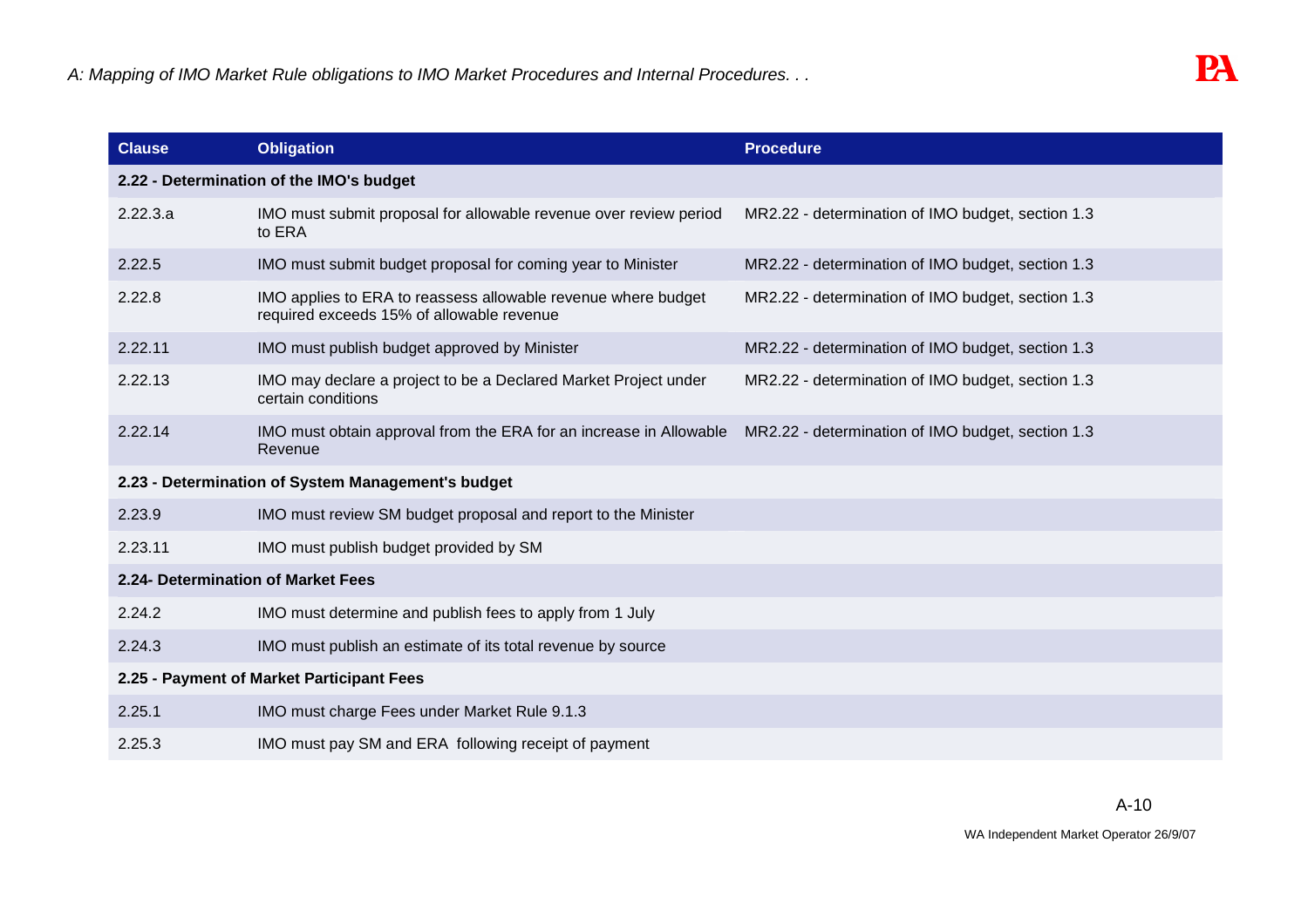| Clause | Obligation | Procedure |
|---|---|---|
| **2.22 - Determination of the IMO's budget** | | |
| 2.22.3.a | IMO must submit proposal for allowable revenue over review period to ERA | MR2.22 - determination of IMO budget, section 1.3 |
| 2.22.5 | IMO must submit budget proposal for coming year to Minister | MR2.22 - determination of IMO budget, section 1.3 |
| 2.22.8 | IMO applies to ERA to reassess allowable revenue where budget required exceeds 15% of allowable revenue | MR2.22 - determination of IMO budget, section 1.3 |
| 2.22.11 | IMO must publish budget approved by Minister | MR2.22 - determination of IMO budget, section 1.3 |
| 2.22.13 | IMO may declare a project to be a Declared Market Project under certain conditions | MR2.22 - determination of IMO budget, section 1.3 |
| 2.22.14 | IMO must obtain approval from the ERA for an increase in Allowable Revenue | MR2.22 - determination of IMO budget, section 1.3 |
| **2.23 - Determination of System Management's budget** | | |
| 2.23.9 | IMO must review SM budget proposal and report to the Minister | |
| 2.23.11 | IMO must publish budget provided by SM | |
| **2.24- Determination of Market Fees** | | |
| 2.24.2 | IMO must determine and publish fees to apply from 1 July | |
| 2.24.3 | IMO must publish an estimate of its total revenue by source | |
| **2.25 - Payment of Market Participant Fees** | | |
| 2.25.1 | IMO must charge Fees under Market Rule 9.1.3 | |
| 2.25.3 | IMO must pay SM and ERA following receipt of payment | |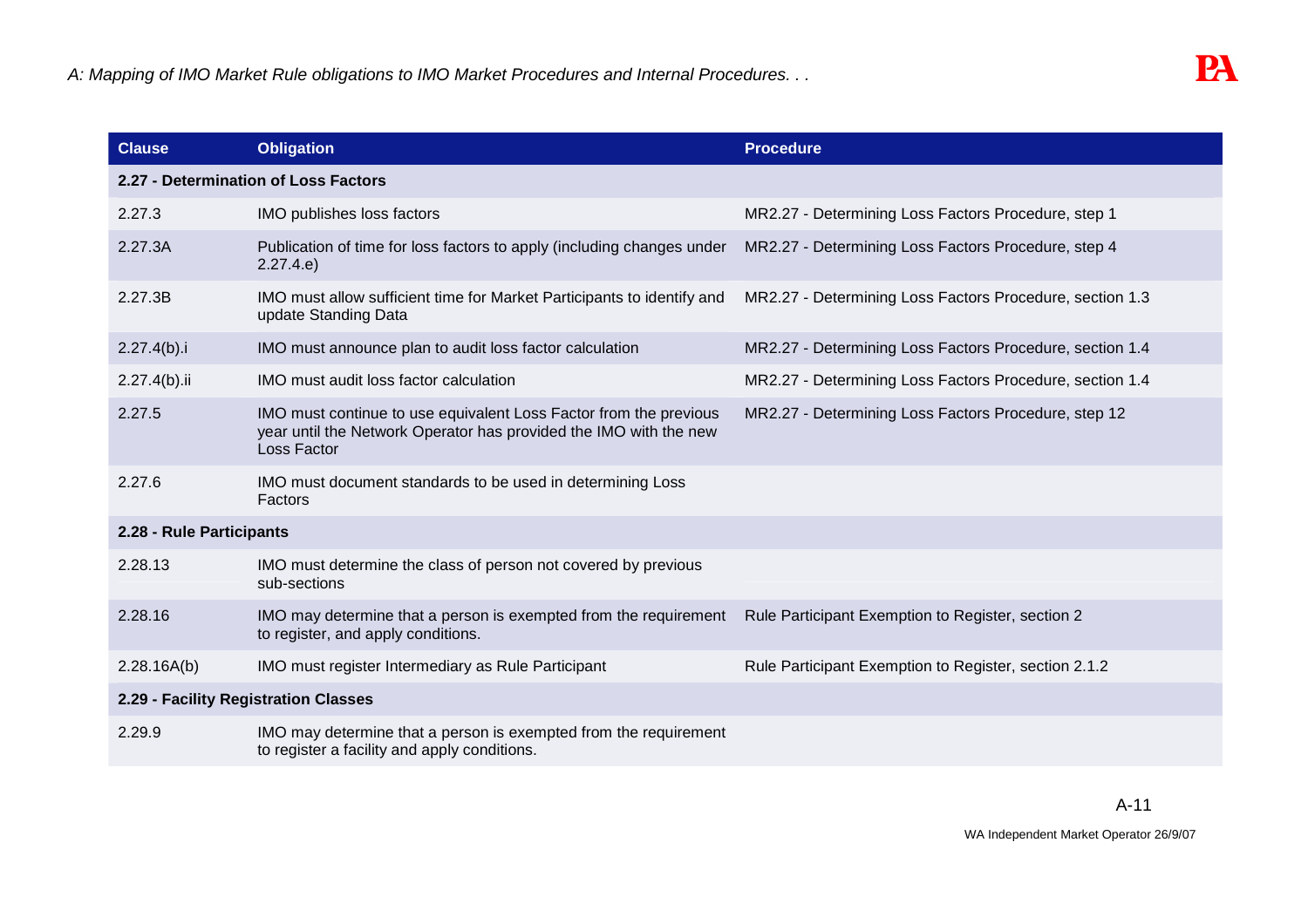| Clause | Obligation | Procedure |
| --- | --- | --- |
| **2.27 - Determination of Loss Factors** | | |
| 2.27.3 | IMO publishes loss factors | MR2.27 - Determining Loss Factors Procedure, step 1 |
| 2.27.3A | Publication of time for loss factors to apply (including changes under 2.27.4.e) | MR2.27 - Determining Loss Factors Procedure, step 4 |
| 2.27.3B | IMO must allow sufficient time for Market Participants to identify and update Standing Data | MR2.27 - Determining Loss Factors Procedure, section 1.3 |
| 2.27.4(b).i | IMO must announce plan to audit loss factor calculation | MR2.27 - Determining Loss Factors Procedure, section 1.4 |
| 2.27.4(b).ii | IMO must audit loss factor calculation | MR2.27 - Determining Loss Factors Procedure, section 1.4 |
| 2.27.5 | IMO must continue to use equivalent Loss Factor from the previous year until the Network Operator has provided the IMO with the new Loss Factor | MR2.27 - Determining Loss Factors Procedure, step 12 |
| 2.27.6 | IMO must document standards to be used in determining Loss Factors | |
| **2.28 - Rule Participants** | | |
| 2.28.13 | IMO must determine the class of person not covered by previous sub-sections | |
| 2.28.16 | IMO may determine that a person is exempted from the requirement to register, and apply conditions. | Rule Participant Exemption to Register, section 2 |
| 2.28.16A(b) | IMO must register Intermediary as Rule Participant | Rule Participant Exemption to Register, section 2.1.2 |
| **2.29 - Facility Registration Classes** | | |
| 2.29.9 | IMO may determine that a person is exempted from the requirement to register a facility and apply conditions. | |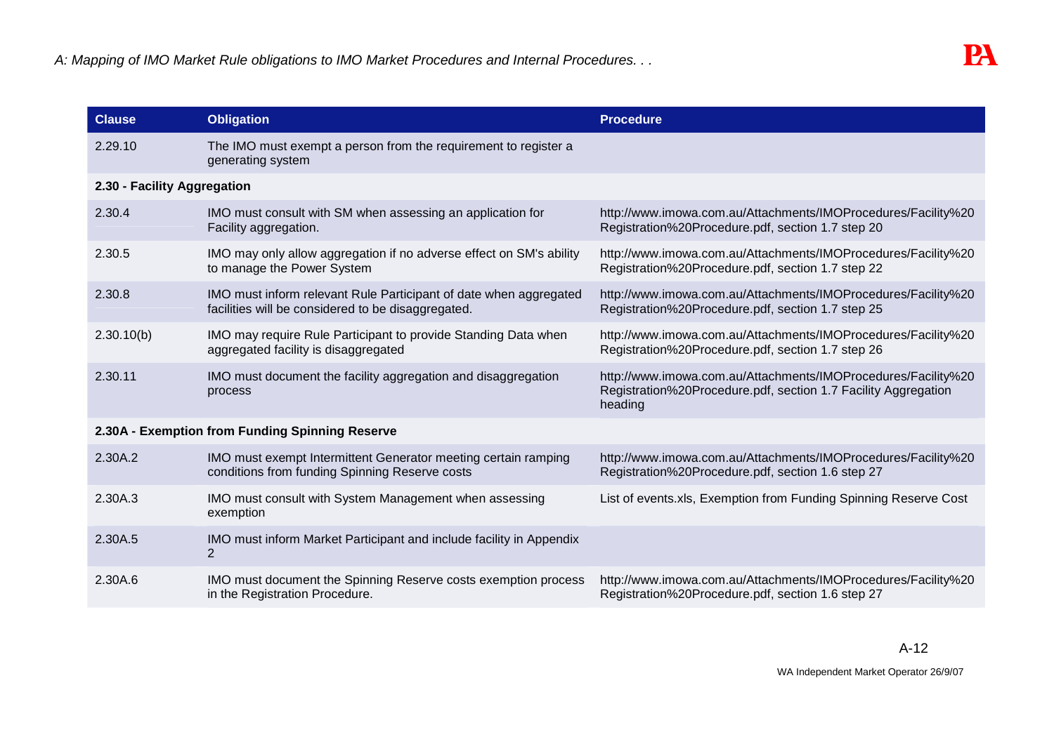| Clause | Obligation | Procedure |
|---|---|---|
| 2.29.10 | The IMO must exempt a person from the requirement to register a generating system | |
| **2.30 - Facility Aggregation** | | |
| 2.30.4 | IMO must consult with SM when assessing an application for Facility aggregation. | http://www.imowa.com.au/Attachments/IMOProcedures/Facility%20 Registration%20Procedure.pdf, section 1.7 step 20 |
| 2.30.5 | IMO may only allow aggregation if no adverse effect on SM's ability to manage the Power System | http://www.imowa.com.au/Attachments/IMOProcedures/Facility%20 Registration%20Procedure.pdf, section 1.7 step 22 |
| 2.30.8 | IMO must inform relevant Rule Participant of date when aggregated facilities will be considered to be disaggregated. | http://www.imowa.com.au/Attachments/IMOProcedures/Facility%20 Registration%20Procedure.pdf, section 1.7 step 25 |
| 2.30.10(b) | IMO may require Rule Participant to provide Standing Data when aggregated facility is disaggregated | http://www.imowa.com.au/Attachments/IMOProcedures/Facility%20 Registration%20Procedure.pdf, section 1.7 step 26 |
| 2.30.11 | IMO must document the facility aggregation and disaggregation process | http://www.imowa.com.au/Attachments/IMOProcedures/Facility%20 Registration%20Procedure.pdf, section 1.7 Facility Aggregation heading |
| **2.30A - Exemption from Funding Spinning Reserve** | | |
| 2.30A.2 | IMO must exempt Intermittent Generator meeting certain ramping conditions from funding Spinning Reserve costs | http://www.imowa.com.au/Attachments/IMOProcedures/Facility%20 Registration%20Procedure.pdf, section 1.6 step 27 |
| 2.30A.3 | IMO must consult with System Management when assessing exemption | List of events.xls, Exemption from Funding Spinning Reserve Cost |
| 2.30A.5 | IMO must inform Market Participant and include facility in Appendix 2 | |
| 2.30A.6 | IMO must document the Spinning Reserve costs exemption process in the Registration Procedure. | http://www.imowa.com.au/Attachments/IMOProcedures/Facility%20 Registration%20Procedure.pdf, section 1.6 step 27 |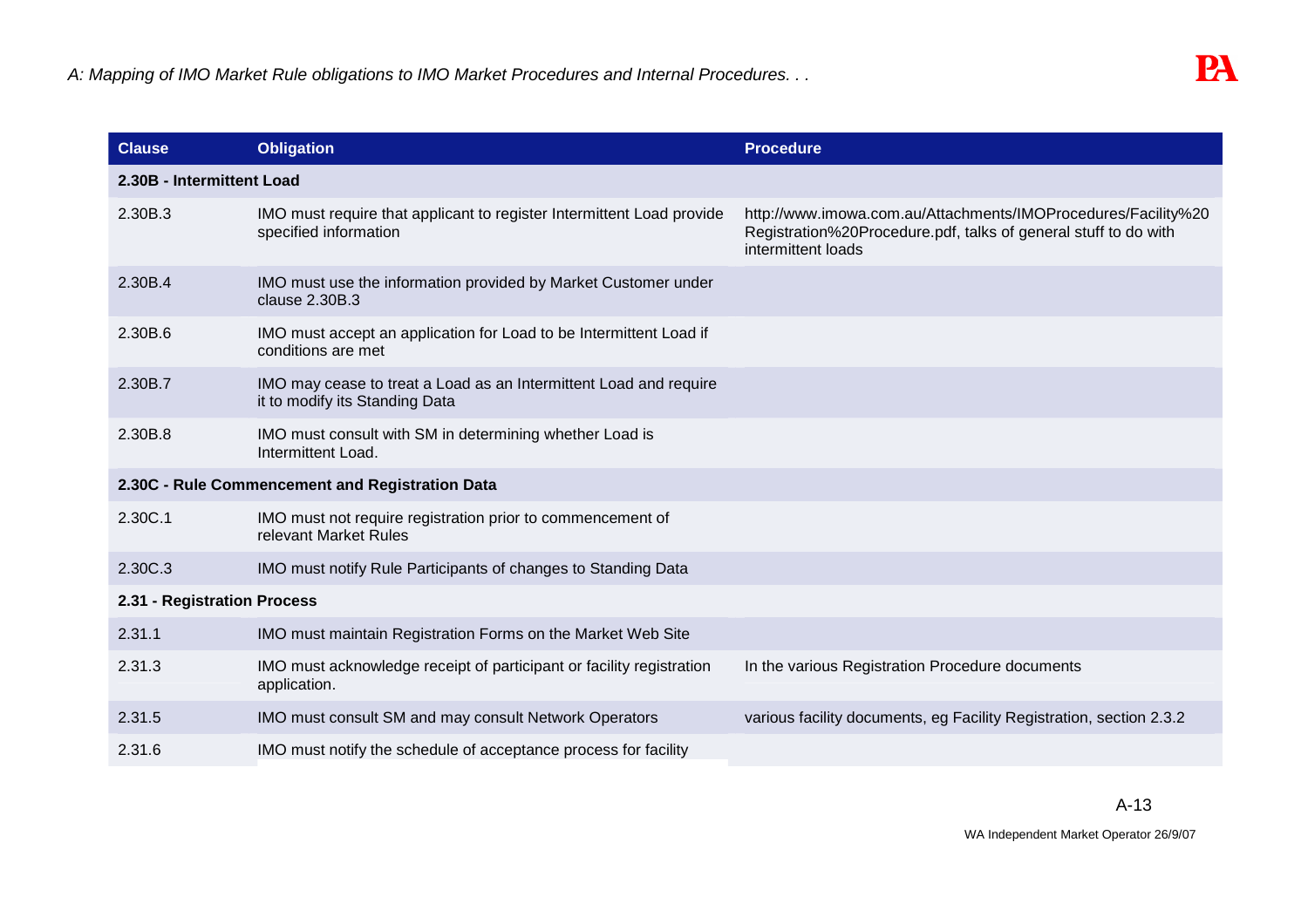| Clause | Obligation | Procedure |
|---|---|---|
| **2.30B - Intermittent Load** | | |
| 2.30B.3 | IMO must require that applicant to register Intermittent Load provide specified information | http://www.imowa.com.au/Attachments/IMOProcedures/Facility%20Registration%20Procedure.pdf, talks of general stuff to do with intermittent loads |
| 2.30B.4 | IMO must use the information provided by Market Customer under clause 2.30B.3 | |
| 2.30B.6 | IMO must accept an application for Load to be Intermittent Load if conditions are met | |
| 2.30B.7 | IMO may cease to treat a Load as an Intermittent Load and require it to modify its Standing Data | |
| 2.30B.8 | IMO must consult with SM in determining whether Load is Intermittent Load. | |
| **2.30C - Rule Commencement and Registration Data** | | |
| 2.30C.1 | IMO must not require registration prior to commencement of relevant Market Rules | |
| 2.30C.3 | IMO must notify Rule Participants of changes to Standing Data | |
| **2.31 - Registration Process** | | |
| 2.31.1 | IMO must maintain Registration Forms on the Market Web Site | |
| 2.31.3 | IMO must acknowledge receipt of participant or facility registration application. | In the various Registration Procedure documents |
| 2.31.5 | IMO must consult SM and may consult Network Operators | various facility documents, eg Facility Registration, section 2.3.2 |
| 2.31.6 | IMO must notify the schedule of acceptance process for facility | |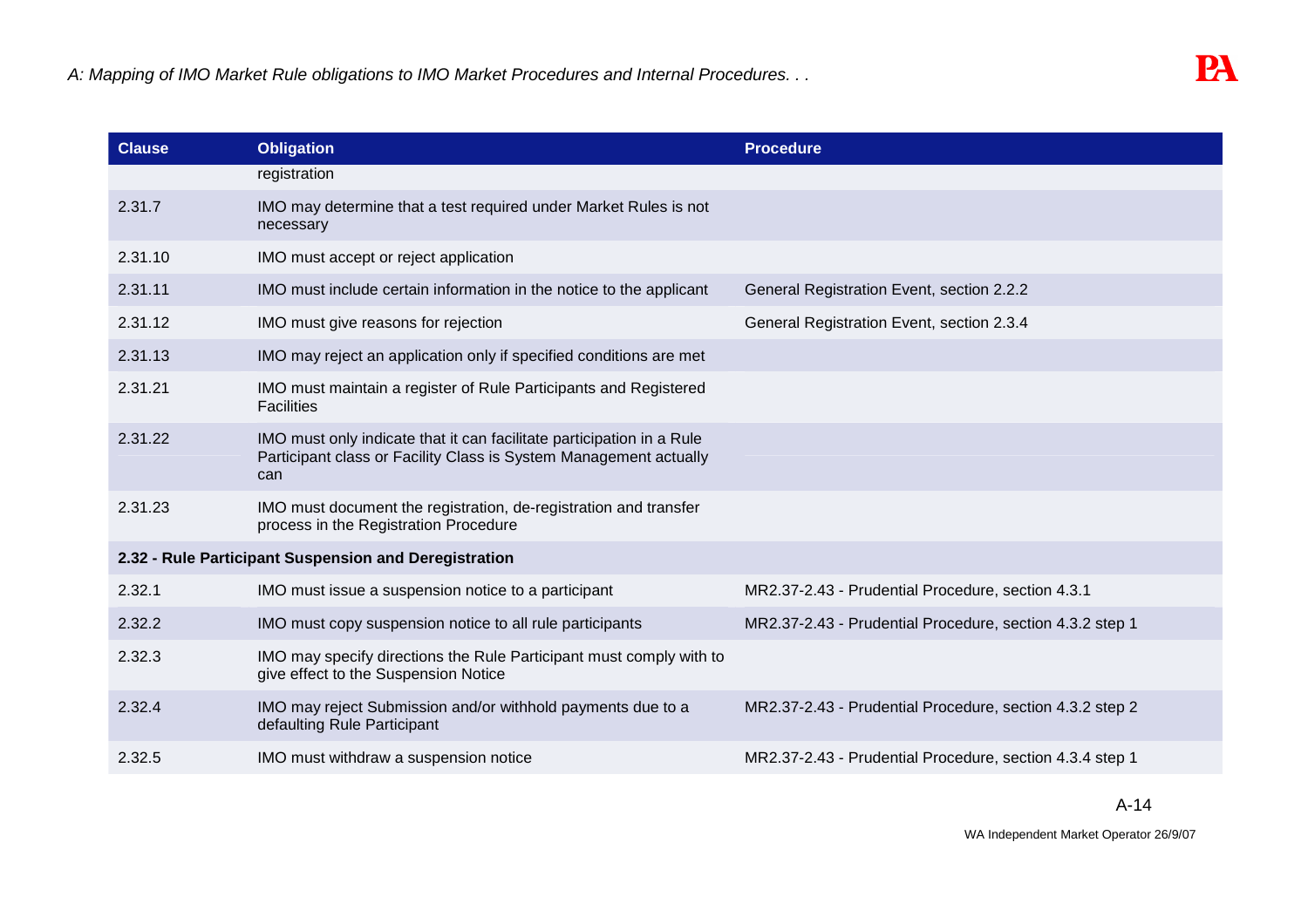| Clause | Obligation | Procedure |
|---|---|---|
| | registration | |
| 2.31.7 | IMO may determine that a test required under Market Rules is not necessary | |
| 2.31.10 | IMO must accept or reject application | |
| 2.31.11 | IMO must include certain information in the notice to the applicant | General Registration Event, section 2.2.2 |
| 2.31.12 | IMO must give reasons for rejection | General Registration Event, section 2.3.4 |
| 2.31.13 | IMO may reject an application only if specified conditions are met | |
| 2.31.21 | IMO must maintain a register of Rule Participants and Registered Facilities | |
| 2.31.22 | IMO must only indicate that it can facilitate participation in a Rule Participant class or Facility Class is System Management actually can | |
| 2.31.23 | IMO must document the registration, de-registration and transfer process in the Registration Procedure | |
| **2.32 - Rule Participant Suspension and Deregistration** | | |
| 2.32.1 | IMO must issue a suspension notice to a participant | MR2.37-2.43 - Prudential Procedure, section 4.3.1 |
| 2.32.2 | IMO must copy suspension notice to all rule participants | MR2.37-2.43 - Prudential Procedure, section 4.3.2 step 1 |
| 2.32.3 | IMO may specify directions the Rule Participant must comply with to give effect to the Suspension Notice | |
| 2.32.4 | IMO may reject Submission and/or withhold payments due to a defaulting Rule Participant | MR2.37-2.43 - Prudential Procedure, section 4.3.2 step 2 |
| 2.32.5 | IMO must withdraw a suspension notice | MR2.37-2.43 - Prudential Procedure, section 4.3.4 step 1 |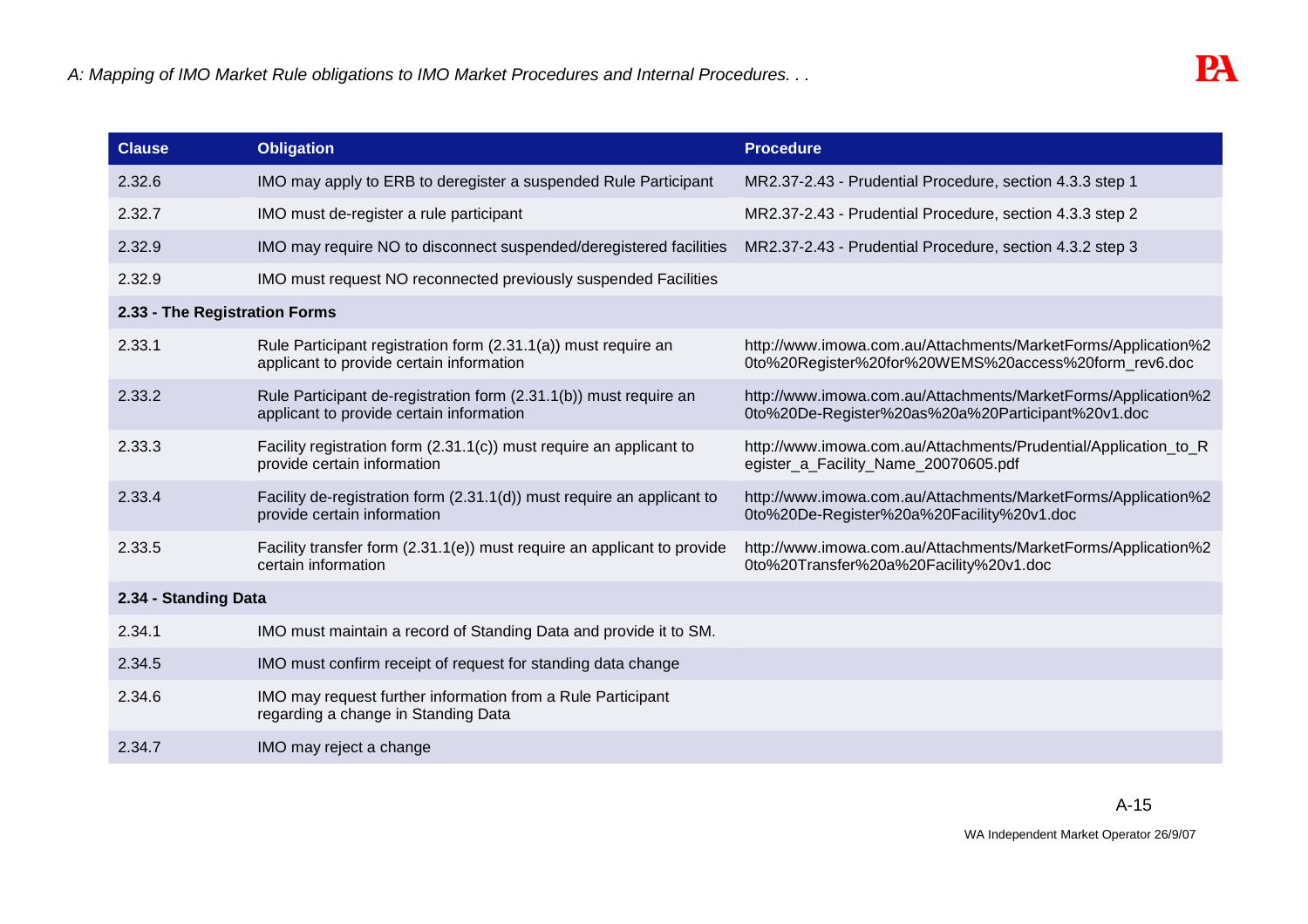| Clause | Obligation | Procedure |
|---|---|---|
| 2.32.6 | IMO may apply to ERB to deregister a suspended Rule Participant | MR2.37-2.43 - Prudential Procedure, section 4.3.3 step 1 |
| 2.32.7 | IMO must de-register a rule participant | MR2.37-2.43 - Prudential Procedure, section 4.3.3 step 2 |
| 2.32.9 | IMO may require NO to disconnect suspended/deregistered facilities | MR2.37-2.43 - Prudential Procedure, section 4.3.2 step 3 |
| 2.32.9 | IMO must request NO reconnected previously suspended Facilities | |
| **2.33 - The Registration Forms** | | |
| 2.33.1 | Rule Participant registration form (2.31.1(a)) must require an applicant to provide certain information | http://www.imowa.com.au/Attachments/MarketForms/Application%20to%20Register%20for%20WEMS%20access%20form_rev6.doc |
| 2.33.2 | Rule Participant de-registration form (2.31.1(b)) must require an applicant to provide certain information | http://www.imowa.com.au/Attachments/MarketForms/Application%20to%20De-Register%20as%20a%20Participant%20v1.doc |
| 2.33.3 | Facility registration form (2.31.1(c)) must require an applicant to provide certain information | http://www.imowa.com.au/Attachments/Prudential/Application_to_Register_a_Facility_Name_20070605.pdf |
| 2.33.4 | Facility de-registration form (2.31.1(d)) must require an applicant to provide certain information | http://www.imowa.com.au/Attachments/MarketForms/Application%20to%20De-Register%20a%20Facility%20v1.doc |
| 2.33.5 | Facility transfer form (2.31.1(e)) must require an applicant to provide certain information | http://www.imowa.com.au/Attachments/MarketForms/Application%20to%20Transfer%20a%20Facility%20v1.doc |
| **2.34 - Standing Data** | | |
| 2.34.1 | IMO must maintain a record of Standing Data and provide it to SM. | |
| 2.34.5 | IMO must confirm receipt of request for standing data change | |
| 2.34.6 | IMO may request further information from a Rule Participant regarding a change in Standing Data | |
| 2.34.7 | IMO may reject a change | |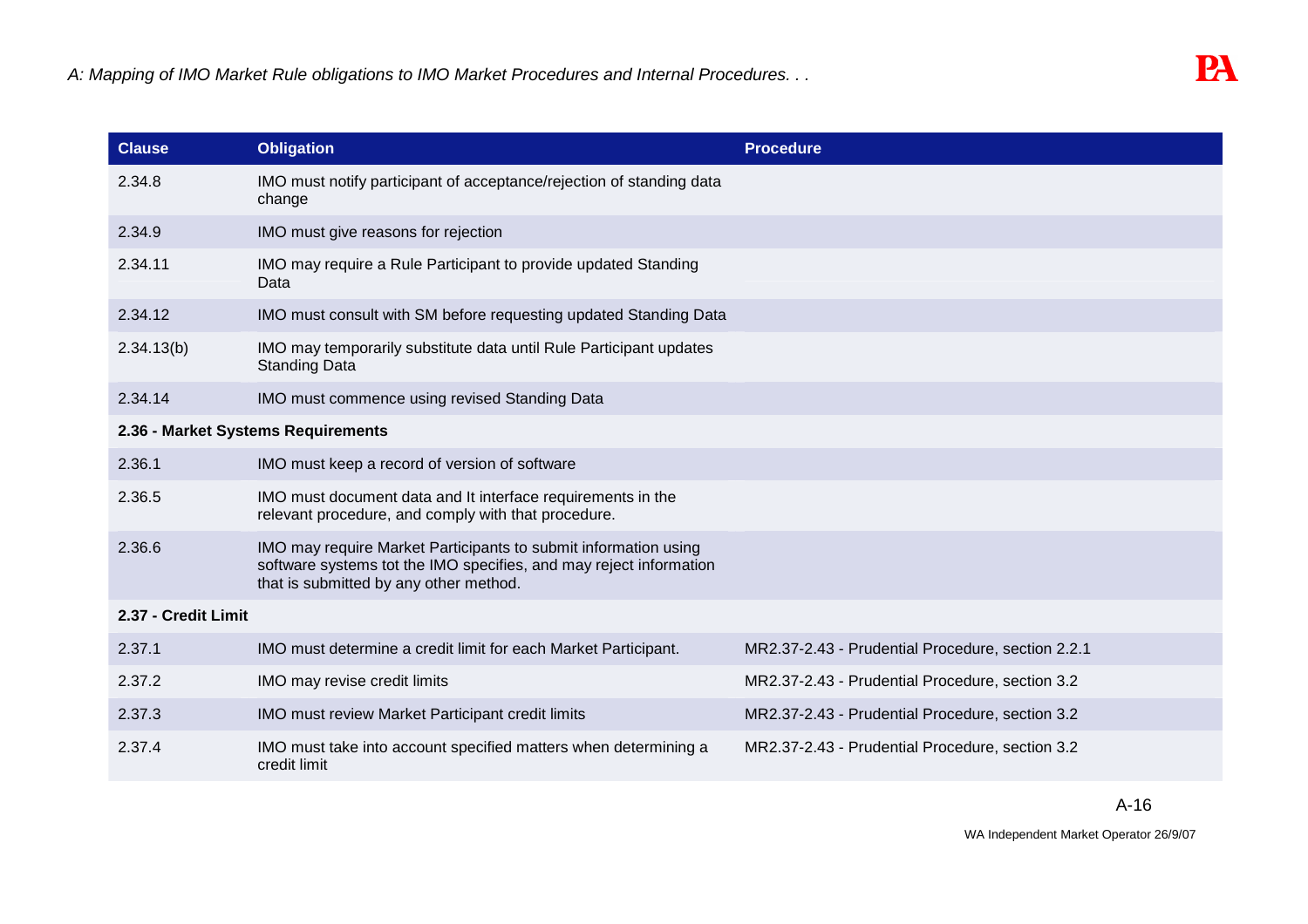| Clause | Obligation | Procedure |
|---|---|---|
| 2.34.8 | IMO must notify participant of acceptance/rejection of standing data change | |
| 2.34.9 | IMO must give reasons for rejection | |
| 2.34.11 | IMO may require a Rule Participant to provide updated Standing Data | |
| 2.34.12 | IMO must consult with SM before requesting updated Standing Data | |
| 2.34.13(b) | IMO may temporarily substitute data until Rule Participant updates Standing Data | |
| 2.34.14 | IMO must commence using revised Standing Data | |
| **2.36 - Market Systems Requirements** | | |
| 2.36.1 | IMO must keep a record of version of software | |
| 2.36.5 | IMO must document data and It interface requirements in the relevant procedure, and comply with that procedure. | |
| 2.36.6 | IMO may require Market Participants to submit information using software systems tot the IMO specifies, and may reject information that is submitted by any other method. | |
| **2.37 - Credit Limit** | | |
| 2.37.1 | IMO must determine a credit limit for each Market Participant. | MR2.37-2.43 - Prudential Procedure, section 2.2.1 |
| 2.37.2 | IMO may revise credit limits | MR2.37-2.43 - Prudential Procedure, section 3.2 |
| 2.37.3 | IMO must review Market Participant credit limits | MR2.37-2.43 - Prudential Procedure, section 3.2 |
| 2.37.4 | IMO must take into account specified matters when determining a credit limit | MR2.37-2.43 - Prudential Procedure, section 3.2 |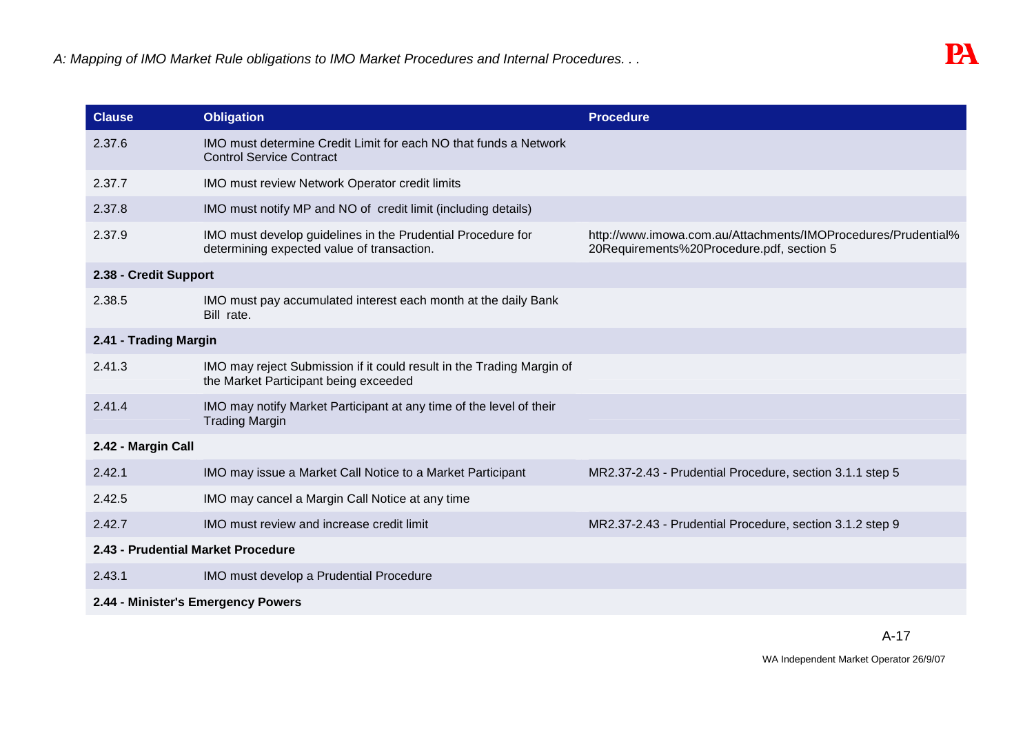| Clause | Obligation | Procedure |
|---|---|---|
| 2.37.6 | IMO must determine Credit Limit for each NO that funds a Network Control Service Contract | |
| 2.37.7 | IMO must review Network Operator credit limits | |
| 2.37.8 | IMO must notify MP and NO of credit limit (including details) | |
| 2.37.9 | IMO must develop guidelines in the Prudential Procedure for determining expected value of transaction. | http://www.imowa.com.au/Attachments/IMOProcedures/Prudential%20Requirements%20Procedure.pdf, section 5 |
| **2.38 - Credit Support** | | |
| 2.38.5 | IMO must pay accumulated interest each month at the daily Bank Bill rate. | |
| **2.41 - Trading Margin** | | |
| 2.41.3 | IMO may reject Submission if it could result in the Trading Margin of the Market Participant being exceeded | |
| 2.41.4 | IMO may notify Market Participant at any time of the level of their Trading Margin | |
| **2.42 - Margin Call** | | |
| 2.42.1 | IMO may issue a Market Call Notice to a Market Participant | MR2.37-2.43 - Prudential Procedure, section 3.1.1 step 5 |
| 2.42.5 | IMO may cancel a Margin Call Notice at any time | |
| 2.42.7 | IMO must review and increase credit limit | MR2.37-2.43 - Prudential Procedure, section 3.1.2 step 9 |
| **2.43 - Prudential Market Procedure** | | |
| 2.43.1 | IMO must develop a Prudential Procedure | |
| **2.44 - Minister's Emergency Powers** | | |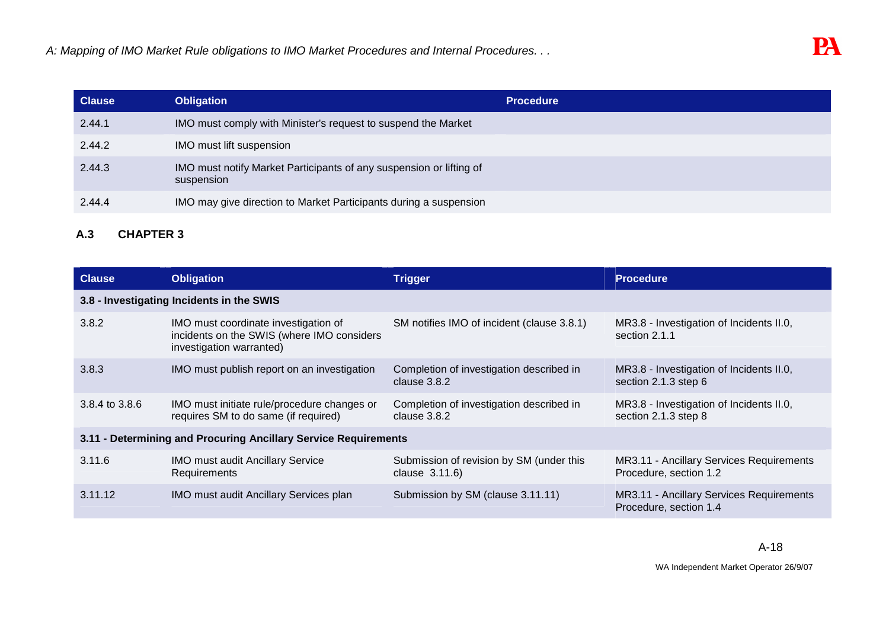| Clause | Obligation | Procedure |
|---|---|---|
| 2.44.1 | IMO must comply with Minister's request to suspend the Market | |
| 2.44.2 | IMO must lift suspension | |
| 2.44.3 | IMO must notify Market Participants of any suspension or lifting of suspension | |
| 2.44.4 | IMO may give direction to Market Participants during a suspension | |

## A.3 CHAPTER 3

| Clause | Obligation | Trigger | Procedure |
|---|---|---|---|
| **3.8 - Investigating Incidents in the SWIS** | | | |
| 3.8.2 | IMO must coordinate investigation of incidents on the SWIS (where IMO considers investigation warranted) | SM notifies IMO of incident (clause 3.8.1) | MR3.8 - Investigation of Incidents II.0, section 2.1.1 |
| 3.8.3 | IMO must publish report on an investigation | Completion of investigation described in clause 3.8.2 | MR3.8 - Investigation of Incidents II.0, section 2.1.3 step 6 |
| 3.8.4 to 3.8.6 | IMO must initiate rule/procedure changes or requires SM to do same (if required) | Completion of investigation described in clause 3.8.2 | MR3.8 - Investigation of Incidents II.0, section 2.1.3 step 8 |
| **3.11 - Determining and Procuring Ancillary Service Requirements** | | | |
| 3.11.6 | IMO must audit Ancillary Service Requirements | Submission of revision by SM (under this clause 3.11.6) | MR3.11 - Ancillary Services Requirements Procedure, section 1.2 |
| 3.11.12 | IMO must audit Ancillary Services plan | Submission by SM (clause 3.11.11) | MR3.11 - Ancillary Services Requirements Procedure, section 1.4 |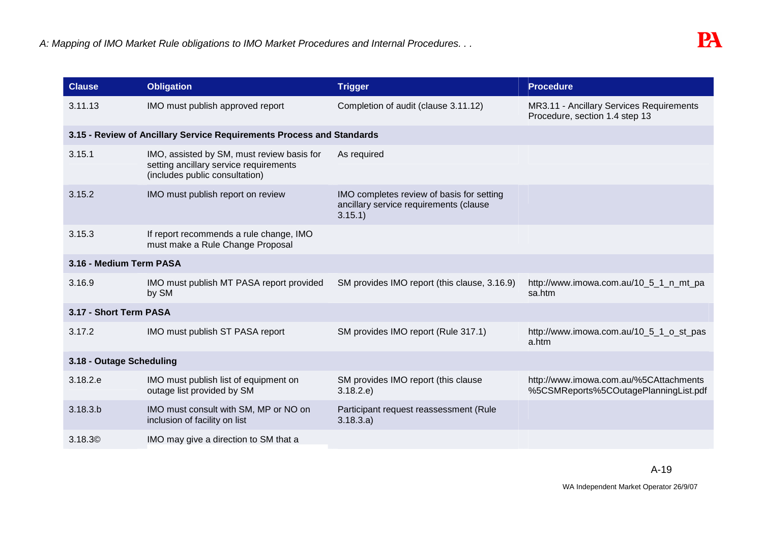| Clause | Obligation | Trigger | Procedure |
|---|---|---|---|
| 3.11.13 | IMO must publish approved report | Completion of audit (clause 3.11.12) | MR3.11 - Ancillary Services Requirements Procedure, section 1.4 step 13 |
| **3.15 - Review of Ancillary Service Requirements Process and Standards** | | | |
| 3.15.1 | IMO, assisted by SM, must review basis for setting ancillary service requirements (includes public consultation) | As required | |
| 3.15.2 | IMO must publish report on review | IMO completes review of basis for setting ancillary service requirements (clause 3.15.1) | |
| 3.15.3 | If report recommends a rule change, IMO must make a Rule Change Proposal | | |
| **3.16 - Medium Term PASA** | | | |
| 3.16.9 | IMO must publish MT PASA report provided by SM | SM provides IMO report (this clause, 3.16.9) | http://www.imowa.com.au/10_5_1_n_mt_pasa.htm |
| **3.17 - Short Term PASA** | | | |
| 3.17.2 | IMO must publish ST PASA report | SM provides IMO report (Rule 317.1) | http://www.imowa.com.au/10_5_1_o_st_pasa.htm |
| **3.18 - Outage Scheduling** | | | |
| 3.18.2.e | IMO must publish list of equipment on outage list provided by SM | SM provides IMO report (this clause 3.18.2.e) | http://www.imowa.com.au/%5CAttachments%5CSMReports%5COutagePlanningList.pdf |
| 3.18.3.b | IMO must consult with SM, MP or NO on inclusion of facility on list | Participant request reassessment (Rule 3.18.3.a) | |
| 3.18.3© | IMO may give a direction to SM that a | | |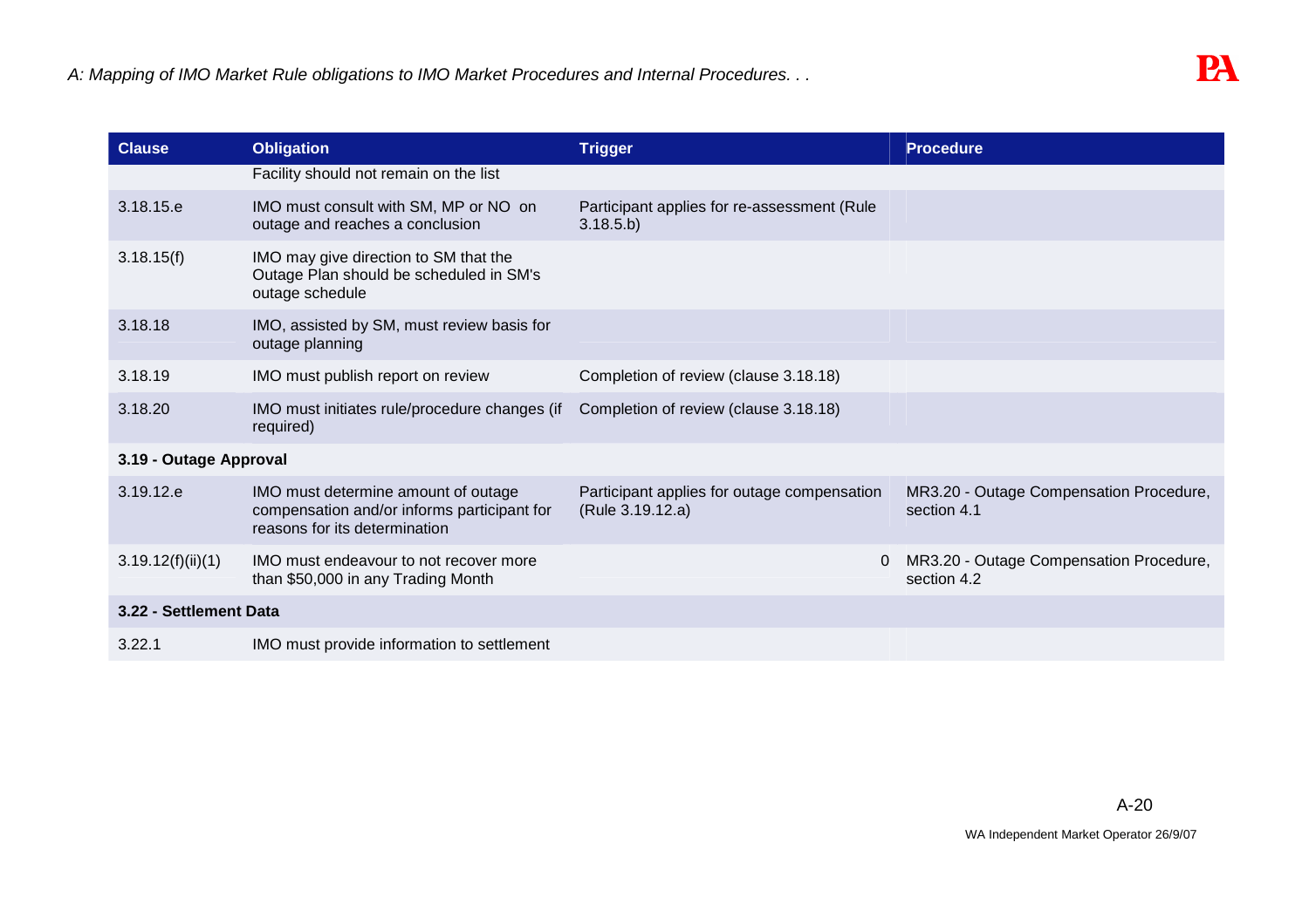| Clause | Obligation | Trigger | Procedure |
|---|---|---|---|
| | Facility should not remain on the list | | |
| 3.18.15.e | IMO must consult with SM, MP or NO on outage and reaches a conclusion | Participant applies for re-assessment (Rule 3.18.5.b) | |
| 3.18.15(f) | IMO may give direction to SM that the Outage Plan should be scheduled in SM's outage schedule | | |
| 3.18.18 | IMO, assisted by SM, must review basis for outage planning | | |
| 3.18.19 | IMO must publish report on review | Completion of review (clause 3.18.18) | |
| 3.18.20 | IMO must initiates rule/procedure changes (if required) | Completion of review (clause 3.18.18) | |
| **3.19 - Outage Approval** | | | |
| 3.19.12.e | IMO must determine amount of outage compensation and/or informs participant for reasons for its determination | Participant applies for outage compensation (Rule 3.19.12.a) | MR3.20 - Outage Compensation Procedure, section 4.1 |
| 3.19.12(f)(ii)(1) | IMO must endeavour to not recover more than $50,000 in any Trading Month | 0 | MR3.20 - Outage Compensation Procedure, section 4.2 |
| **3.22 - Settlement Data** | | | |
| 3.22.1 | IMO must provide information to settlement | | |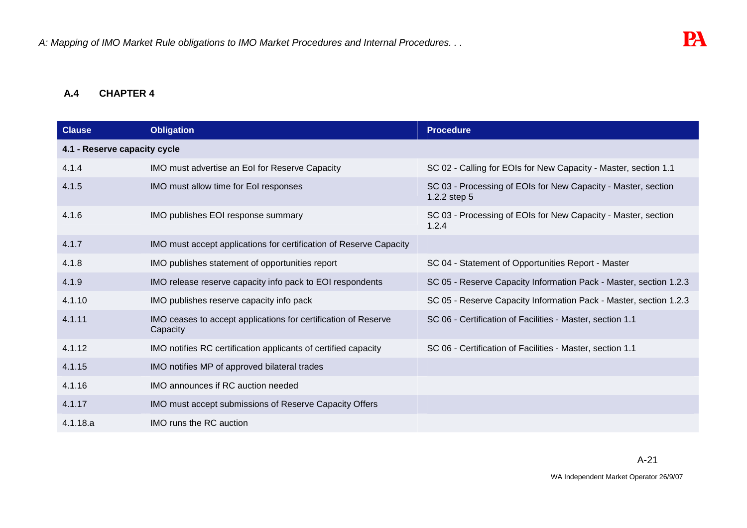### A.4 CHAPTER 4

| Clause | Obligation | Procedure |
|---|---|---|
| **4.1 - Reserve capacity cycle** | | |
| 4.1.4 | IMO must advertise an EoI for Reserve Capacity | SC 02 - Calling for EOIs for New Capacity - Master, section 1.1 |
| 4.1.5 | IMO must allow time for EoI responses | SC 03 - Processing of EOIs for New Capacity - Master, section 1.2.2 step 5 |
| 4.1.6 | IMO publishes EOI response summary | SC 03 - Processing of EOIs for New Capacity - Master, section 1.2.4 |
| 4.1.7 | IMO must accept applications for certification of Reserve Capacity | |
| 4.1.8 | IMO publishes statement of opportunities report | SC 04 - Statement of Opportunities Report - Master |
| 4.1.9 | IMO release reserve capacity info pack to EOI respondents | SC 05 - Reserve Capacity Information Pack - Master, section 1.2.3 |
| 4.1.10 | IMO publishes reserve capacity info pack | SC 05 - Reserve Capacity Information Pack - Master, section 1.2.3 |
| 4.1.11 | IMO ceases to accept applications for certification of Reserve Capacity | SC 06 - Certification of Facilities - Master, section 1.1 |
| 4.1.12 | IMO notifies RC certification applicants of certified capacity | SC 06 - Certification of Facilities - Master, section 1.1 |
| 4.1.15 | IMO notifies MP of approved bilateral trades | |
| 4.1.16 | IMO announces if RC auction needed | |
| 4.1.17 | IMO must accept submissions of Reserve Capacity Offers | |
| 4.1.18.a | IMO runs the RC auction | |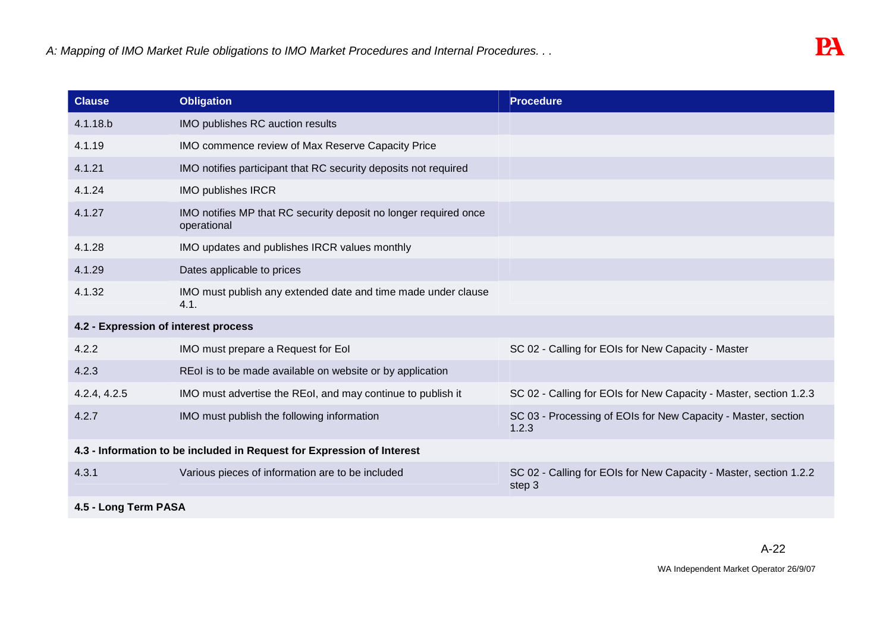| Clause | Obligation | Procedure |
|---|---|---|
| 4.1.18.b | IMO publishes RC auction results | |
| 4.1.19 | IMO commence review of Max Reserve Capacity Price | |
| 4.1.21 | IMO notifies participant that RC security deposits not required | |
| 4.1.24 | IMO publishes IRCR | |
| 4.1.27 | IMO notifies MP that RC security deposit no longer required once operational | |
| 4.1.28 | IMO updates and publishes IRCR values monthly | |
| 4.1.29 | Dates applicable to prices | |
| 4.1.32 | IMO must publish any extended date and time made under clause 4.1. | |
| **4.2 - Expression of interest process** | | |
| 4.2.2 | IMO must prepare a Request for EoI | SC 02 - Calling for EOIs for New Capacity - Master |
| 4.2.3 | REoI is to be made available on website or by application | |
| 4.2.4, 4.2.5 | IMO must advertise the REoI, and may continue to publish it | SC 02 - Calling for EOIs for New Capacity - Master, section 1.2.3 |
| 4.2.7 | IMO must publish the following information | SC 03 - Processing of EOIs for New Capacity - Master, section 1.2.3 |
| **4.3 - Information to be included in Request for Expression of Interest** | | |
| 4.3.1 | Various pieces of information are to be included | SC 02 - Calling for EOIs for New Capacity - Master, section 1.2.2 step 3 |
| **4.5 - Long Term PASA** | | |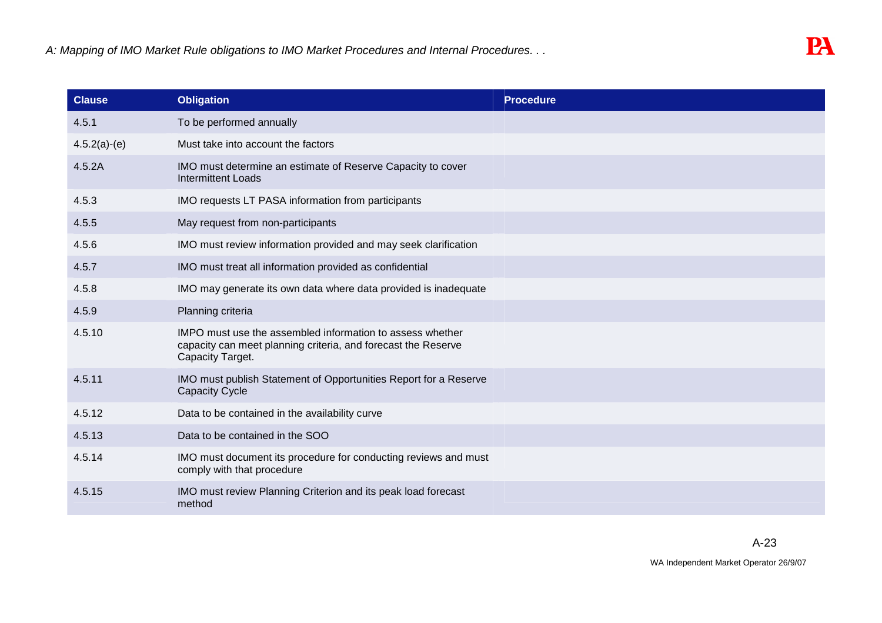| Clause | Obligation | Procedure |
| --- | --- | --- |
| 4.5.1 | To be performed annually | |
| 4.5.2(a)-(e) | Must take into account the factors | |
| 4.5.2A | IMO must determine an estimate of Reserve Capacity to cover Intermittent Loads | |
| 4.5.3 | IMO requests LT PASA information from participants | |
| 4.5.5 | May request from non-participants | |
| 4.5.6 | IMO must review information provided and may seek clarification | |
| 4.5.7 | IMO must treat all information provided as confidential | |
| 4.5.8 | IMO may generate its own data where data provided is inadequate | |
| 4.5.9 | Planning criteria | |
| 4.5.10 | IMPO must use the assembled information to assess whether capacity can meet planning criteria, and forecast the Reserve Capacity Target. | |
| 4.5.11 | IMO must publish Statement of Opportunities Report for a Reserve Capacity Cycle | |
| 4.5.12 | Data to be contained in the availability curve | |
| 4.5.13 | Data to be contained in the SOO | |
| 4.5.14 | IMO must document its procedure for conducting reviews and must comply with that procedure | |
| 4.5.15 | IMO must review Planning Criterion and its peak load forecast method | |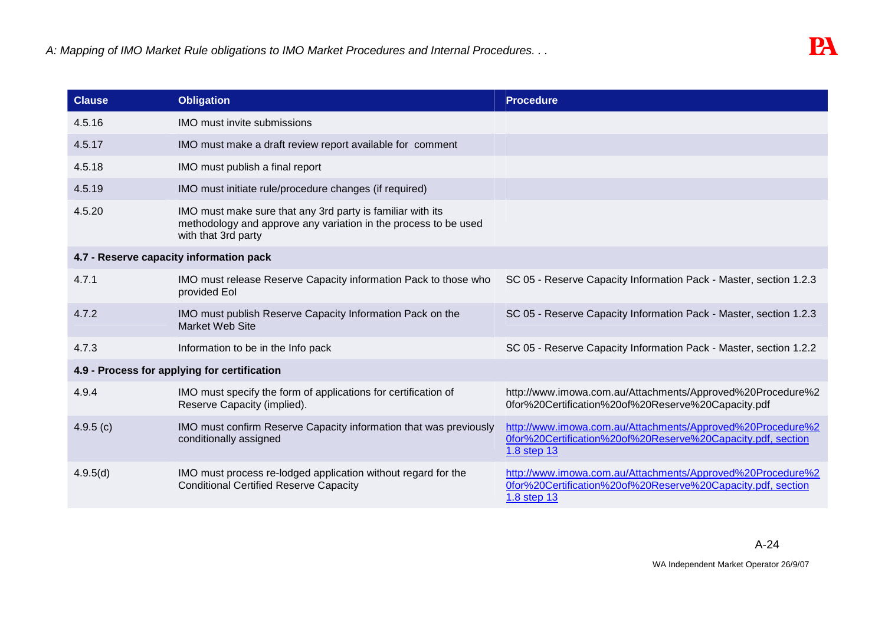| Clause | Obligation | Procedure |
| --- | --- | --- |
| 4.5.16 | IMO must invite submissions | |
| 4.5.17 | IMO must make a draft review report available for comment | |
| 4.5.18 | IMO must publish a final report | |
| 4.5.19 | IMO must initiate rule/procedure changes (if required) | |
| 4.5.20 | IMO must make sure that any 3rd party is familiar with its methodology and approve any variation in the process to be used with that 3rd party | |
| **4.7 - Reserve capacity information pack** | | |
| 4.7.1 | IMO must release Reserve Capacity information Pack to those who provided EoI | SC 05 - Reserve Capacity Information Pack - Master, section 1.2.3 |
| 4.7.2 | IMO must publish Reserve Capacity Information Pack on the Market Web Site | SC 05 - Reserve Capacity Information Pack - Master, section 1.2.3 |
| 4.7.3 | Information to be in the Info pack | SC 05 - Reserve Capacity Information Pack - Master, section 1.2.2 |
| **4.9 - Process for applying for certification** | | |
| 4.9.4 | IMO must specify the form of applications for certification of Reserve Capacity (implied). | http://www.imowa.com.au/Attachments/Approved%20Procedure%20for%20Certification%20of%20Reserve%20Capacity.pdf |
| 4.9.5 (c) | IMO must confirm Reserve Capacity information that was previously conditionally assigned | http://www.imowa.com.au/Attachments/Approved%20Procedure%20for%20Certification%20of%20Reserve%20Capacity.pdf, section 1.8 step 13 |
| 4.9.5(d) | IMO must process re-lodged application without regard for the Conditional Certified Reserve Capacity | http://www.imowa.com.au/Attachments/Approved%20Procedure%20for%20Certification%20of%20Reserve%20Capacity.pdf, section 1.8 step 13 |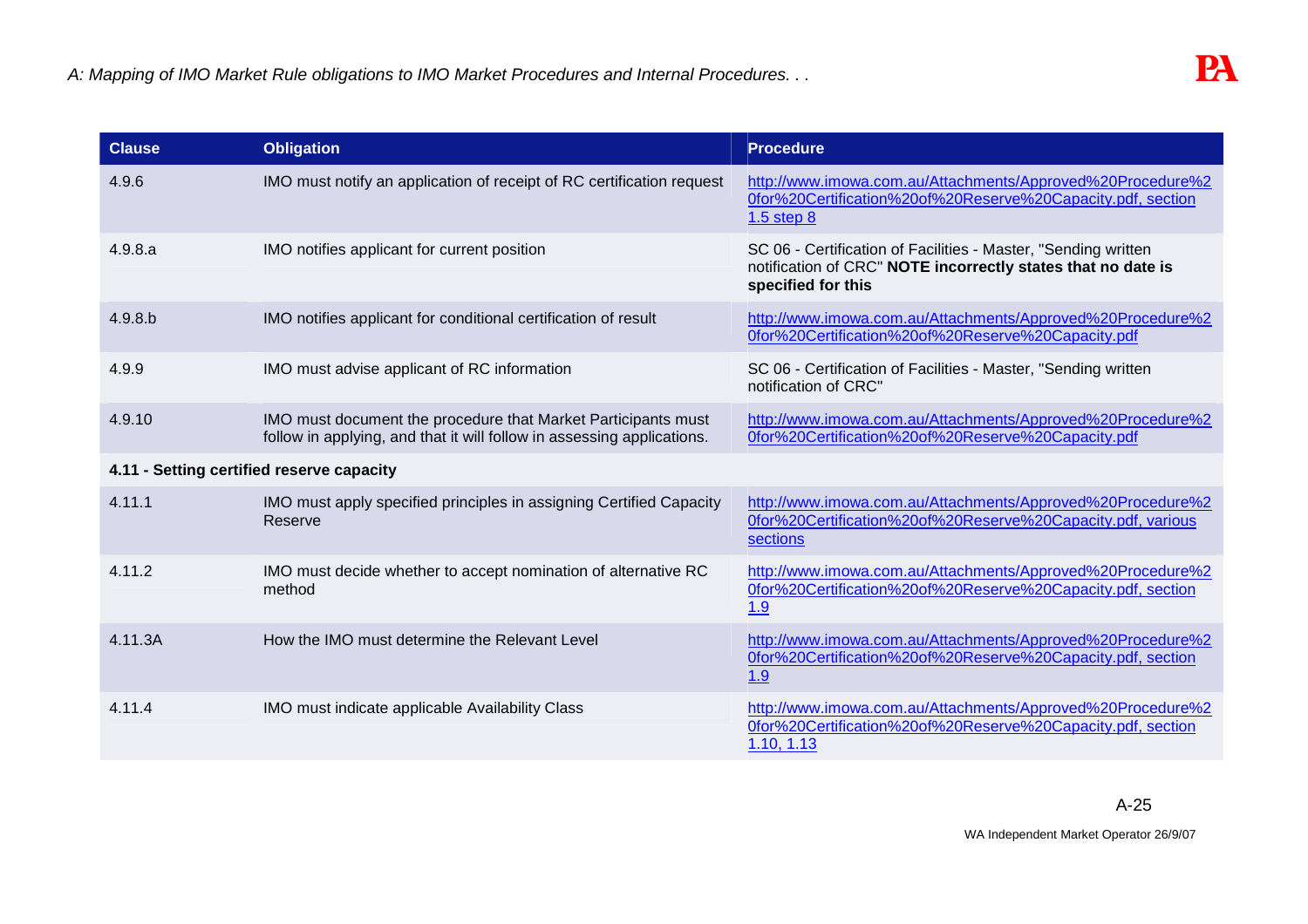| Clause | Obligation | Procedure |
|---|---|---|
| 4.9.6 | IMO must notify an application of receipt of RC certification request | http://www.imowa.com.au/Attachments/Approved%20Procedure%20for%20Certification%20of%20Reserve%20Capacity.pdf, section 1.5 step 8 |
| 4.9.8.a | IMO notifies applicant for current position | SC 06 - Certification of Facilities - Master, "Sending written notification of CRC" **NOTE incorrectly states that no date is specified for this** |
| 4.9.8.b | IMO notifies applicant for conditional certification of result | http://www.imowa.com.au/Attachments/Approved%20Procedure%20for%20Certification%20of%20Reserve%20Capacity.pdf |
| 4.9.9 | IMO must advise applicant of RC information | SC 06 - Certification of Facilities - Master, "Sending written notification of CRC" |
| 4.9.10 | IMO must document the procedure that Market Participants must follow in applying, and that it will follow in assessing applications. | http://www.imowa.com.au/Attachments/Approved%20Procedure%20for%20Certification%20of%20Reserve%20Capacity.pdf |
| **4.11 - Setting certified reserve capacity** | | |
| 4.11.1 | IMO must apply specified principles in assigning Certified Capacity Reserve | http://www.imowa.com.au/Attachments/Approved%20Procedure%20for%20Certification%20of%20Reserve%20Capacity.pdf, various sections |
| 4.11.2 | IMO must decide whether to accept nomination of alternative RC method | http://www.imowa.com.au/Attachments/Approved%20Procedure%20for%20Certification%20of%20Reserve%20Capacity.pdf, section 1.9 |
| 4.11.3A | How the IMO must determine the Relevant Level | http://www.imowa.com.au/Attachments/Approved%20Procedure%20for%20Certification%20of%20Reserve%20Capacity.pdf, section 1.9 |
| 4.11.4 | IMO must indicate applicable Availability Class | http://www.imowa.com.au/Attachments/Approved%20Procedure%20for%20Certification%20of%20Reserve%20Capacity.pdf, section 1.10, 1.13 |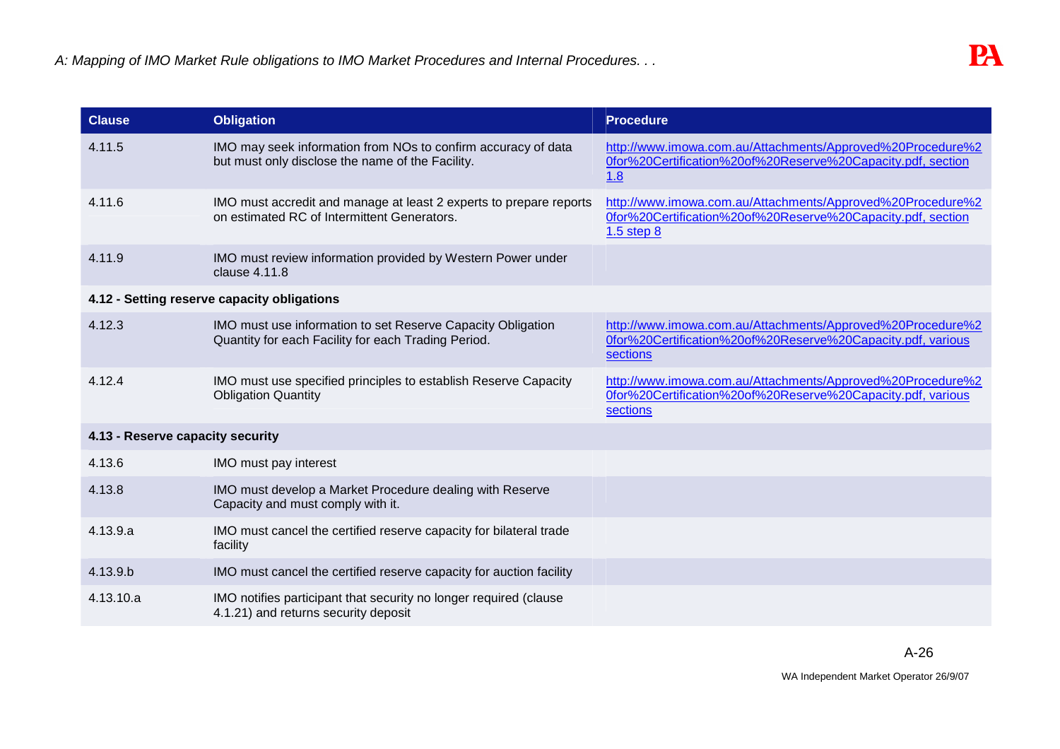| Clause | Obligation | Procedure |
|---|---|---|
| 4.11.5 | IMO may seek information from NOs to confirm accuracy of data but must only disclose the name of the Facility. | http://www.imowa.com.au/Attachments/Approved%20Procedure%20for%20Certification%20of%20Reserve%20Capacity.pdf, section 1.8 |
| 4.11.6 | IMO must accredit and manage at least 2 experts to prepare reports on estimated RC of Intermittent Generators. | http://www.imowa.com.au/Attachments/Approved%20Procedure%20for%20Certification%20of%20Reserve%20Capacity.pdf, section 1.5 step 8 |
| 4.11.9 | IMO must review information provided by Western Power under clause 4.11.8 | |
| **4.12 - Setting reserve capacity obligations** | | |
| 4.12.3 | IMO must use information to set Reserve Capacity Obligation Quantity for each Facility for each Trading Period. | http://www.imowa.com.au/Attachments/Approved%20Procedure%20for%20Certification%20of%20Reserve%20Capacity.pdf, various sections |
| 4.12.4 | IMO must use specified principles to establish Reserve Capacity Obligation Quantity | http://www.imowa.com.au/Attachments/Approved%20Procedure%20for%20Certification%20of%20Reserve%20Capacity.pdf, various sections |
| **4.13 - Reserve capacity security** | | |
| 4.13.6 | IMO must pay interest | |
| 4.13.8 | IMO must develop a Market Procedure dealing with Reserve Capacity and must comply with it. | |
| 4.13.9.a | IMO must cancel the certified reserve capacity for bilateral trade facility | |
| 4.13.9.b | IMO must cancel the certified reserve capacity for auction facility | |
| 4.13.10.a | IMO notifies participant that security no longer required (clause 4.1.21) and returns security deposit | |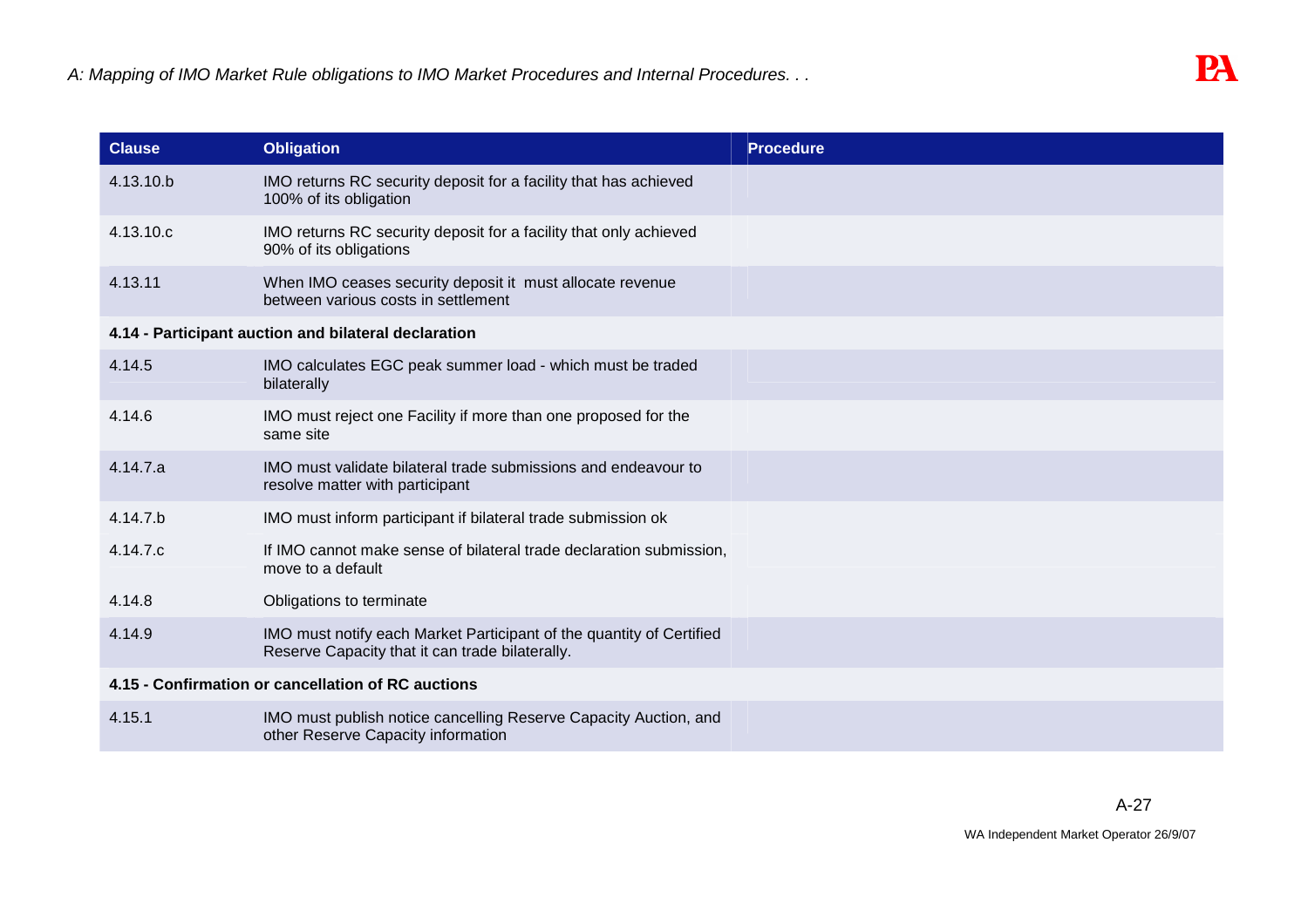| Clause | Obligation | Procedure |
|---|---|---|
| 4.13.10.b | IMO returns RC security deposit for a facility that has achieved 100% of its obligation | |
| 4.13.10.c | IMO returns RC security deposit for a facility that only achieved 90% of its obligations | |
| 4.13.11 | When IMO ceases security deposit it must allocate revenue between various costs in settlement | |
| **4.14 - Participant auction and bilateral declaration** | | |
| 4.14.5 | IMO calculates EGC peak summer load - which must be traded bilaterally | |
| 4.14.6 | IMO must reject one Facility if more than one proposed for the same site | |
| 4.14.7.a | IMO must validate bilateral trade submissions and endeavour to resolve matter with participant | |
| 4.14.7.b | IMO must inform participant if bilateral trade submission ok | |
| 4.14.7.c | If IMO cannot make sense of bilateral trade declaration submission, move to a default | |
| 4.14.8 | Obligations to terminate | |
| 4.14.9 | IMO must notify each Market Participant of the quantity of Certified Reserve Capacity that it can trade bilaterally. | |
| **4.15 - Confirmation or cancellation of RC auctions** | | |
| 4.15.1 | IMO must publish notice cancelling Reserve Capacity Auction, and other Reserve Capacity information | |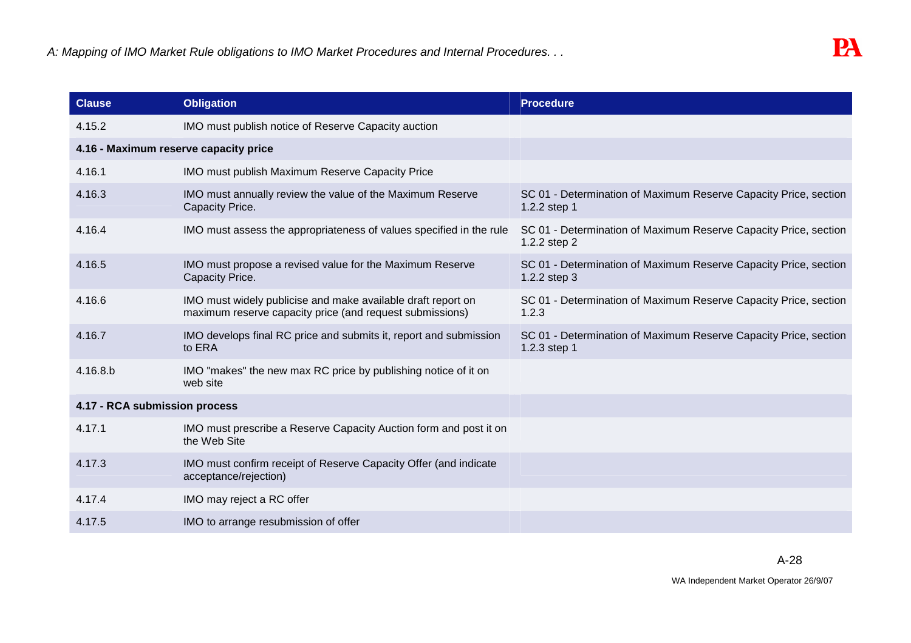| Clause | Obligation | Procedure |
| --- | --- | --- |
| 4.15.2 | IMO must publish notice of Reserve Capacity auction | |
| **4.16 - Maximum reserve capacity price** | | |
| 4.16.1 | IMO must publish Maximum Reserve Capacity Price | |
| 4.16.3 | IMO must annually review the value of the Maximum Reserve Capacity Price. | SC 01 - Determination of Maximum Reserve Capacity Price, section 1.2.2 step 1 |
| 4.16.4 | IMO must assess the appropriateness of values specified in the rule | SC 01 - Determination of Maximum Reserve Capacity Price, section 1.2.2 step 2 |
| 4.16.5 | IMO must propose a revised value for the Maximum Reserve Capacity Price. | SC 01 - Determination of Maximum Reserve Capacity Price, section 1.2.2 step 3 |
| 4.16.6 | IMO must widely publicise and make available draft report on maximum reserve capacity price (and request submissions) | SC 01 - Determination of Maximum Reserve Capacity Price, section 1.2.3 |
| 4.16.7 | IMO develops final RC price and submits it, report and submission to ERA | SC 01 - Determination of Maximum Reserve Capacity Price, section 1.2.3 step 1 |
| 4.16.8.b | IMO "makes" the new max RC price by publishing notice of it on web site | |
| **4.17 - RCA submission process** | | |
| 4.17.1 | IMO must prescribe a Reserve Capacity Auction form and post it on the Web Site | |
| 4.17.3 | IMO must confirm receipt of Reserve Capacity Offer (and indicate acceptance/rejection) | |
| 4.17.4 | IMO may reject a RC offer | |
| 4.17.5 | IMO to arrange resubmission of offer | |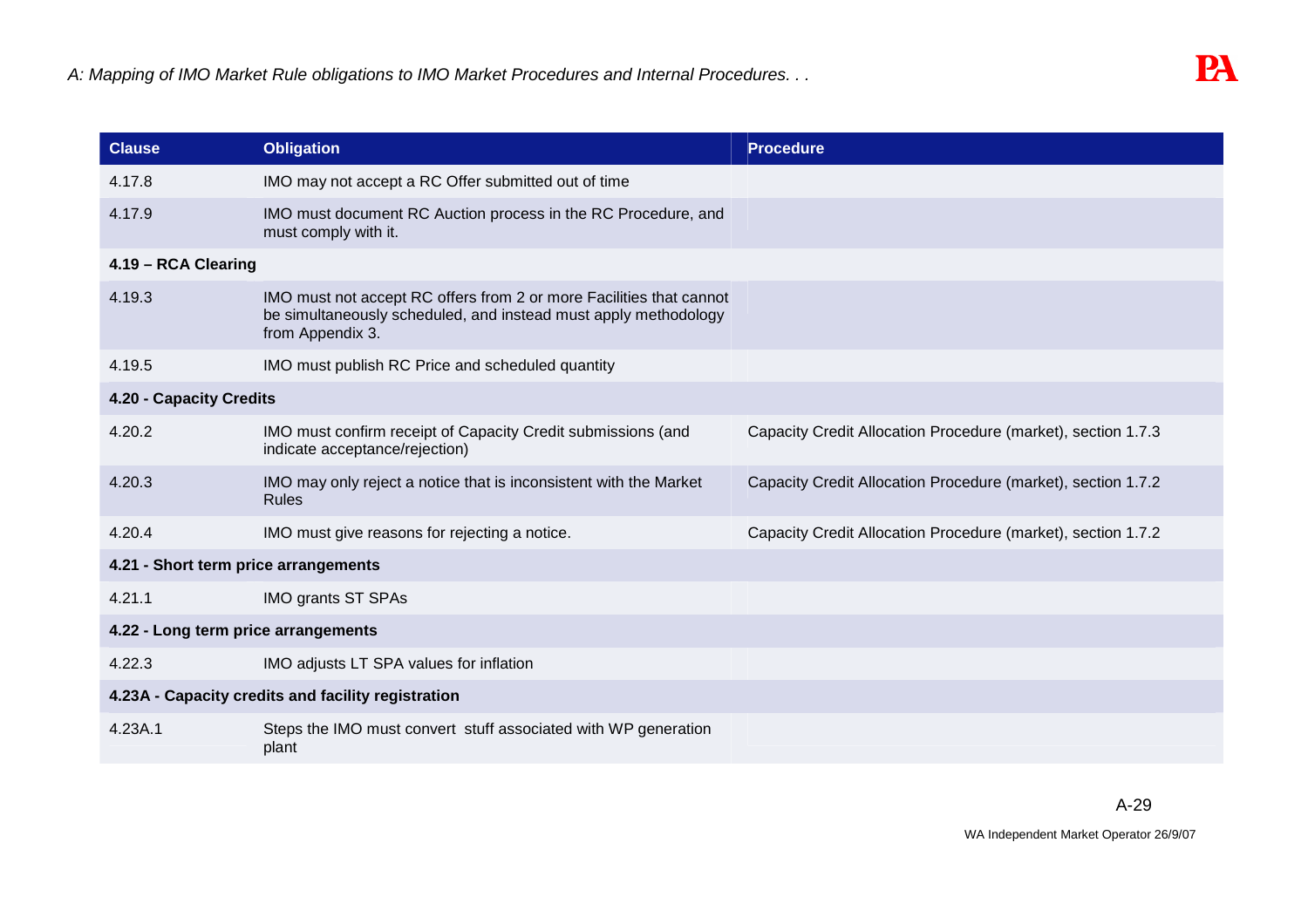| Clause | Obligation | Procedure |
|---|---|---|
| 4.17.8 | IMO may not accept a RC Offer submitted out of time | |
| 4.17.9 | IMO must document RC Auction process in the RC Procedure, and must comply with it. | |
| **4.19 – RCA Clearing** | | |
| 4.19.3 | IMO must not accept RC offers from 2 or more Facilities that cannot be simultaneously scheduled, and instead must apply methodology from Appendix 3. | |
| 4.19.5 | IMO must publish RC Price and scheduled quantity | |
| **4.20 - Capacity Credits** | | |
| 4.20.2 | IMO must confirm receipt of Capacity Credit submissions (and indicate acceptance/rejection) | Capacity Credit Allocation Procedure (market), section 1.7.3 |
| 4.20.3 | IMO may only reject a notice that is inconsistent with the Market Rules | Capacity Credit Allocation Procedure (market), section 1.7.2 |
| 4.20.4 | IMO must give reasons for rejecting a notice. | Capacity Credit Allocation Procedure (market), section 1.7.2 |
| **4.21 - Short term price arrangements** | | |
| 4.21.1 | IMO grants ST SPAs | |
| **4.22 - Long term price arrangements** | | |
| 4.22.3 | IMO adjusts LT SPA values for inflation | |
| **4.23A - Capacity credits and facility registration** | | |
| 4.23A.1 | Steps the IMO must convert stuff associated with WP generation plant | |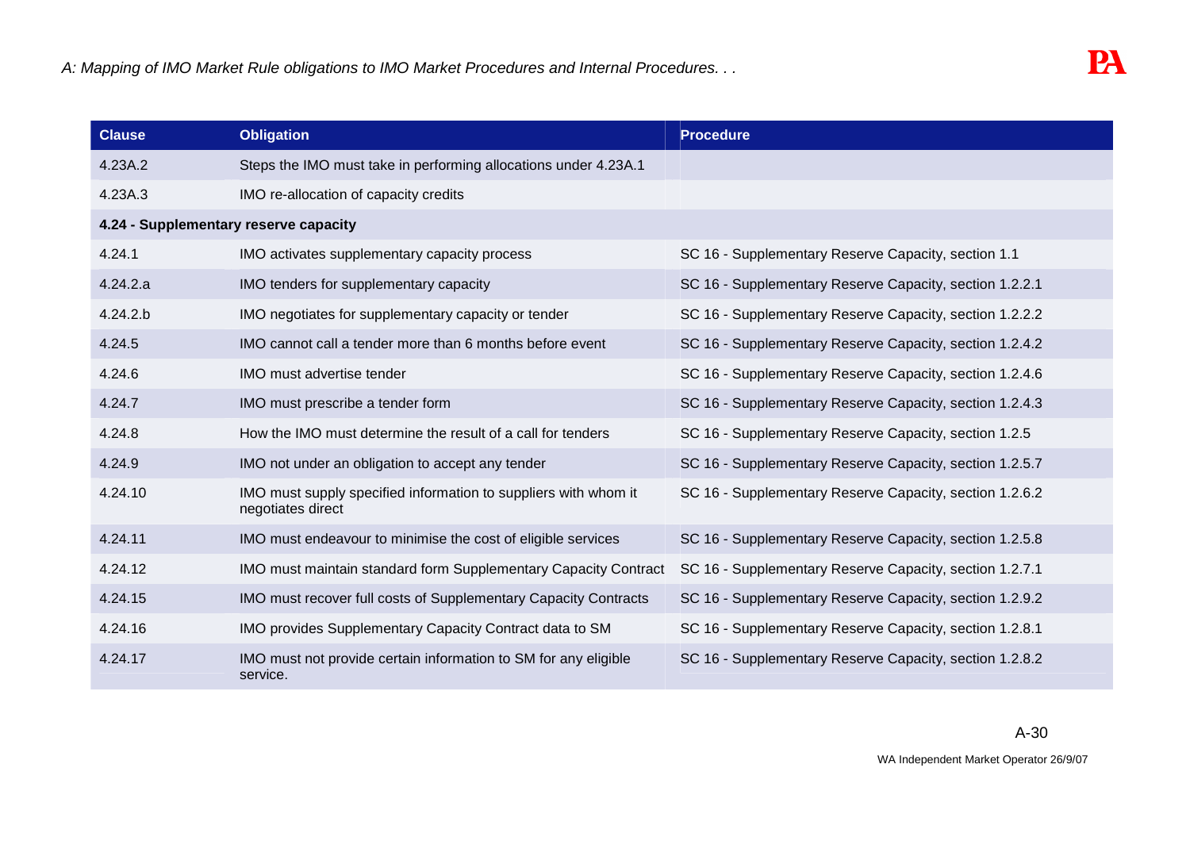| Clause | Obligation | Procedure |
|---|---|---|
| 4.23A.2 | Steps the IMO must take in performing allocations under 4.23A.1 | |
| 4.23A.3 | IMO re-allocation of capacity credits | |
| **4.24 - Supplementary reserve capacity** | | |
| 4.24.1 | IMO activates supplementary capacity process | SC 16 - Supplementary Reserve Capacity, section 1.1 |
| 4.24.2.a | IMO tenders for supplementary capacity | SC 16 - Supplementary Reserve Capacity, section 1.2.2.1 |
| 4.24.2.b | IMO negotiates for supplementary capacity or tender | SC 16 - Supplementary Reserve Capacity, section 1.2.2.2 |
| 4.24.5 | IMO cannot call a tender more than 6 months before event | SC 16 - Supplementary Reserve Capacity, section 1.2.4.2 |
| 4.24.6 | IMO must advertise tender | SC 16 - Supplementary Reserve Capacity, section 1.2.4.6 |
| 4.24.7 | IMO must prescribe a tender form | SC 16 - Supplementary Reserve Capacity, section 1.2.4.3 |
| 4.24.8 | How the IMO must determine the result of a call for tenders | SC 16 - Supplementary Reserve Capacity, section 1.2.5 |
| 4.24.9 | IMO not under an obligation to accept any tender | SC 16 - Supplementary Reserve Capacity, section 1.2.5.7 |
| 4.24.10 | IMO must supply specified information to suppliers with whom it negotiates direct | SC 16 - Supplementary Reserve Capacity, section 1.2.6.2 |
| 4.24.11 | IMO must endeavour to minimise the cost of eligible services | SC 16 - Supplementary Reserve Capacity, section 1.2.5.8 |
| 4.24.12 | IMO must maintain standard form Supplementary Capacity Contract | SC 16 - Supplementary Reserve Capacity, section 1.2.7.1 |
| 4.24.15 | IMO must recover full costs of Supplementary Capacity Contracts | SC 16 - Supplementary Reserve Capacity, section 1.2.9.2 |
| 4.24.16 | IMO provides Supplementary Capacity Contract data to SM | SC 16 - Supplementary Reserve Capacity, section 1.2.8.1 |
| 4.24.17 | IMO must not provide certain information to SM for any eligible service. | SC 16 - Supplementary Reserve Capacity, section 1.2.8.2 |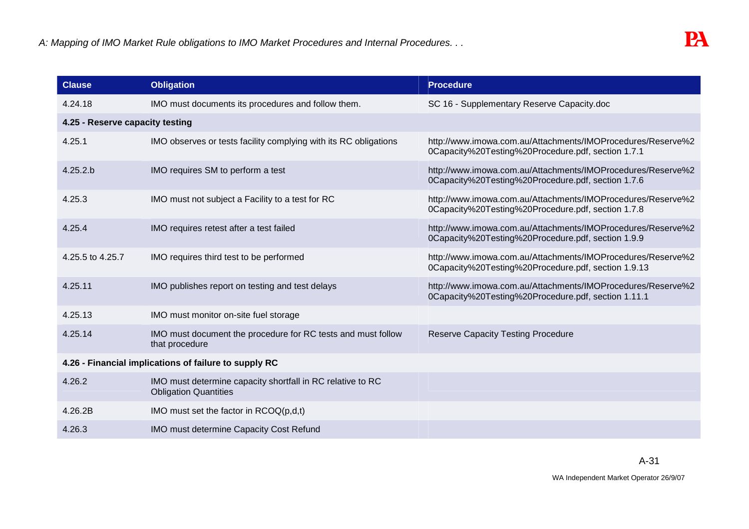| Clause | Obligation | Procedure |
|---|---|---|
| 4.24.18 | IMO must documents its procedures and follow them. | SC 16 - Supplementary Reserve Capacity.doc |
| **4.25 - Reserve capacity testing** | | |
| 4.25.1 | IMO observes or tests facility complying with its RC obligations | http://www.imowa.com.au/Attachments/IMOProcedures/Reserve%20Capacity%20Testing%20Procedure.pdf, section 1.7.1 |
| 4.25.2.b | IMO requires SM to perform a test | http://www.imowa.com.au/Attachments/IMOProcedures/Reserve%20Capacity%20Testing%20Procedure.pdf, section 1.7.6 |
| 4.25.3 | IMO must not subject a Facility to a test for RC | http://www.imowa.com.au/Attachments/IMOProcedures/Reserve%20Capacity%20Testing%20Procedure.pdf, section 1.7.8 |
| 4.25.4 | IMO requires retest after a test failed | http://www.imowa.com.au/Attachments/IMOProcedures/Reserve%20Capacity%20Testing%20Procedure.pdf, section 1.9.9 |
| 4.25.5 to 4.25.7 | IMO requires third test to be performed | http://www.imowa.com.au/Attachments/IMOProcedures/Reserve%20Capacity%20Testing%20Procedure.pdf, section 1.9.13 |
| 4.25.11 | IMO publishes report on testing and test delays | http://www.imowa.com.au/Attachments/IMOProcedures/Reserve%20Capacity%20Testing%20Procedure.pdf, section 1.11.1 |
| 4.25.13 | IMO must monitor on-site fuel storage | |
| 4.25.14 | IMO must document the procedure for RC tests and must follow that procedure | Reserve Capacity Testing Procedure |
| **4.26 - Financial implications of failure to supply RC** | | |
| 4.26.2 | IMO must determine capacity shortfall in RC relative to RC Obligation Quantities | |
| 4.26.2B | IMO must set the factor in RCOQ(p,d,t) | |
| 4.26.3 | IMO must determine Capacity Cost Refund | |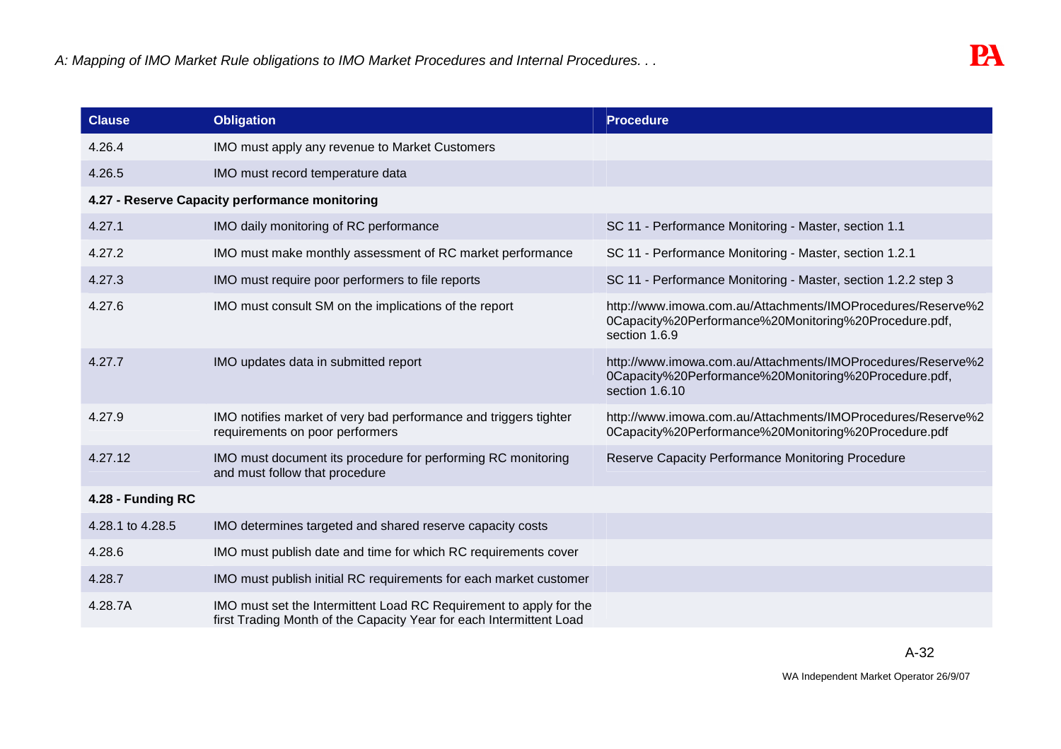| Clause | Obligation | Procedure |
| --- | --- | --- |
| 4.26.4 | IMO must apply any revenue to Market Customers | |
| 4.26.5 | IMO must record temperature data | |
| **4.27 - Reserve Capacity performance monitoring** | | |
| 4.27.1 | IMO daily monitoring of RC performance | SC 11 - Performance Monitoring - Master, section 1.1 |
| 4.27.2 | IMO must make monthly assessment of RC market performance | SC 11 - Performance Monitoring - Master, section 1.2.1 |
| 4.27.3 | IMO must require poor performers to file reports | SC 11 - Performance Monitoring - Master, section 1.2.2 step 3 |
| 4.27.6 | IMO must consult SM on the implications of the report | http://www.imowa.com.au/Attachments/IMOProcedures/Reserve%20Capacity%20Performance%20Monitoring%20Procedure.pdf, section 1.6.9 |
| 4.27.7 | IMO updates data in submitted report | http://www.imowa.com.au/Attachments/IMOProcedures/Reserve%20Capacity%20Performance%20Monitoring%20Procedure.pdf, section 1.6.10 |
| 4.27.9 | IMO notifies market of very bad performance and triggers tighter requirements on poor performers | http://www.imowa.com.au/Attachments/IMOProcedures/Reserve%20Capacity%20Performance%20Monitoring%20Procedure.pdf |
| 4.27.12 | IMO must document its procedure for performing RC monitoring and must follow that procedure | Reserve Capacity Performance Monitoring Procedure |
| **4.28 - Funding RC** | | |
| 4.28.1 to 4.28.5 | IMO determines targeted and shared reserve capacity costs | |
| 4.28.6 | IMO must publish date and time for which RC requirements cover | |
| 4.28.7 | IMO must publish initial RC requirements for each market customer | |
| 4.28.7A | IMO must set the Intermittent Load RC Requirement to apply for the first Trading Month of the Capacity Year for each Intermittent Load | |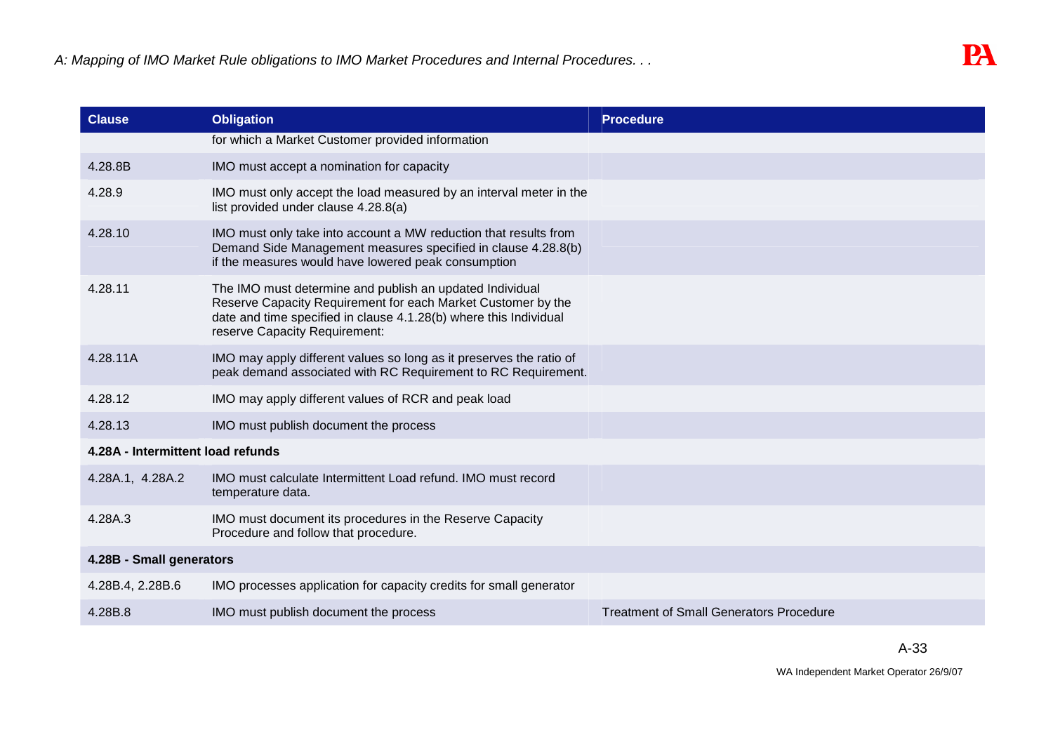| Clause | Obligation | Procedure |
|---|---|---|
| | for which a Market Customer provided information | |
| 4.28.8B | IMO must accept a nomination for capacity | |
| 4.28.9 | IMO must only accept the load measured by an interval meter in the list provided under clause 4.28.8(a) | |
| 4.28.10 | IMO must only take into account a MW reduction that results from Demand Side Management measures specified in clause 4.28.8(b) if the measures would have lowered peak consumption | |
| 4.28.11 | The IMO must determine and publish an updated Individual Reserve Capacity Requirement for each Market Customer by the date and time specified in clause 4.1.28(b) where this Individual reserve Capacity Requirement: | |
| 4.28.11A | IMO may apply different values so long as it preserves the ratio of peak demand associated with RC Requirement to RC Requirement. | |
| 4.28.12 | IMO may apply different values of RCR and peak load | |
| 4.28.13 | IMO must publish document the process | |
| **4.28A - Intermittent load refunds** | | |
| 4.28A.1, 4.28A.2 | IMO must calculate Intermittent Load refund. IMO must record temperature data. | |
| 4.28A.3 | IMO must document its procedures in the Reserve Capacity Procedure and follow that procedure. | |
| **4.28B - Small generators** | | |
| 4.28B.4, 2.28B.6 | IMO processes application for capacity credits for small generator | |
| 4.28B.8 | IMO must publish document the process | Treatment of Small Generators Procedure |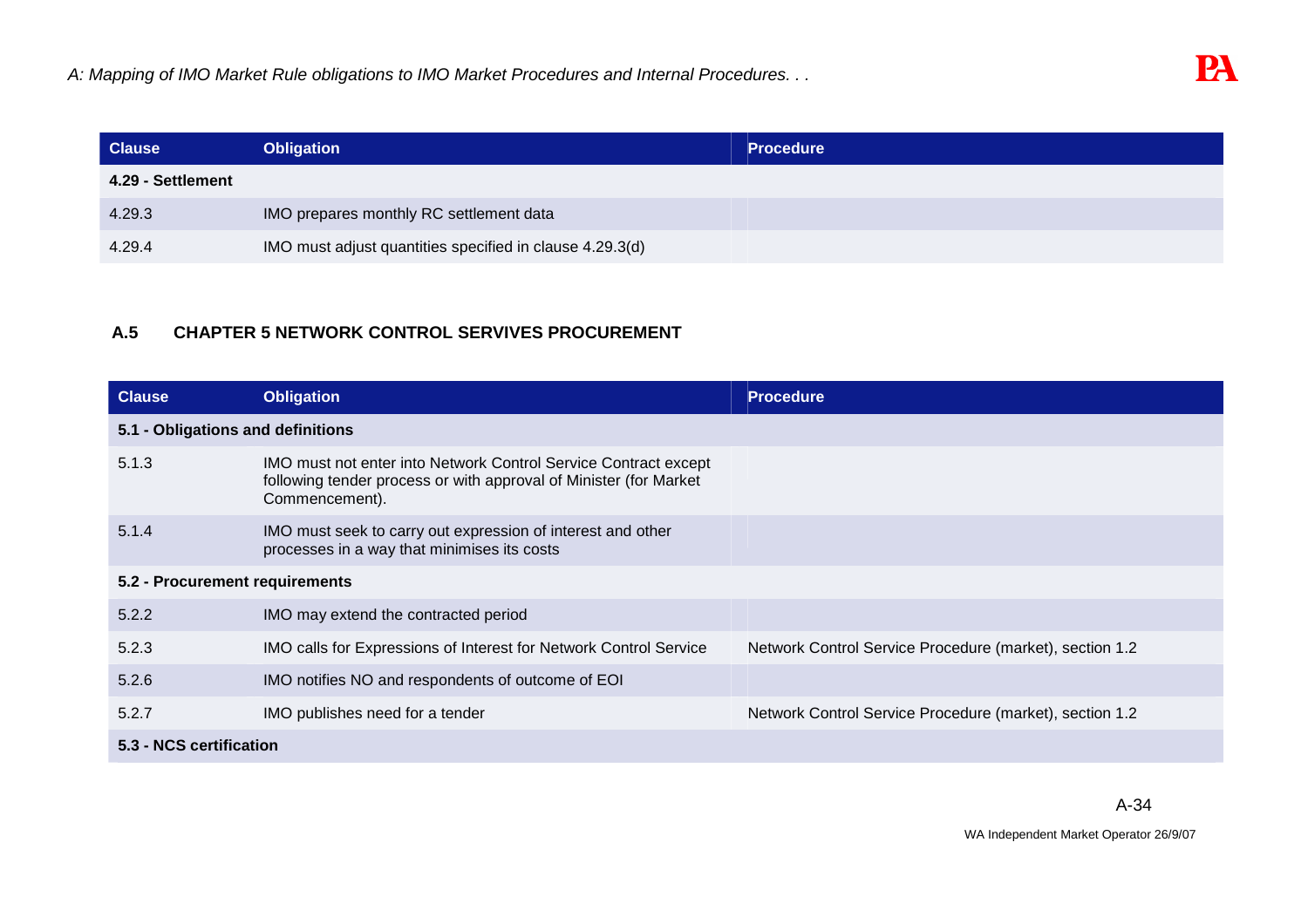| Clause | Obligation | Procedure |
|---|---|---|
| **4.29 - Settlement** | | |
| 4.29.3 | IMO prepares monthly RC settlement data | |
| 4.29.4 | IMO must adjust quantities specified in clause 4.29.3(d) | |

### A.5 CHAPTER 5 NETWORK CONTROL SERVIVES PROCUREMENT

| Clause | Obligation | Procedure |
|---|---|---|
| **5.1 - Obligations and definitions** | | |
| 5.1.3 | IMO must not enter into Network Control Service Contract except following tender process or with approval of Minister (for Market Commencement). | |
| 5.1.4 | IMO must seek to carry out expression of interest and other processes in a way that minimises its costs | |
| **5.2 - Procurement requirements** | | |
| 5.2.2 | IMO may extend the contracted period | |
| 5.2.3 | IMO calls for Expressions of Interest for Network Control Service | Network Control Service Procedure (market), section 1.2 |
| 5.2.6 | IMO notifies NO and respondents of outcome of EOI | |
| 5.2.7 | IMO publishes need for a tender | Network Control Service Procedure (market), section 1.2 |
| **5.3 - NCS certification** | | |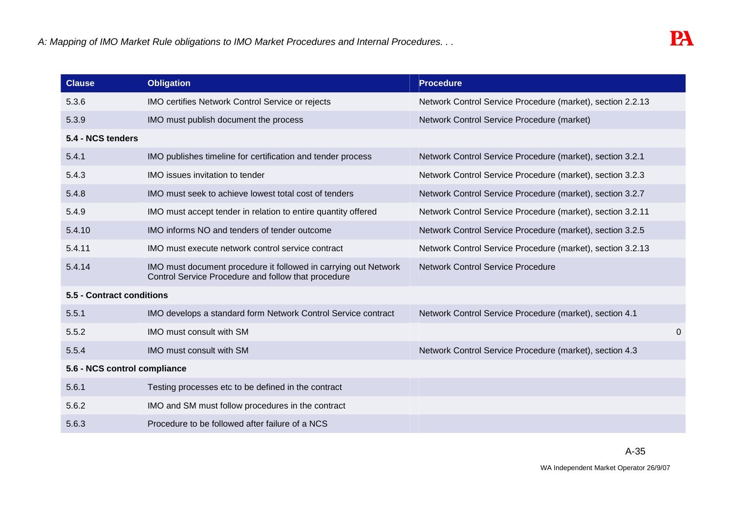| Clause | Obligation | Procedure |
|---|---|---|
| 5.3.6 | IMO certifies Network Control Service or rejects | Network Control Service Procedure (market), section 2.2.13 |
| 5.3.9 | IMO must publish document the process | Network Control Service Procedure (market) |
| **5.4 - NCS tenders** | | |
| 5.4.1 | IMO publishes timeline for certification and tender process | Network Control Service Procedure (market), section 3.2.1 |
| 5.4.3 | IMO issues invitation to tender | Network Control Service Procedure (market), section 3.2.3 |
| 5.4.8 | IMO must seek to achieve lowest total cost of tenders | Network Control Service Procedure (market), section 3.2.7 |
| 5.4.9 | IMO must accept tender in relation to entire quantity offered | Network Control Service Procedure (market), section 3.2.11 |
| 5.4.10 | IMO informs NO and tenders of tender outcome | Network Control Service Procedure (market), section 3.2.5 |
| 5.4.11 | IMO must execute network control service contract | Network Control Service Procedure (market), section 3.2.13 |
| 5.4.14 | IMO must document procedure it followed in carrying out Network Control Service Procedure and follow that procedure | Network Control Service Procedure |
| **5.5 - Contract conditions** | | |
| 5.5.1 | IMO develops a standard form Network Control Service contract | Network Control Service Procedure (market), section 4.1 |
| 5.5.2 | IMO must consult with SM | 0 |
| 5.5.4 | IMO must consult with SM | Network Control Service Procedure (market), section 4.3 |
| **5.6 - NCS control compliance** | | |
| 5.6.1 | Testing processes etc to be defined in the contract | |
| 5.6.2 | IMO and SM must follow procedures in the contract | |
| 5.6.3 | Procedure to be followed after failure of a NCS | |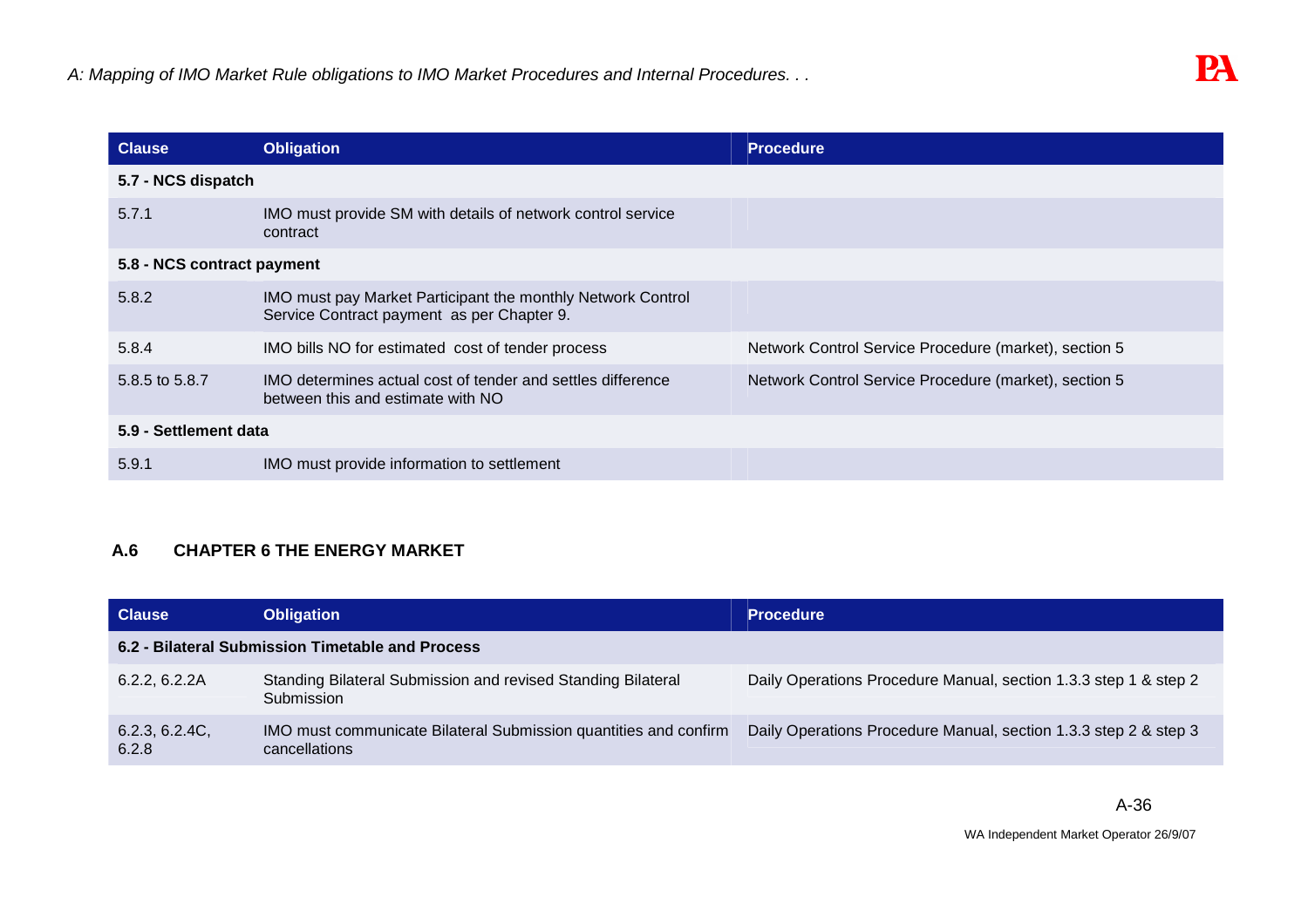| Clause | Obligation | Procedure |
|---|---|---|
| **5.7 - NCS dispatch** | | |
| 5.7.1 | IMO must provide SM with details of network control service contract | |
| **5.8 - NCS contract payment** | | |
| 5.8.2 | IMO must pay Market Participant the monthly Network Control Service Contract payment as per Chapter 9. | |
| 5.8.4 | IMO bills NO for estimated cost of tender process | Network Control Service Procedure (market), section 5 |
| 5.8.5 to 5.8.7 | IMO determines actual cost of tender and settles difference between this and estimate with NO | Network Control Service Procedure (market), section 5 |
| **5.9 - Settlement data** | | |
| 5.9.1 | IMO must provide information to settlement | |

## A.6 CHAPTER 6 THE ENERGY MARKET

| Clause | Obligation | Procedure |
|---|---|---|
| **6.2 - Bilateral Submission Timetable and Process** | | |
| 6.2.2, 6.2.2A | Standing Bilateral Submission and revised Standing Bilateral Submission | Daily Operations Procedure Manual, section 1.3.3 step 1 & step 2 |
| 6.2.3, 6.2.4C, 6.2.8 | IMO must communicate Bilateral Submission quantities and confirm cancellations | Daily Operations Procedure Manual, section 1.3.3 step 2 & step 3 |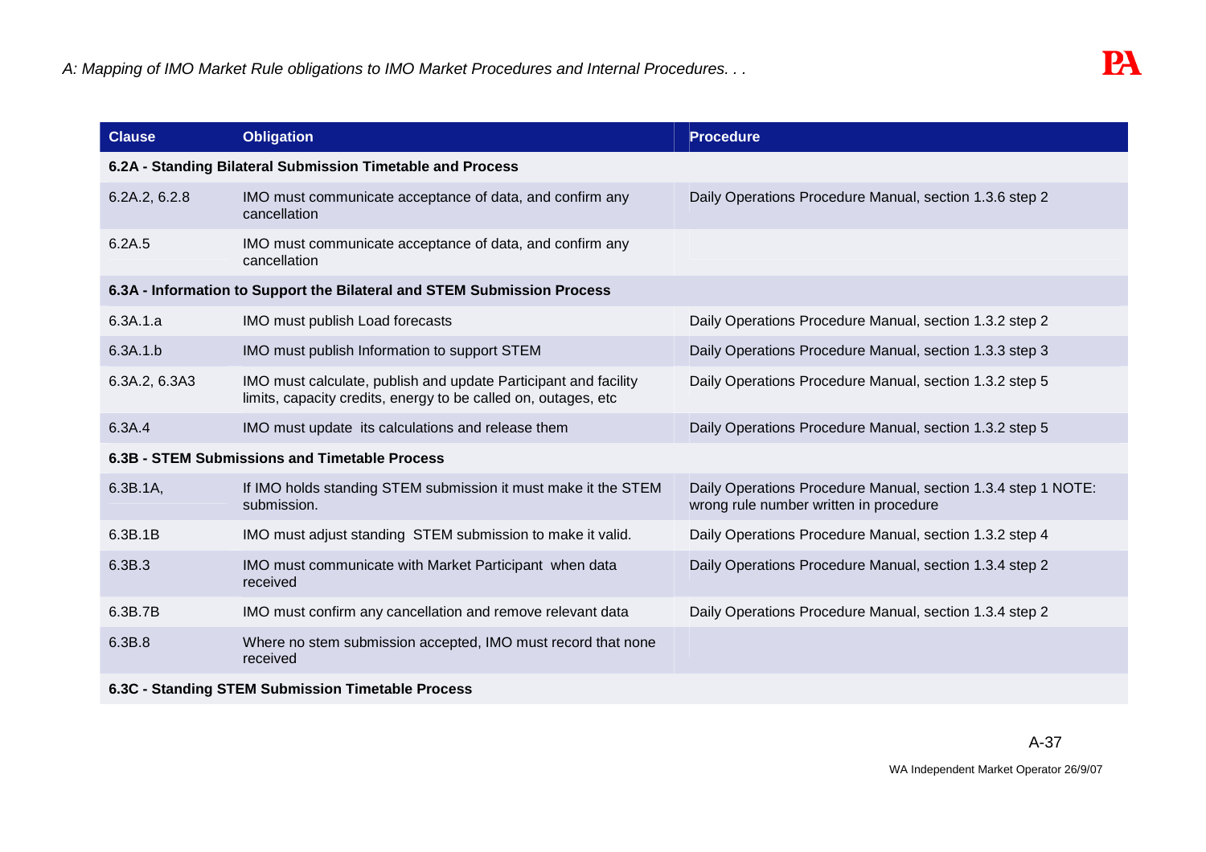| Clause | Obligation | Procedure |
|---|---|---|
| **6.2A - Standing Bilateral Submission Timetable and Process** | | |
| 6.2A.2, 6.2.8 | IMO must communicate acceptance of data, and confirm any cancellation | Daily Operations Procedure Manual, section 1.3.6 step 2 |
| 6.2A.5 | IMO must communicate acceptance of data, and confirm any cancellation | |
| **6.3A - Information to Support the Bilateral and STEM Submission Process** | | |
| 6.3A.1.a | IMO must publish Load forecasts | Daily Operations Procedure Manual, section 1.3.2 step 2 |
| 6.3A.1.b | IMO must publish Information to support STEM | Daily Operations Procedure Manual, section 1.3.3 step 3 |
| 6.3A.2, 6.3A3 | IMO must calculate, publish and update Participant and facility limits, capacity credits, energy to be called on, outages, etc | Daily Operations Procedure Manual, section 1.3.2 step 5 |
| 6.3A.4 | IMO must update its calculations and release them | Daily Operations Procedure Manual, section 1.3.2 step 5 |
| **6.3B - STEM Submissions and Timetable Process** | | |
| 6.3B.1A, | If IMO holds standing STEM submission it must make it the STEM submission. | Daily Operations Procedure Manual, section 1.3.4 step 1 NOTE: wrong rule number written in procedure |
| 6.3B.1B | IMO must adjust standing STEM submission to make it valid. | Daily Operations Procedure Manual, section 1.3.2 step 4 |
| 6.3B.3 | IMO must communicate with Market Participant when data received | Daily Operations Procedure Manual, section 1.3.4 step 2 |
| 6.3B.7B | IMO must confirm any cancellation and remove relevant data | Daily Operations Procedure Manual, section 1.3.4 step 2 |
| 6.3B.8 | Where no stem submission accepted, IMO must record that none received | |
| **6.3C - Standing STEM Submission Timetable Process** | | |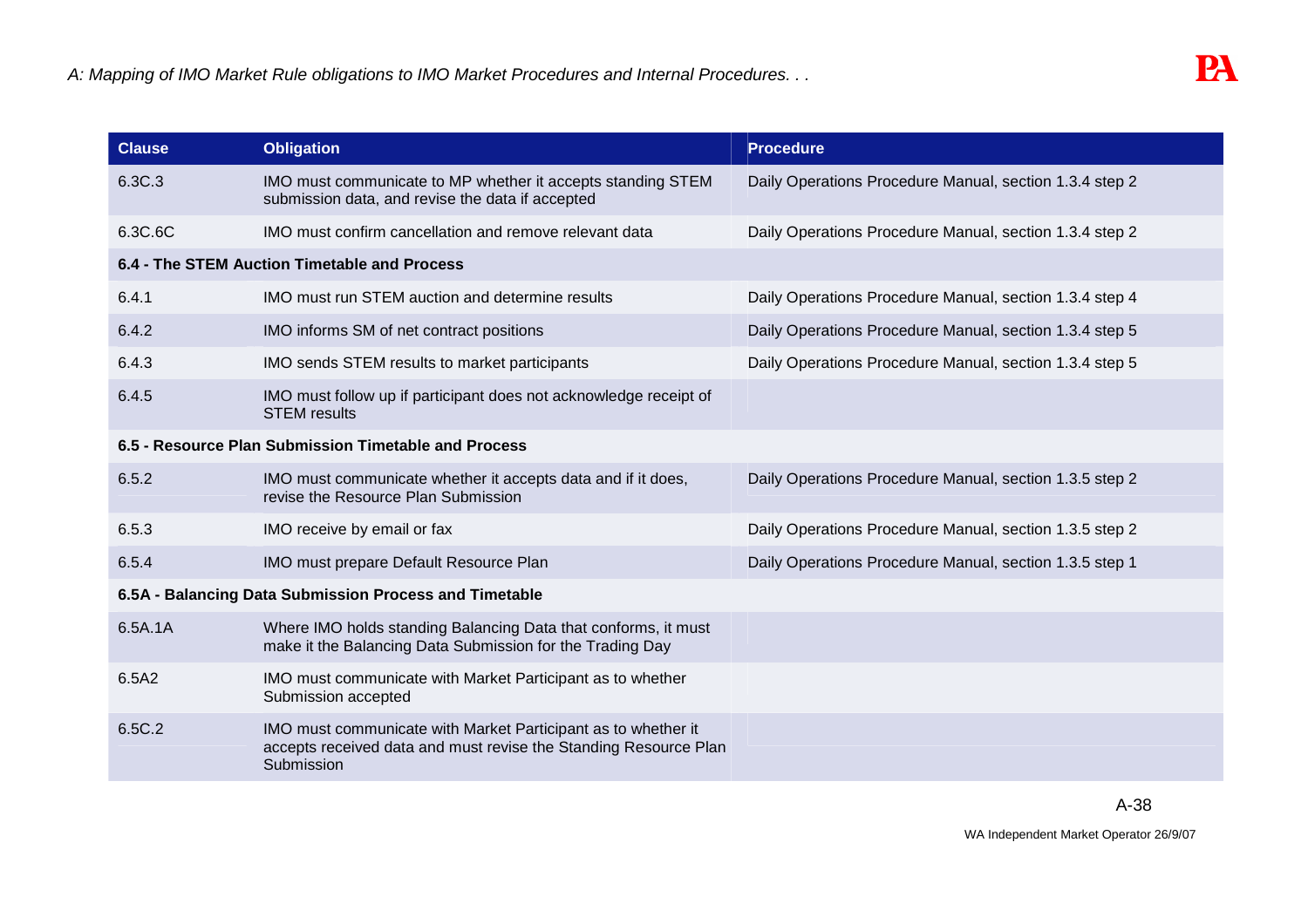| Clause | Obligation | Procedure |
|---|---|---|
| 6.3C.3 | IMO must communicate to MP whether it accepts standing STEM submission data, and revise the data if accepted | Daily Operations Procedure Manual, section 1.3.4 step 2 |
| 6.3C.6C | IMO must confirm cancellation and remove relevant data | Daily Operations Procedure Manual, section 1.3.4 step 2 |
| **6.4 - The STEM Auction Timetable and Process** | | |
| 6.4.1 | IMO must run STEM auction and determine results | Daily Operations Procedure Manual, section 1.3.4 step 4 |
| 6.4.2 | IMO informs SM of net contract positions | Daily Operations Procedure Manual, section 1.3.4 step 5 |
| 6.4.3 | IMO sends STEM results to market participants | Daily Operations Procedure Manual, section 1.3.4 step 5 |
| 6.4.5 | IMO must follow up if participant does not acknowledge receipt of STEM results | |
| **6.5 - Resource Plan Submission Timetable and Process** | | |
| 6.5.2 | IMO must communicate whether it accepts data and if it does, revise the Resource Plan Submission | Daily Operations Procedure Manual, section 1.3.5 step 2 |
| 6.5.3 | IMO receive by email or fax | Daily Operations Procedure Manual, section 1.3.5 step 2 |
| 6.5.4 | IMO must prepare Default Resource Plan | Daily Operations Procedure Manual, section 1.3.5 step 1 |
| **6.5A - Balancing Data Submission Process and Timetable** | | |
| 6.5A.1A | Where IMO holds standing Balancing Data that conforms, it must make it the Balancing Data Submission for the Trading Day | |
| 6.5A2 | IMO must communicate with Market Participant as to whether Submission accepted | |
| 6.5C.2 | IMO must communicate with Market Participant as to whether it accepts received data and must revise the Standing Resource Plan Submission | |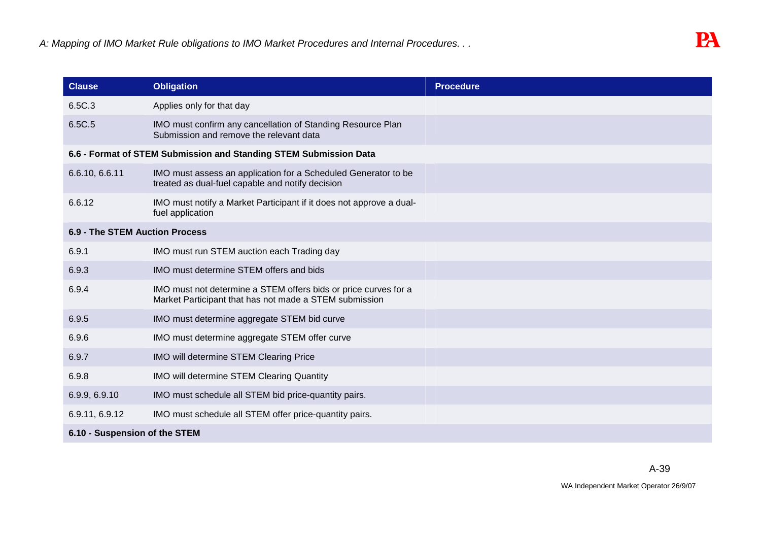| Clause | Obligation | Procedure |
|---|---|---|
| 6.5C.3 | Applies only for that day | |
| 6.5C.5 | IMO must confirm any cancellation of Standing Resource Plan Submission and remove the relevant data | |
| **6.6 - Format of STEM Submission and Standing STEM Submission Data** | | |
| 6.6.10, 6.6.11 | IMO must assess an application for a Scheduled Generator to be treated as dual-fuel capable and notify decision | |
| 6.6.12 | IMO must notify a Market Participant if it does not approve a dual-fuel application | |
| **6.9 - The STEM Auction Process** | | |
| 6.9.1 | IMO must run STEM auction each Trading day | |
| 6.9.3 | IMO must determine STEM offers and bids | |
| 6.9.4 | IMO must not determine a STEM offers bids or price curves for a Market Participant that has not made a STEM submission | |
| 6.9.5 | IMO must determine aggregate STEM bid curve | |
| 6.9.6 | IMO must determine aggregate STEM offer curve | |
| 6.9.7 | IMO will determine STEM Clearing Price | |
| 6.9.8 | IMO will determine STEM Clearing Quantity | |
| 6.9.9, 6.9.10 | IMO must schedule all STEM bid price-quantity pairs. | |
| 6.9.11, 6.9.12 | IMO must schedule all STEM offer price-quantity pairs. | |
| **6.10 - Suspension of the STEM** | | |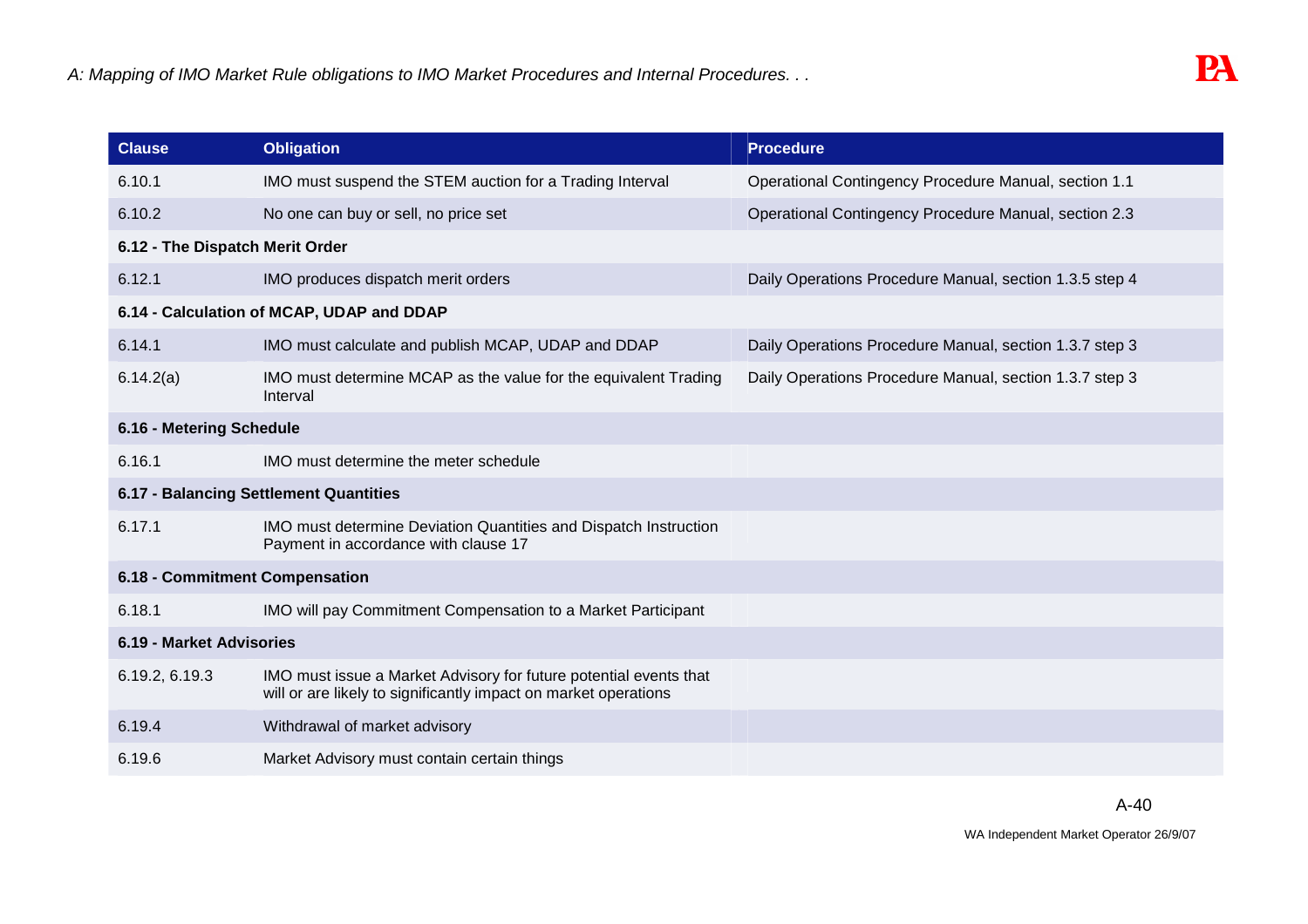| Clause | Obligation | Procedure |
|---|---|---|
| 6.10.1 | IMO must suspend the STEM auction for a Trading Interval | Operational Contingency Procedure Manual, section 1.1 |
| 6.10.2 | No one can buy or sell, no price set | Operational Contingency Procedure Manual, section 2.3 |
| **6.12 - The Dispatch Merit Order** | | |
| 6.12.1 | IMO produces dispatch merit orders | Daily Operations Procedure Manual, section 1.3.5 step 4 |
| **6.14 - Calculation of MCAP, UDAP and DDAP** | | |
| 6.14.1 | IMO must calculate and publish MCAP, UDAP and DDAP | Daily Operations Procedure Manual, section 1.3.7 step 3 |
| 6.14.2(a) | IMO must determine MCAP as the value for the equivalent Trading Interval | Daily Operations Procedure Manual, section 1.3.7 step 3 |
| **6.16 - Metering Schedule** | | |
| 6.16.1 | IMO must determine the meter schedule | |
| **6.17 - Balancing Settlement Quantities** | | |
| 6.17.1 | IMO must determine Deviation Quantities and Dispatch Instruction Payment in accordance with clause 17 | |
| **6.18 - Commitment Compensation** | | |
| 6.18.1 | IMO will pay Commitment Compensation to a Market Participant | |
| **6.19 - Market Advisories** | | |
| 6.19.2, 6.19.3 | IMO must issue a Market Advisory for future potential events that will or are likely to significantly impact on market operations | |
| 6.19.4 | Withdrawal of market advisory | |
| 6.19.6 | Market Advisory must contain certain things | |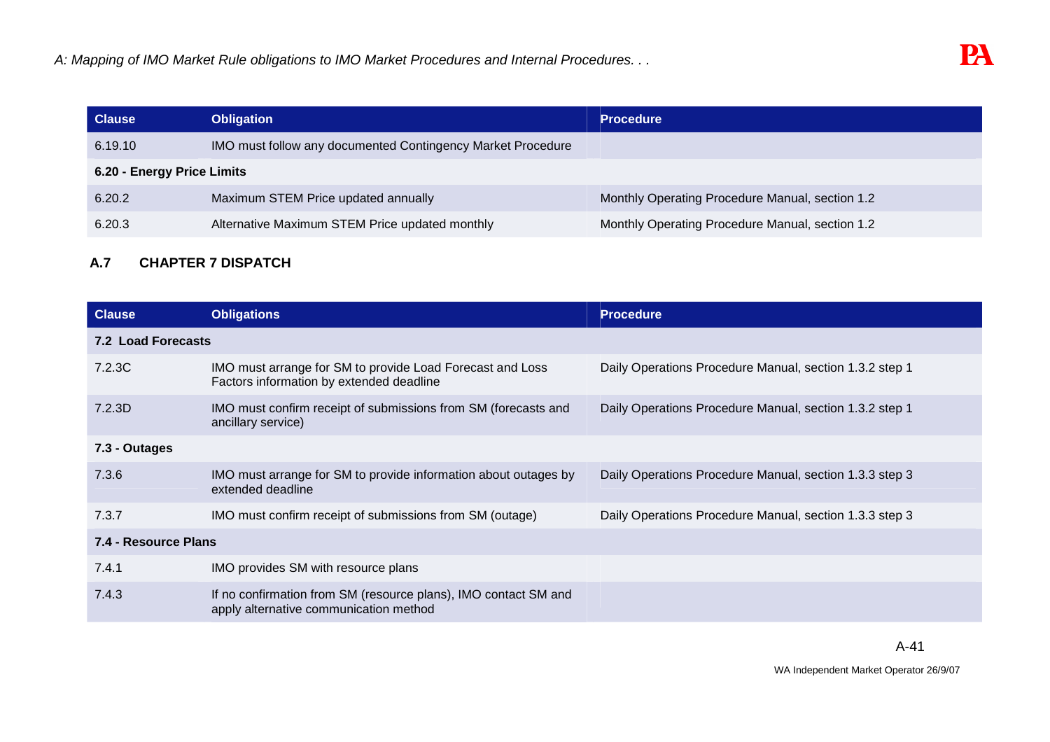| Clause | Obligation | Procedure |
|---|---|---|
| 6.19.10 | IMO must follow any documented Contingency Market Procedure | |
| **6.20 - Energy Price Limits** | | |
| 6.20.2 | Maximum STEM Price updated annually | Monthly Operating Procedure Manual, section 1.2 |
| 6.20.3 | Alternative Maximum STEM Price updated monthly | Monthly Operating Procedure Manual, section 1.2 |

### A.7 CHAPTER 7 DISPATCH

| Clause | Obligations | Procedure |
|---|---|---|
| **7.2 Load Forecasts** | | |
| 7.2.3C | IMO must arrange for SM to provide Load Forecast and Loss Factors information by extended deadline | Daily Operations Procedure Manual, section 1.3.2 step 1 |
| 7.2.3D | IMO must confirm receipt of submissions from SM (forecasts and ancillary service) | Daily Operations Procedure Manual, section 1.3.2 step 1 |
| **7.3 - Outages** | | |
| 7.3.6 | IMO must arrange for SM to provide information about outages by extended deadline | Daily Operations Procedure Manual, section 1.3.3 step 3 |
| 7.3.7 | IMO must confirm receipt of submissions from SM (outage) | Daily Operations Procedure Manual, section 1.3.3 step 3 |
| **7.4 - Resource Plans** | | |
| 7.4.1 | IMO provides SM with resource plans | |
| 7.4.3 | If no confirmation from SM (resource plans), IMO contact SM and apply alternative communication method | |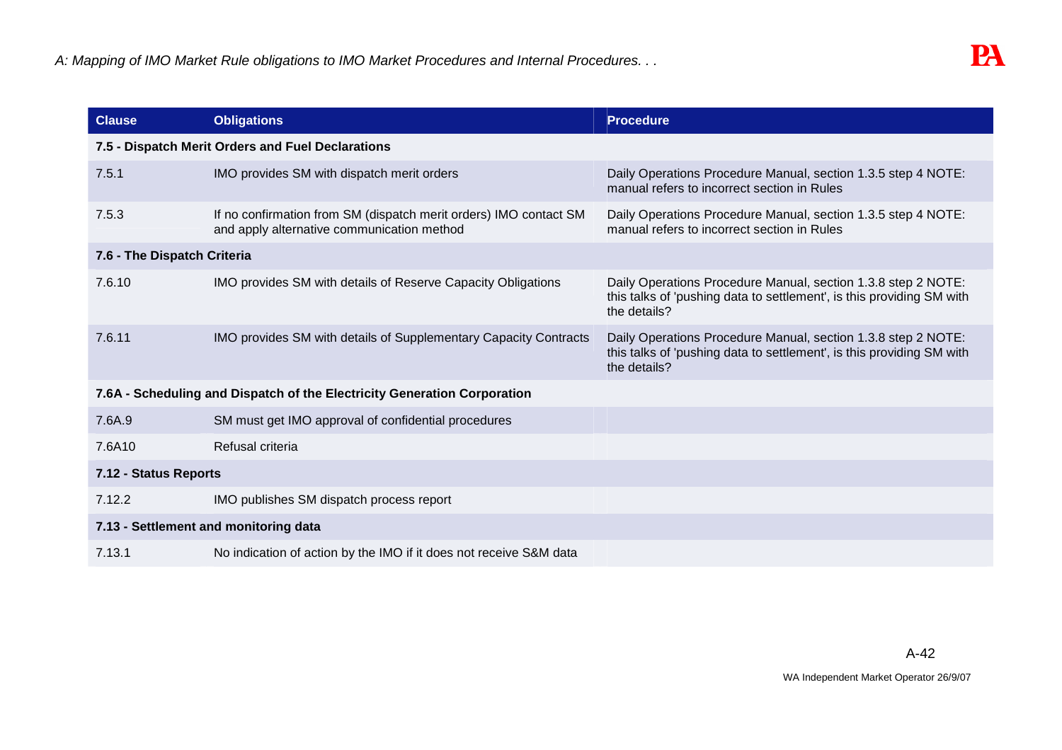| Clause | Obligations | Procedure |
|---|---|---|
| **7.5 - Dispatch Merit Orders and Fuel Declarations** | | |
| 7.5.1 | IMO provides SM with dispatch merit orders | Daily Operations Procedure Manual, section 1.3.5 step 4 NOTE: manual refers to incorrect section in Rules |
| 7.5.3 | If no confirmation from SM (dispatch merit orders) IMO contact SM and apply alternative communication method | Daily Operations Procedure Manual, section 1.3.5 step 4 NOTE: manual refers to incorrect section in Rules |
| **7.6 - The Dispatch Criteria** | | |
| 7.6.10 | IMO provides SM with details of Reserve Capacity Obligations | Daily Operations Procedure Manual, section 1.3.8 step 2 NOTE: this talks of 'pushing data to settlement', is this providing SM with the details? |
| 7.6.11 | IMO provides SM with details of Supplementary Capacity Contracts | Daily Operations Procedure Manual, section 1.3.8 step 2 NOTE: this talks of 'pushing data to settlement', is this providing SM with the details? |
| **7.6A - Scheduling and Dispatch of the Electricity Generation Corporation** | | |
| 7.6A.9 | SM must get IMO approval of confidential procedures | |
| 7.6A10 | Refusal criteria | |
| **7.12 - Status Reports** | | |
| 7.12.2 | IMO publishes SM dispatch process report | |
| **7.13 - Settlement and monitoring data** | | |
| 7.13.1 | No indication of action by the IMO if it does not receive S&M data | |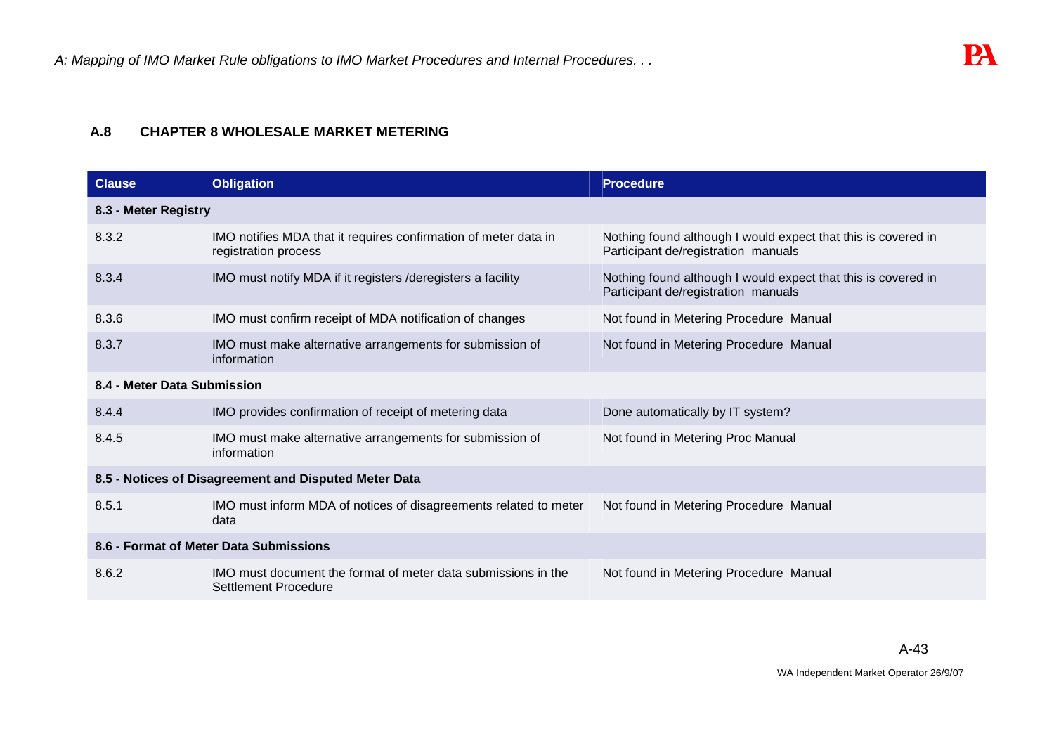### A.8 CHAPTER 8 WHOLESALE MARKET METERING

| Clause | Obligation | Procedure |
|---|---|---|
| **8.3 - Meter Registry** | | |
| 8.3.2 | IMO notifies MDA that it requires confirmation of meter data in registration process | Nothing found although I would expect that this is covered in Participant de/registration manuals |
| 8.3.4 | IMO must notify MDA if it registers /deregisters a facility | Nothing found although I would expect that this is covered in Participant de/registration manuals |
| 8.3.6 | IMO must confirm receipt of MDA notification of changes | Not found in Metering Procedure Manual |
| 8.3.7 | IMO must make alternative arrangements for submission of information | Not found in Metering Procedure Manual |
| **8.4 - Meter Data Submission** | | |
| 8.4.4 | IMO provides confirmation of receipt of metering data | Done automatically by IT system? |
| 8.4.5 | IMO must make alternative arrangements for submission of information | Not found in Metering Proc Manual |
| **8.5 - Notices of Disagreement and Disputed Meter Data** | | |
| 8.5.1 | IMO must inform MDA of notices of disagreements related to meter data | Not found in Metering Procedure Manual |
| **8.6 - Format of Meter Data Submissions** | | |
| 8.6.2 | IMO must document the format of meter data submissions in the Settlement Procedure | Not found in Metering Procedure Manual |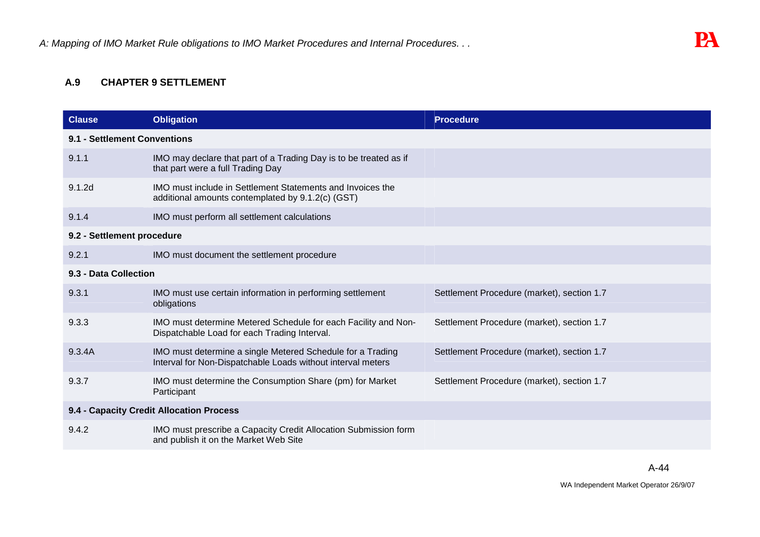### A.9 CHAPTER 9 SETTLEMENT

| Clause | Obligation | Procedure |
|---|---|---|
| **9.1 - Settlement Conventions** | | |
| 9.1.1 | IMO may declare that part of a Trading Day is to be treated as if that part were a full Trading Day | |
| 9.1.2d | IMO must include in Settlement Statements and Invoices the additional amounts contemplated by 9.1.2(c) (GST) | |
| 9.1.4 | IMO must perform all settlement calculations | |
| **9.2 - Settlement procedure** | | |
| 9.2.1 | IMO must document the settlement procedure | |
| **9.3 - Data Collection** | | |
| 9.3.1 | IMO must use certain information in performing settlement obligations | Settlement Procedure (market), section 1.7 |
| 9.3.3 | IMO must determine Metered Schedule for each Facility and Non-Dispatchable Load for each Trading Interval. | Settlement Procedure (market), section 1.7 |
| 9.3.4A | IMO must determine a single Metered Schedule for a Trading Interval for Non-Dispatchable Loads without interval meters | Settlement Procedure (market), section 1.7 |
| 9.3.7 | IMO must determine the Consumption Share (pm) for Market Participant | Settlement Procedure (market), section 1.7 |
| **9.4 - Capacity Credit Allocation Process** | | |
| 9.4.2 | IMO must prescribe a Capacity Credit Allocation Submission form and publish it on the Market Web Site | |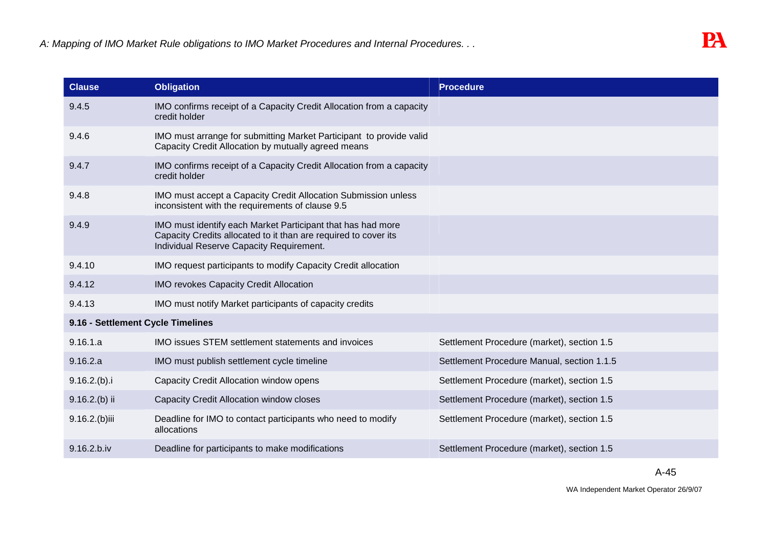| Clause | Obligation | Procedure |
| --- | --- | --- |
| 9.4.5 | IMO confirms receipt of a Capacity Credit Allocation from a capacity credit holder | |
| 9.4.6 | IMO must arrange for submitting Market Participant to provide valid Capacity Credit Allocation by mutually agreed means | |
| 9.4.7 | IMO confirms receipt of a Capacity Credit Allocation from a capacity credit holder | |
| 9.4.8 | IMO must accept a Capacity Credit Allocation Submission unless inconsistent with the requirements of clause 9.5 | |
| 9.4.9 | IMO must identify each Market Participant that has had more Capacity Credits allocated to it than are required to cover its Individual Reserve Capacity Requirement. | |
| 9.4.10 | IMO request participants to modify Capacity Credit allocation | |
| 9.4.12 | IMO revokes Capacity Credit Allocation | |
| 9.4.13 | IMO must notify Market participants of capacity credits | |
| **9.16 - Settlement Cycle Timelines** | | |
| 9.16.1.a | IMO issues STEM settlement statements and invoices | Settlement Procedure (market), section 1.5 |
| 9.16.2.a | IMO must publish settlement cycle timeline | Settlement Procedure Manual, section 1.1.5 |
| 9.16.2.(b).i | Capacity Credit Allocation window opens | Settlement Procedure (market), section 1.5 |
| 9.16.2.(b) ii | Capacity Credit Allocation window closes | Settlement Procedure (market), section 1.5 |
| 9.16.2.(b)iii | Deadline for IMO to contact participants who need to modify allocations | Settlement Procedure (market), section 1.5 |
| 9.16.2.b.iv | Deadline for participants to make modifications | Settlement Procedure (market), section 1.5 |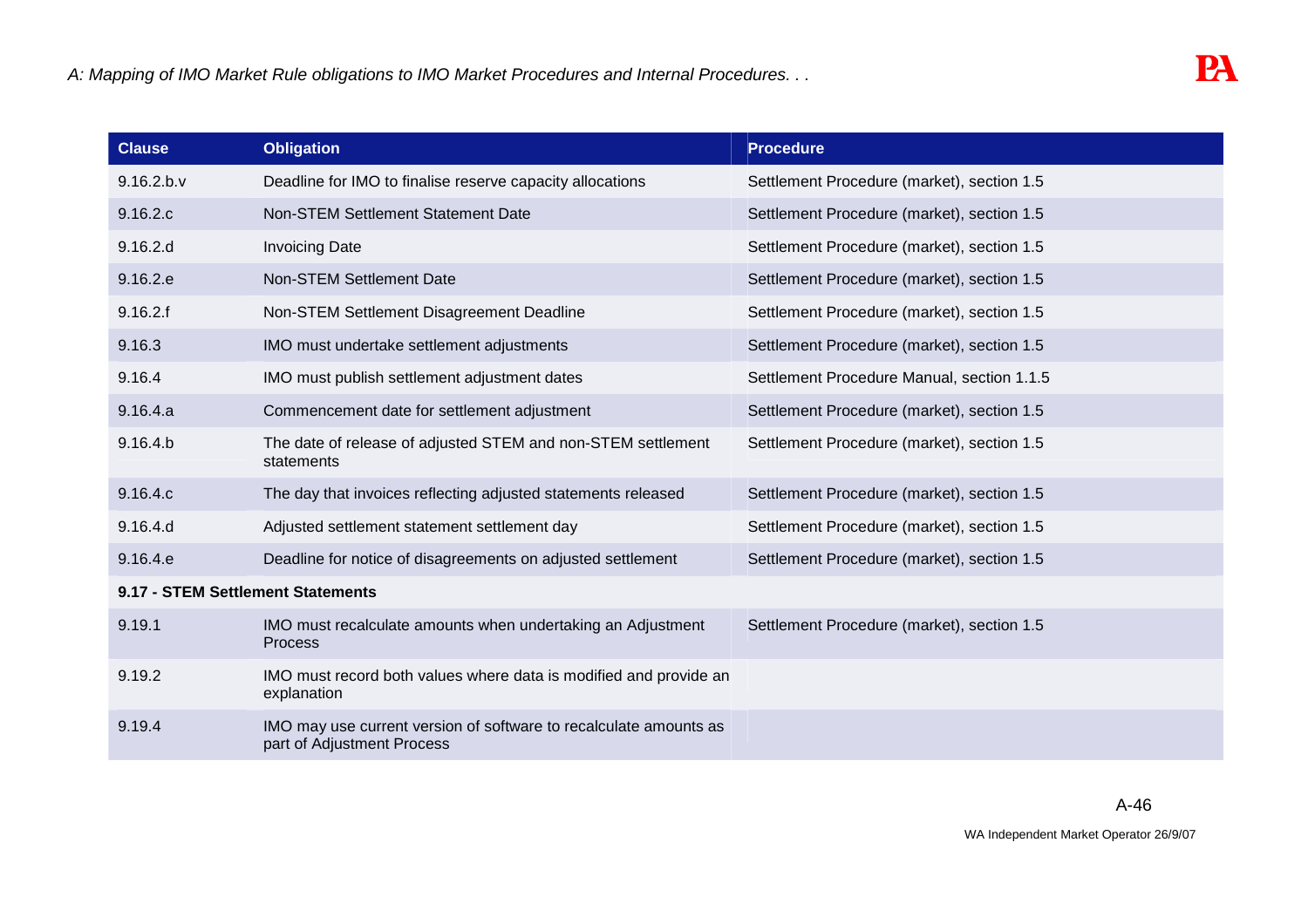| Clause | Obligation | Procedure |
|---|---|---|
| 9.16.2.b.v | Deadline for IMO to finalise reserve capacity allocations | Settlement Procedure (market), section 1.5 |
| 9.16.2.c | Non-STEM Settlement Statement Date | Settlement Procedure (market), section 1.5 |
| 9.16.2.d | Invoicing Date | Settlement Procedure (market), section 1.5 |
| 9.16.2.e | Non-STEM Settlement Date | Settlement Procedure (market), section 1.5 |
| 9.16.2.f | Non-STEM Settlement Disagreement Deadline | Settlement Procedure (market), section 1.5 |
| 9.16.3 | IMO must undertake settlement adjustments | Settlement Procedure (market), section 1.5 |
| 9.16.4 | IMO must publish settlement adjustment dates | Settlement Procedure Manual, section 1.1.5 |
| 9.16.4.a | Commencement date for settlement adjustment | Settlement Procedure (market), section 1.5 |
| 9.16.4.b | The date of release of adjusted STEM and non-STEM settlement statements | Settlement Procedure (market), section 1.5 |
| 9.16.4.c | The day that invoices reflecting adjusted statements released | Settlement Procedure (market), section 1.5 |
| 9.16.4.d | Adjusted settlement statement settlement day | Settlement Procedure (market), section 1.5 |
| 9.16.4.e | Deadline for notice of disagreements on adjusted settlement | Settlement Procedure (market), section 1.5 |
| **9.17 - STEM Settlement Statements** | | |
| 9.19.1 | IMO must recalculate amounts when undertaking an Adjustment Process | Settlement Procedure (market), section 1.5 |
| 9.19.2 | IMO must record both values where data is modified and provide an explanation | |
| 9.19.4 | IMO may use current version of software to recalculate amounts as part of Adjustment Process | |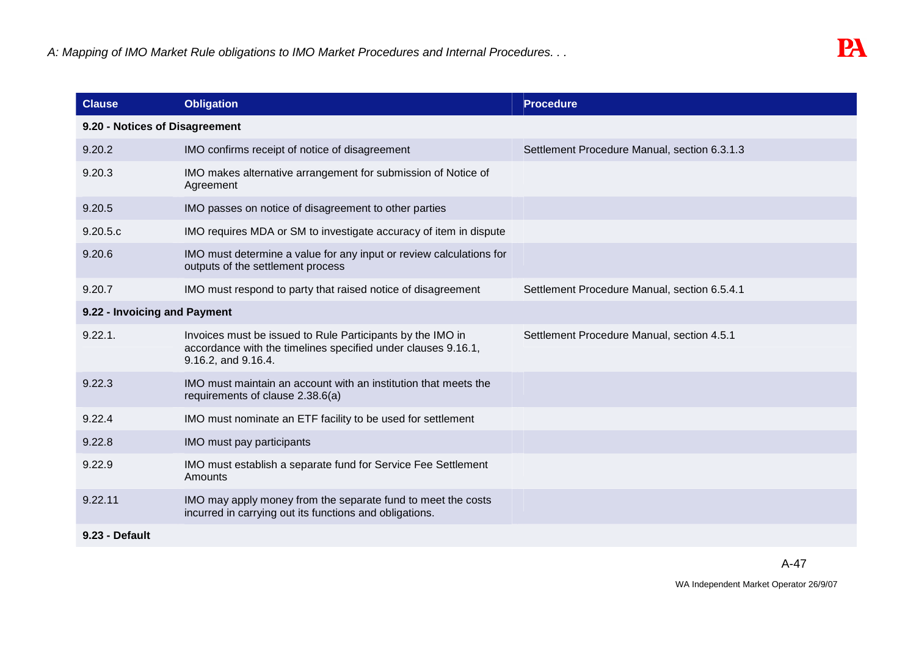| Clause | Obligation | Procedure |
| --- | --- | --- |
| **9.20 - Notices of Disagreement** | | |
| 9.20.2 | IMO confirms receipt of notice of disagreement | Settlement Procedure Manual, section 6.3.1.3 |
| 9.20.3 | IMO makes alternative arrangement for submission of Notice of Agreement | |
| 9.20.5 | IMO passes on notice of disagreement to other parties | |
| 9.20.5.c | IMO requires MDA or SM to investigate accuracy of item in dispute | |
| 9.20.6 | IMO must determine a value for any input or review calculations for outputs of the settlement process | |
| 9.20.7 | IMO must respond to party that raised notice of disagreement | Settlement Procedure Manual, section 6.5.4.1 |
| **9.22 - Invoicing and Payment** | | |
| 9.22.1. | Invoices must be issued to Rule Participants by the IMO in accordance with the timelines specified under clauses 9.16.1, 9.16.2, and 9.16.4. | Settlement Procedure Manual, section 4.5.1 |
| 9.22.3 | IMO must maintain an account with an institution that meets the requirements of clause 2.38.6(a) | |
| 9.22.4 | IMO must nominate an ETF facility to be used for settlement | |
| 9.22.8 | IMO must pay participants | |
| 9.22.9 | IMO must establish a separate fund for Service Fee Settlement Amounts | |
| 9.22.11 | IMO may apply money from the separate fund to meet the costs incurred in carrying out its functions and obligations. | |
| **9.23 - Default** | | |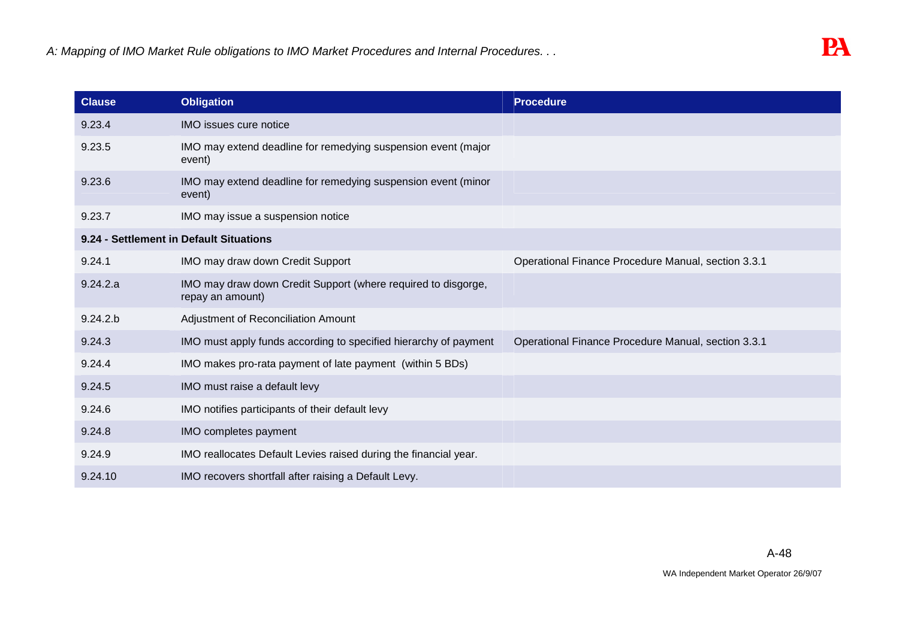| Clause | Obligation | Procedure |
|---|---|---|
| 9.23.4 | IMO issues cure notice | |
| 9.23.5 | IMO may extend deadline for remedying suspension event (major event) | |
| 9.23.6 | IMO may extend deadline for remedying suspension event (minor event) | |
| 9.23.7 | IMO may issue a suspension notice | |
| **9.24 - Settlement in Default Situations** | | |
| 9.24.1 | IMO may draw down Credit Support | Operational Finance Procedure Manual, section 3.3.1 |
| 9.24.2.a | IMO may draw down Credit Support (where required to disgorge, repay an amount) | |
| 9.24.2.b | Adjustment of Reconciliation Amount | |
| 9.24.3 | IMO must apply funds according to specified hierarchy of payment | Operational Finance Procedure Manual, section 3.3.1 |
| 9.24.4 | IMO makes pro-rata payment of late payment (within 5 BDs) | |
| 9.24.5 | IMO must raise a default levy | |
| 9.24.6 | IMO notifies participants of their default levy | |
| 9.24.8 | IMO completes payment | |
| 9.24.9 | IMO reallocates Default Levies raised during the financial year. | |
| 9.24.10 | IMO recovers shortfall after raising a Default Levy. | |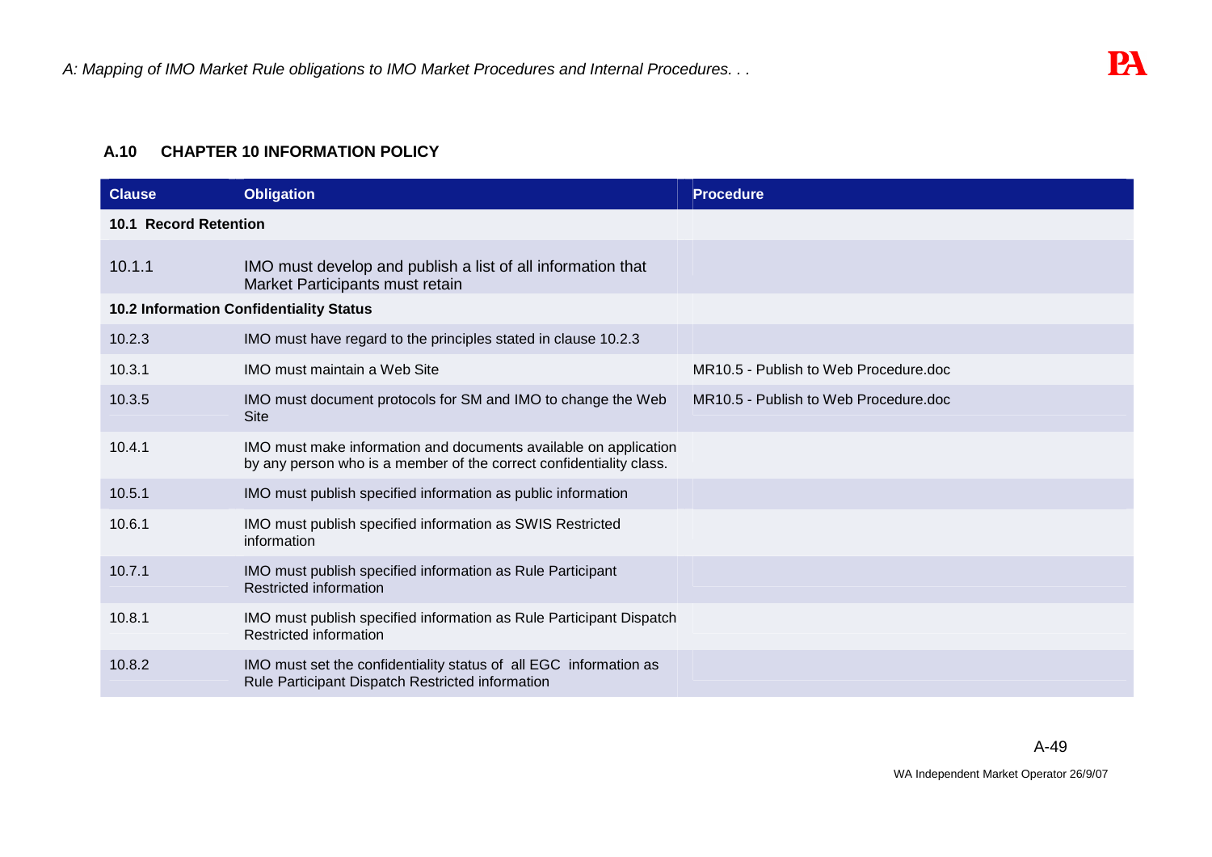### A.10 CHAPTER 10 INFORMATION POLICY

| Clause | Obligation | Procedure |
|---|---|---|
| **10.1 Record Retention** | | |
| 10.1.1 | IMO must develop and publish a list of all information that Market Participants must retain | |
| **10.2 Information Confidentiality Status** | | |
| 10.2.3 | IMO must have regard to the principles stated in clause 10.2.3 | |
| 10.3.1 | IMO must maintain a Web Site | MR10.5 - Publish to Web Procedure.doc |
| 10.3.5 | IMO must document protocols for SM and IMO to change the Web Site | MR10.5 - Publish to Web Procedure.doc |
| 10.4.1 | IMO must make information and documents available on application by any person who is a member of the correct confidentiality class. | |
| 10.5.1 | IMO must publish specified information as public information | |
| 10.6.1 | IMO must publish specified information as SWIS Restricted information | |
| 10.7.1 | IMO must publish specified information as Rule Participant Restricted information | |
| 10.8.1 | IMO must publish specified information as Rule Participant Dispatch Restricted information | |
| 10.8.2 | IMO must set the confidentiality status of all EGC information as Rule Participant Dispatch Restricted information | |